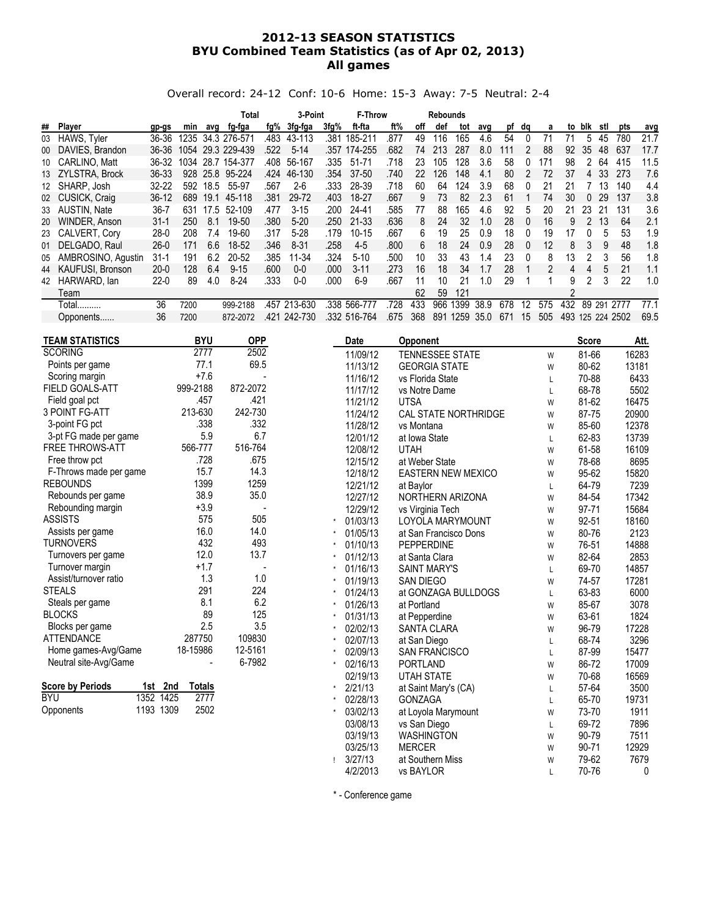# 2012-13 SEASON STATISTICS
## BYU Combined Team Statistics (as of Apr 02, 2013)
## All games

Overall record: 24-12 Conf: 10-6 Home: 15-3 Away: 7-5 Neutral: 2-4

| ## | Player | gp-gs | min | avg | Total fg-fga | fg% | 3-Point 3fg-fga | 3fg% | F-Throw ft-fta | ft% | Rebounds off | def | tot | avg | pf | dq | a | to | blk | stl | pts | avg |
|---|---|---|---|---|---|---|---|---|---|---|---|---|---|---|---|---|---|---|---|---|---|---|
| 03 | HAWS, Tyler | 36-36 | 1235 | 34.3 | 276-571 | .483 | 43-113 | .381 | 185-211 | .877 | 49 | 116 | 165 | 4.6 | 54 | 0 | 71 | 71 | 5 | 45 | 780 | 21.7 |
| 00 | DAVIES, Brandon | 36-36 | 1054 | 29.3 | 229-439 | .522 | 5-14 | .357 | 174-255 | .682 | 74 | 213 | 287 | 8.0 | 111 | 2 | 88 | 92 | 35 | 48 | 637 | 17.7 |
| 10 | CARLINO, Matt | 36-32 | 1034 | 28.7 | 154-377 | .408 | 56-167 | .335 | 51-71 | .718 | 23 | 105 | 128 | 3.6 | 58 | 0 | 171 | 98 | 2 | 64 | 415 | 11.5 |
| 13 | ZYLSTRA, Brock | 36-33 | 928 | 25.8 | 95-224 | .424 | 46-130 | .354 | 37-50 | .740 | 22 | 126 | 148 | 4.1 | 80 | 2 | 72 | 37 | 4 | 33 | 273 | 7.6 |
| 12 | SHARP, Josh | 32-22 | 592 | 18.5 | 55-97 | .567 | 2-6 | .333 | 28-39 | .718 | 60 | 64 | 124 | 3.9 | 68 | 0 | 21 | 21 | 7 | 13 | 140 | 4.4 |
| 02 | CUSICK, Craig | 36-12 | 689 | 19.1 | 45-118 | .381 | 29-72 | .403 | 18-27 | .667 | 9 | 73 | 82 | 2.3 | 61 | 1 | 74 | 30 | 0 | 29 | 137 | 3.8 |
| 33 | AUSTIN, Nate | 36-7 | 631 | 17.5 | 52-109 | .477 | 3-15 | .200 | 24-41 | .585 | 77 | 88 | 165 | 4.6 | 92 | 5 | 20 | 21 | 23 | 21 | 131 | 3.6 |
| 20 | WINDER, Anson | 31-1 | 250 | 8.1 | 19-50 | .380 | 5-20 | .250 | 21-33 | .636 | 8 | 24 | 32 | 1.0 | 28 | 0 | 16 | 9 | 2 | 13 | 64 | 2.1 |
| 23 | CALVERT, Cory | 28-0 | 208 | 7.4 | 19-60 | .317 | 5-28 | .179 | 10-15 | .667 | 6 | 19 | 25 | 0.9 | 18 | 0 | 19 | 17 | 0 | 5 | 53 | 1.9 |
| 01 | DELGADO, Raul | 26-0 | 171 | 6.6 | 18-52 | .346 | 8-31 | .258 | 4-5 | .800 | 6 | 18 | 24 | 0.9 | 28 | 0 | 12 | 8 | 3 | 9 | 48 | 1.8 |
| 05 | AMBROSINO, Agustin | 31-1 | 191 | 6.2 | 20-52 | .385 | 11-34 | .324 | 5-10 | .500 | 10 | 33 | 43 | 1.4 | 23 | 0 | 8 | 13 | 2 | 3 | 56 | 1.8 |
| 44 | KAUFUSI, Bronson | 20-0 | 128 | 6.4 | 9-15 | .600 | 0-0 | .000 | 3-11 | .273 | 16 | 18 | 34 | 1.7 | 28 | 1 | 2 | 4 | 4 | 5 | 21 | 1.1 |
| 42 | HARWARD, Ian | 22-0 | 89 | 4.0 | 8-24 | .333 | 0-0 | .000 | 6-9 | .667 | 11 | 10 | 21 | 1.0 | 29 | 1 | 1 | 9 | 2 | 3 | 22 | 1.0 |
| | Team | | | | | | | | | | 62 | 59 | 121 | | | | | 2 | | | | |
| | Total.......... | 36 | 7200 | | 999-2188 | .457 | 213-630 | .338 | 566-777 | .728 | 433 | 966 | 1399 | 38.9 | 678 | 12 | 575 | 432 | 89 | 291 | 2777 | 77.1 |
| | Opponents...... | 36 | 7200 | | 872-2072 | .421 | 242-730 | .332 | 516-764 | .675 | 368 | 891 | 1259 | 35.0 | 671 | 15 | 505 | 493 | 125 | 224 | 2502 | 69.5 |

| TEAM STATISTICS | BYU | OPP |
|---|---|---|
| SCORING | 2777 | 2502 |
| Points per game | 77.1 | 69.5 |
| Scoring margin | +7.6 | - |
| FIELD GOALS-ATT | 999-2188 | 872-2072 |
| Field goal pct | .457 | .421 |
| 3 POINT FG-ATT | 213-630 | 242-730 |
| 3-point FG pct | .338 | .332 |
| 3-pt FG made per game | 5.9 | 6.7 |
| FREE THROWS-ATT | 566-777 | 516-764 |
| Free throw pct | .728 | .675 |
| F-Throws made per game | 15.7 | 14.3 |
| REBOUNDS | 1399 | 1259 |
| Rebounds per game | 38.9 | 35.0 |
| Rebounding margin | +3.9 | - |
| ASSISTS | 575 | 505 |
| Assists per game | 16.0 | 14.0 |
| TURNOVERS | 432 | 493 |
| Turnovers per game | 12.0 | 13.7 |
| Turnover margin | +1.7 | - |
| Assist/turnover ratio | 1.3 | 1.0 |
| STEALS | 291 | 224 |
| Steals per game | 8.1 | 6.2 |
| BLOCKS | 89 | 125 |
| Blocks per game | 2.5 | 3.5 |
| ATTENDANCE | 287750 | 109830 |
| Home games-Avg/Game | 18-15986 | 12-5161 |
| Neutral site-Avg/Game | - | 6-7982 |

| Score by Periods | 1st | 2nd | Totals |
|---|---|---|---|
| BYU | 1352 | 1425 | 2777 |
| Opponents | 1193 | 1309 | 2502 |

| | Date | Opponent | | Score | Att. |
|---|---|---|---|---|---|
| | 11/09/12 | TENNESSEE STATE | W | 81-66 | 16283 |
| | 11/13/12 | GEORGIA STATE | W | 80-62 | 13181 |
| | 11/16/12 | vs Florida State | L | 70-88 | 6433 |
| | 11/17/12 | vs Notre Dame | L | 68-78 | 5502 |
| | 11/21/12 | UTSA | W | 81-62 | 16475 |
| | 11/24/12 | CAL STATE NORTHRIDGE | W | 87-75 | 20900 |
| | 11/28/12 | vs Montana | W | 85-60 | 12378 |
| | 12/01/12 | at Iowa State | L | 62-83 | 13739 |
| | 12/08/12 | UTAH | W | 61-58 | 16109 |
| | 12/15/12 | at Weber State | W | 78-68 | 8695 |
| | 12/18/12 | EASTERN NEW MEXICO | W | 95-62 | 15820 |
| | 12/21/12 | at Baylor | L | 64-79 | 7239 |
| | 12/27/12 | NORTHERN ARIZONA | W | 84-54 | 17342 |
| | 12/29/12 | vs Virginia Tech | W | 97-71 | 15684 |
| * | 01/03/13 | LOYOLA MARYMOUNT | W | 92-51 | 18160 |
| * | 01/05/13 | at San Francisco Dons | W | 80-76 | 2123 |
| * | 01/10/13 | PEPPERDINE | W | 76-51 | 14888 |
| * | 01/12/13 | at Santa Clara | W | 82-64 | 2853 |
| * | 01/16/13 | SAINT MARY'S | L | 69-70 | 14857 |
| * | 01/19/13 | SAN DIEGO | W | 74-57 | 17281 |
| * | 01/24/13 | at GONZAGA BULLDOGS | L | 63-83 | 6000 |
| * | 01/26/13 | at Portland | W | 85-67 | 3078 |
| * | 01/31/13 | at Pepperdine | W | 63-61 | 1824 |
| * | 02/02/13 | SANTA CLARA | W | 96-79 | 17228 |
| * | 02/07/13 | at San Diego | L | 68-74 | 3296 |
| * | 02/09/13 | SAN FRANCISCO | L | 87-99 | 15477 |
| * | 02/16/13 | PORTLAND | W | 86-72 | 17009 |
| | 02/19/13 | UTAH STATE | W | 70-68 | 16569 |
| * | 2/21/13 | at Saint Mary's (CA) | L | 57-64 | 3500 |
| * | 02/28/13 | GONZAGA | L | 65-70 | 19731 |
| * | 03/02/13 | at Loyola Marymount | W | 73-70 | 1911 |
| | 03/08/13 | vs San Diego | L | 69-72 | 7896 |
| | 03/19/13 | WASHINGTON | W | 90-79 | 7511 |
| | 03/25/13 | MERCER | W | 90-71 | 12929 |
| ! | 3/27/13 | at Southern Miss | W | 79-62 | 7679 |
| | 4/2/2013 | vs BAYLOR | L | 70-76 | 0 |

\* - Conference game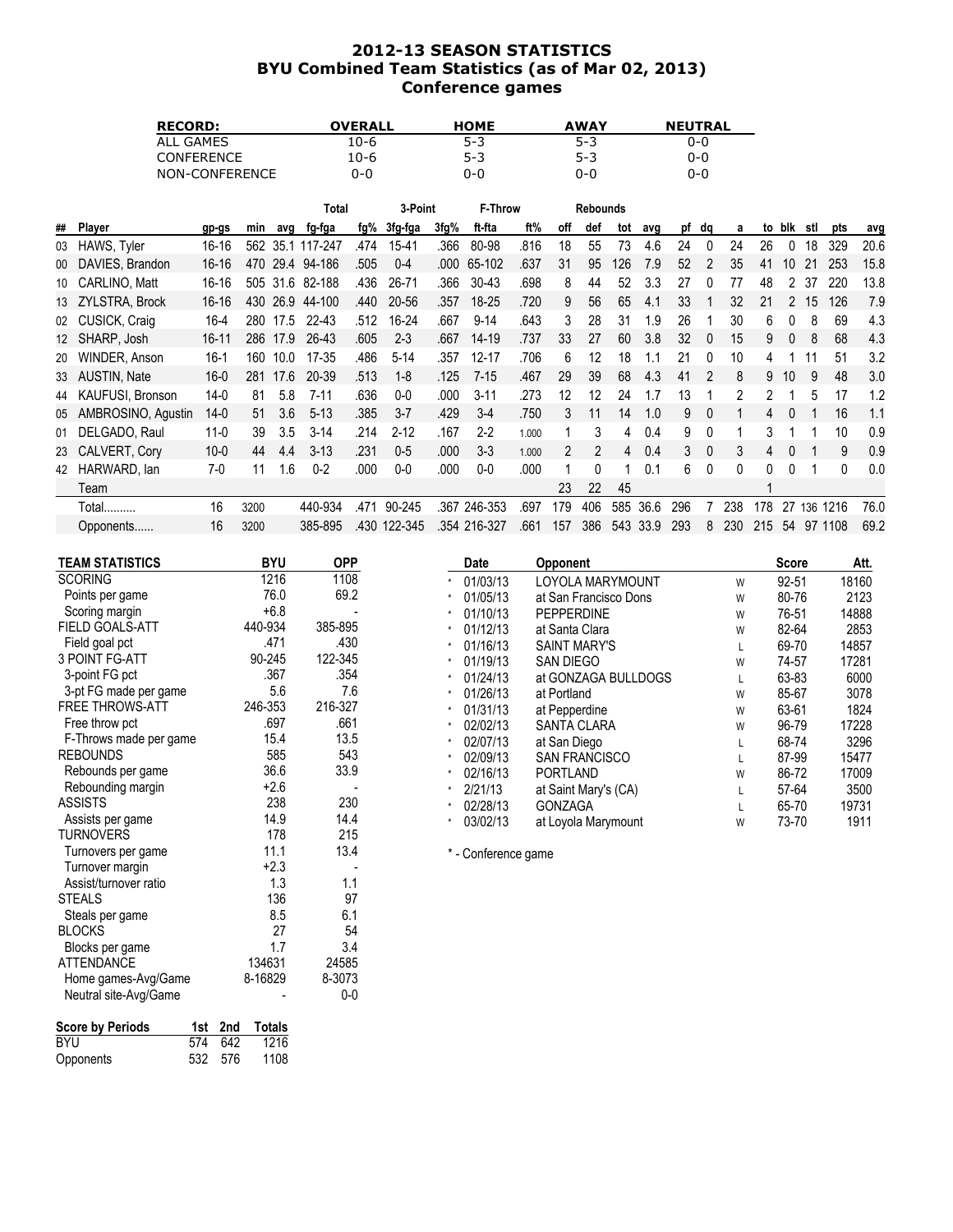# 2012-13 SEASON STATISTICS
## BYU Combined Team Statistics (as of Mar 02, 2013)
## Conference games

| RECORD: | OVERALL | HOME | AWAY | NEUTRAL |
|---|---|---|---|---|
| ALL GAMES | 10-6 | 5-3 | 5-3 | 0-0 |
| CONFERENCE | 10-6 | 5-3 | 5-3 | 0-0 |
| NON-CONFERENCE | 0-0 | 0-0 | 0-0 | 0-0 |

| | | | | | Total | | 3-Point | | F-Throw | | Rebounds | | | | | | | | | | | |
|---|---|---|---|---|---|---|---|---|---|---|---|---|---|---|---|---|---|---|---|---|---|---|
| ## | Player | gp-gs | min | avg | fg-fga | fg% | 3fg-fga | 3fg% | ft-fta | ft% | off | def | tot | avg | pf | dq | a | to | blk | stl | pts | avg |
| 03 | HAWS, Tyler | 16-16 | 562 | 35.1 | 117-247 | .474 | 15-41 | .366 | 80-98 | .816 | 18 | 55 | 73 | 4.6 | 24 | 0 | 24 | 26 | 0 | 18 | 329 | 20.6 |
| 00 | DAVIES, Brandon | 16-16 | 470 | 29.4 | 94-186 | .505 | 0-4 | .000 | 65-102 | .637 | 31 | 95 | 126 | 7.9 | 52 | 2 | 35 | 41 | 10 | 21 | 253 | 15.8 |
| 10 | CARLINO, Matt | 16-16 | 505 | 31.6 | 82-188 | .436 | 26-71 | .366 | 30-43 | .698 | 8 | 44 | 52 | 3.3 | 27 | 0 | 77 | 48 | 2 | 37 | 220 | 13.8 |
| 13 | ZYLSTRA, Brock | 16-16 | 430 | 26.9 | 44-100 | .440 | 20-56 | .357 | 18-25 | .720 | 9 | 56 | 65 | 4.1 | 33 | 1 | 32 | 21 | 2 | 15 | 126 | 7.9 |
| 02 | CUSICK, Craig | 16-4 | 280 | 17.5 | 22-43 | .512 | 16-24 | .667 | 9-14 | .643 | 3 | 28 | 31 | 1.9 | 26 | 1 | 30 | 6 | 0 | 8 | 69 | 4.3 |
| 12 | SHARP, Josh | 16-11 | 286 | 17.9 | 26-43 | .605 | 2-3 | .667 | 14-19 | .737 | 33 | 27 | 60 | 3.8 | 32 | 0 | 15 | 9 | 0 | 8 | 68 | 4.3 |
| 20 | WINDER, Anson | 16-1 | 160 | 10.0 | 17-35 | .486 | 5-14 | .357 | 12-17 | .706 | 6 | 12 | 18 | 1.1 | 21 | 0 | 10 | 4 | 1 | 11 | 51 | 3.2 |
| 33 | AUSTIN, Nate | 16-0 | 281 | 17.6 | 20-39 | .513 | 1-8 | .125 | 7-15 | .467 | 29 | 39 | 68 | 4.3 | 41 | 2 | 8 | 9 | 10 | 9 | 48 | 3.0 |
| 44 | KAUFUSI, Bronson | 14-0 | 81 | 5.8 | 7-11 | .636 | 0-0 | .000 | 3-11 | .273 | 12 | 12 | 24 | 1.7 | 13 | 1 | 2 | 2 | 1 | 5 | 17 | 1.2 |
| 05 | AMBROSINO, Agustin | 14-0 | 51 | 3.6 | 5-13 | .385 | 3-7 | .429 | 3-4 | .750 | 3 | 11 | 14 | 1.0 | 9 | 0 | 1 | 4 | 0 | 1 | 16 | 1.1 |
| 01 | DELGADO, Raul | 11-0 | 39 | 3.5 | 3-14 | .214 | 2-12 | .167 | 2-2 | 1.000 | 1 | 3 | 4 | 0.4 | 9 | 0 | 1 | 3 | 1 | 1 | 10 | 0.9 |
| 23 | CALVERT, Cory | 10-0 | 44 | 4.4 | 3-13 | .231 | 0-5 | .000 | 3-3 | 1.000 | 2 | 2 | 4 | 0.4 | 3 | 0 | 3 | 4 | 0 | 1 | 9 | 0.9 |
| 42 | HARWARD, Ian | 7-0 | 11 | 1.6 | 0-2 | .000 | 0-0 | .000 | 0-0 | .000 | 1 | 0 | 1 | 0.1 | 6 | 0 | 0 | 0 | 0 | 1 | 0 | 0.0 |
| | Team | | | | | | | | | | 23 | 22 | 45 | | | | | 1 | | | | |
| | Total.......... | 16 | 3200 | | 440-934 | .471 | 90-245 | .367 | 246-353 | .697 | 179 | 406 | 585 | 36.6 | 296 | 7 | 238 | 178 | 27 | 136 | 1216 | 76.0 |
| | Opponents...... | 16 | 3200 | | 385-895 | .430 | 122-345 | .354 | 216-327 | .661 | 157 | 386 | 543 | 33.9 | 293 | 8 | 230 | 215 | 54 | 97 | 1108 | 69.2 |

| TEAM STATISTICS | BYU | OPP |
|---|---|---|
| SCORING | 1216 | 1108 |
| Points per game | 76.0 | 69.2 |
| Scoring margin | +6.8 | - |
| FIELD GOALS-ATT | 440-934 | 385-895 |
| Field goal pct | .471 | .430 |
| 3 POINT FG-ATT | 90-245 | 122-345 |
| 3-point FG pct | .367 | .354 |
| 3-pt FG made per game | 5.6 | 7.6 |
| FREE THROWS-ATT | 246-353 | 216-327 |
| Free throw pct | .697 | .661 |
| F-Throws made per game | 15.4 | 13.5 |
| REBOUNDS | 585 | 543 |
| Rebounds per game | 36.6 | 33.9 |
| Rebounding margin | +2.6 | - |
| ASSISTS | 238 | 230 |
| Assists per game | 14.9 | 14.4 |
| TURNOVERS | 178 | 215 |
| Turnovers per game | 11.1 | 13.4 |
| Turnover margin | +2.3 | - |
| Assist/turnover ratio | 1.3 | 1.1 |
| STEALS | 136 | 97 |
| Steals per game | 8.5 | 6.1 |
| BLOCKS | 27 | 54 |
| Blocks per game | 1.7 | 3.4 |
| ATTENDANCE | 134631 | 24585 |
| Home games-Avg/Game | 8-16829 | 8-3073 |
| Neutral site-Avg/Game | - | 0-0 |

| Score by Periods | 1st | 2nd | Totals |
|---|---|---|---|
| BYU | 574 | 642 | 1216 |
| Opponents | 532 | 576 | 1108 |

| | Date | Opponent | | Score | Att. |
|---|---|---|---|---|---|
| * | 01/03/13 | LOYOLA MARYMOUNT | W | 92-51 | 18160 |
| * | 01/05/13 | at San Francisco Dons | W | 80-76 | 2123 |
| * | 01/10/13 | PEPPERDINE | W | 76-51 | 14888 |
| * | 01/12/13 | at Santa Clara | W | 82-64 | 2853 |
| * | 01/16/13 | SAINT MARY'S | L | 69-70 | 14857 |
| * | 01/19/13 | SAN DIEGO | W | 74-57 | 17281 |
| * | 01/24/13 | at GONZAGA BULLDOGS | L | 63-83 | 6000 |
| * | 01/26/13 | at Portland | W | 85-67 | 3078 |
| * | 01/31/13 | at Pepperdine | W | 63-61 | 1824 |
| * | 02/02/13 | SANTA CLARA | W | 96-79 | 17228 |
| * | 02/07/13 | at San Diego | L | 68-74 | 3296 |
| * | 02/09/13 | SAN FRANCISCO | L | 87-99 | 15477 |
| * | 02/16/13 | PORTLAND | W | 86-72 | 17009 |
| * | 2/21/13 | at Saint Mary's (CA) | L | 57-64 | 3500 |
| * | 02/28/13 | GONZAGA | L | 65-70 | 19731 |
| * | 03/02/13 | at Loyola Marymount | W | 73-70 | 1911 |

* - Conference game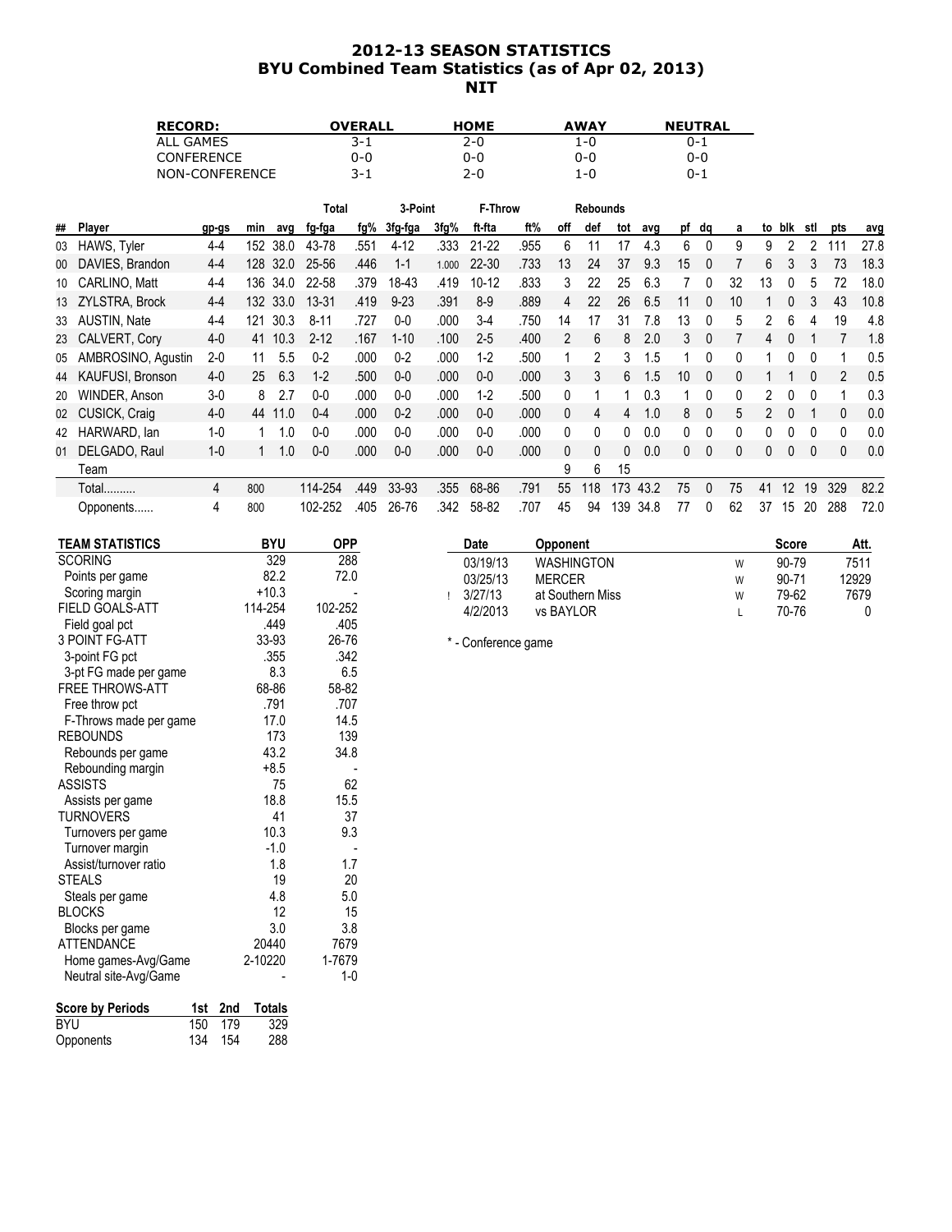# 2012-13 SEASON STATISTICS
## BYU Combined Team Statistics (as of Apr 02, 2013)
## NIT

| RECORD: | OVERALL | HOME | AWAY | NEUTRAL |
|---|---|---|---|---|
| ALL GAMES | 3-1 | 2-0 | 1-0 | 0-1 |
| CONFERENCE | 0-0 | 0-0 | 0-0 | 0-0 |
| NON-CONFERENCE | 3-1 | 2-0 | 1-0 | 0-1 |

| | | | | | Total | | 3-Point | | F-Throw | | Rebounds | | | | | | | | | | | |
|---|---|---|---|---|---|---|---|---|---|---|---|---|---|---|---|---|---|---|---|---|---|---|
| ## | Player | gp-gs | min | avg | fg-fga | fg% | 3fg-fga | 3fg% | ft-fta | ft% | off | def | tot | avg | pf | dq | a | to | blk | stl | pts | avg |
| 03 | HAWS, Tyler | 4-4 | 152 | 38.0 | 43-78 | .551 | 4-12 | .333 | 21-22 | .955 | 6 | 11 | 17 | 4.3 | 6 | 0 | 9 | 9 | 2 | 2 | 111 | 27.8 |
| 00 | DAVIES, Brandon | 4-4 | 128 | 32.0 | 25-56 | .446 | 1-1 | 1.000 | 22-30 | .733 | 13 | 24 | 37 | 9.3 | 15 | 0 | 7 | 6 | 3 | 3 | 73 | 18.3 |
| 10 | CARLINO, Matt | 4-4 | 136 | 34.0 | 22-58 | .379 | 18-43 | .419 | 10-12 | .833 | 3 | 22 | 25 | 6.3 | 7 | 0 | 32 | 13 | 0 | 5 | 72 | 18.0 |
| 13 | ZYLSTRA, Brock | 4-4 | 132 | 33.0 | 13-31 | .419 | 9-23 | .391 | 8-9 | .889 | 4 | 22 | 26 | 6.5 | 11 | 0 | 10 | 1 | 0 | 3 | 43 | 10.8 |
| 33 | AUSTIN, Nate | 4-4 | 121 | 30.3 | 8-11 | .727 | 0-0 | .000 | 3-4 | .750 | 14 | 17 | 31 | 7.8 | 13 | 0 | 5 | 2 | 6 | 4 | 19 | 4.8 |
| 23 | CALVERT, Cory | 4-0 | 41 | 10.3 | 2-12 | .167 | 1-10 | .100 | 2-5 | .400 | 2 | 6 | 8 | 2.0 | 3 | 0 | 7 | 4 | 0 | 1 | 7 | 1.8 |
| 05 | AMBROSINO, Agustin | 2-0 | 11 | 5.5 | 0-2 | .000 | 0-2 | .000 | 1-2 | .500 | 1 | 2 | 3 | 1.5 | 1 | 0 | 0 | 1 | 0 | 0 | 1 | 0.5 |
| 44 | KAUFUSI, Bronson | 4-0 | 25 | 6.3 | 1-2 | .500 | 0-0 | .000 | 0-0 | .000 | 3 | 3 | 6 | 1.5 | 10 | 0 | 0 | 1 | 1 | 0 | 2 | 0.5 |
| 20 | WINDER, Anson | 3-0 | 8 | 2.7 | 0-0 | .000 | 0-0 | .000 | 1-2 | .500 | 0 | 1 | 1 | 0.3 | 1 | 0 | 0 | 2 | 0 | 0 | 1 | 0.3 |
| 02 | CUSICK, Craig | 4-0 | 44 | 11.0 | 0-4 | .000 | 0-2 | .000 | 0-0 | .000 | 0 | 4 | 4 | 1.0 | 8 | 0 | 5 | 2 | 0 | 1 | 0 | 0.0 |
| 42 | HARWARD, Ian | 1-0 | 1 | 1.0 | 0-0 | .000 | 0-0 | .000 | 0-0 | .000 | 0 | 0 | 0 | 0.0 | 0 | 0 | 0 | 0 | 0 | 0 | 0 | 0.0 |
| 01 | DELGADO, Raul | 1-0 | 1 | 1.0 | 0-0 | .000 | 0-0 | .000 | 0-0 | .000 | 0 | 0 | 0 | 0.0 | 0 | 0 | 0 | 0 | 0 | 0 | 0 | 0.0 |
| | Team | | | | | | | | | | 9 | 6 | 15 | | | | | | | | | |
| | Total.......... | 4 | 800 | | 114-254 | .449 | 33-93 | .355 | 68-86 | .791 | 55 | 118 | 173 | 43.2 | 75 | 0 | 75 | 41 | 12 | 19 | 329 | 82.2 |
| | Opponents...... | 4 | 800 | | 102-252 | .405 | 26-76 | .342 | 58-82 | .707 | 45 | 94 | 139 | 34.8 | 77 | 0 | 62 | 37 | 15 | 20 | 288 | 72.0 |

| TEAM STATISTICS | BYU | OPP |
|---|---|---|
| SCORING | 329 | 288 |
| Points per game | 82.2 | 72.0 |
| Scoring margin | +10.3 | - |
| FIELD GOALS-ATT | 114-254 | 102-252 |
| Field goal pct | .449 | .405 |
| 3 POINT FG-ATT | 33-93 | 26-76 |
| 3-point FG pct | .355 | .342 |
| 3-pt FG made per game | 8.3 | 6.5 |
| FREE THROWS-ATT | 68-86 | 58-82 |
| Free throw pct | .791 | .707 |
| F-Throws made per game | 17.0 | 14.5 |
| REBOUNDS | 173 | 139 |
| Rebounds per game | 43.2 | 34.8 |
| Rebounding margin | +8.5 | - |
| ASSISTS | 75 | 62 |
| Assists per game | 18.8 | 15.5 |
| TURNOVERS | 41 | 37 |
| Turnovers per game | 10.3 | 9.3 |
| Turnover margin | -1.0 | - |
| Assist/turnover ratio | 1.8 | 1.7 |
| STEALS | 19 | 20 |
| Steals per game | 4.8 | 5.0 |
| BLOCKS | 12 | 15 |
| Blocks per game | 3.0 | 3.8 |
| ATTENDANCE | 20440 | 7679 |
| Home games-Avg/Game | 2-10220 | 1-7679 |
| Neutral site-Avg/Game | - | 1-0 |

| Score by Periods | 1st | 2nd | Totals |
|---|---|---|---|
| BYU | 150 | 179 | 329 |
| Opponents | 134 | 154 | 288 |

| | Date | Opponent | | Score | Att. |
|---|---|---|---|---|---|
| | 03/19/13 | WASHINGTON | W | 90-79 | 7511 |
| | 03/25/13 | MERCER | W | 90-71 | 12929 |
| ! | 3/27/13 | at Southern Miss | W | 79-62 | 7679 |
| | 4/2/2013 | vs BAYLOR | L | 70-76 | 0 |

* - Conference game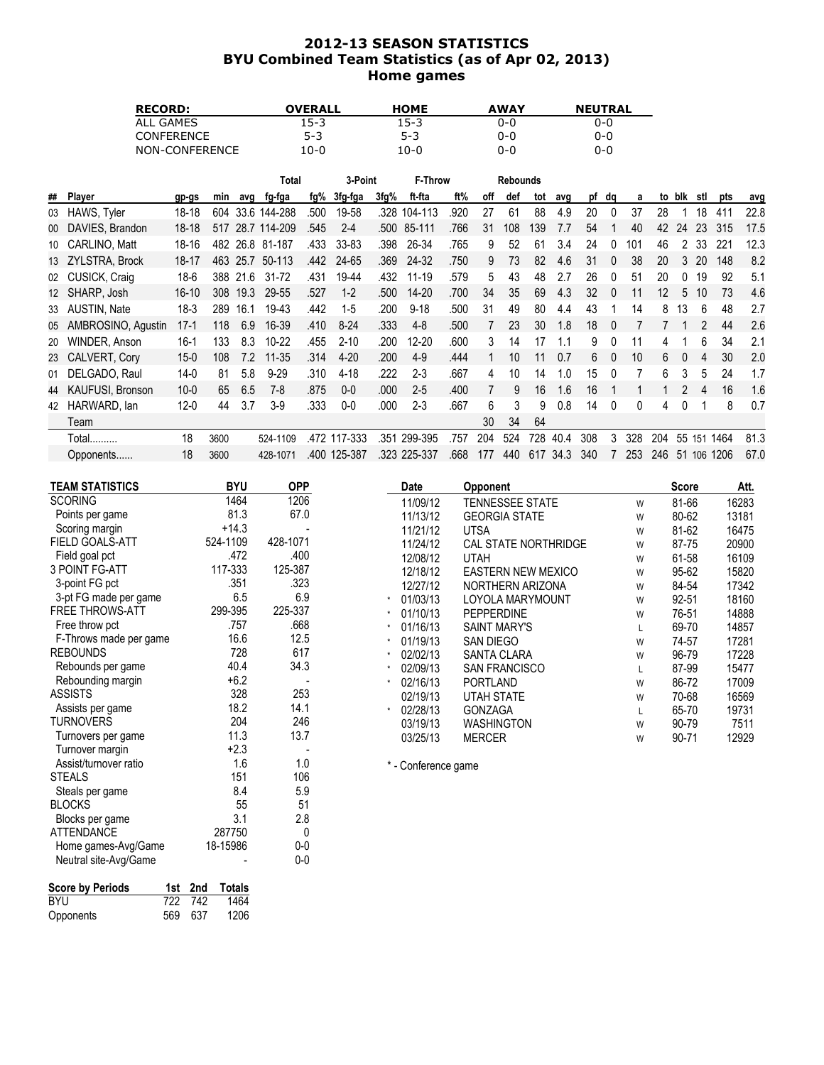# 2012-13 SEASON STATISTICS
## BYU Combined Team Statistics (as of Apr 02, 2013)
## Home games

| RECORD: | OVERALL | HOME | AWAY | NEUTRAL |
|---|---|---|---|---|
| ALL GAMES | 15-3 | 15-3 | 0-0 | 0-0 |
| CONFERENCE | 5-3 | 5-3 | 0-0 | 0-0 |
| NON-CONFERENCE | 10-0 | 10-0 | 0-0 | 0-0 |

| | | | | | Total | | 3-Point | | F-Throw | | Rebounds | | | | | | | | | | | |
|---|---|---|---|---|---|---|---|---|---|---|---|---|---|---|---|---|---|---|---|---|---|---|
| ## | Player | gp-gs | min | avg | fg-fga | fg% | 3fg-fga | 3fg% | ft-fta | ft% | off | def | tot | avg | pf | dq | a | to | blk | stl | pts | avg |
| 03 | HAWS, Tyler | 18-18 | 604 | 33.6 | 144-288 | .500 | 19-58 | .328 | 104-113 | .920 | 27 | 61 | 88 | 4.9 | 20 | 0 | 37 | 28 | 1 | 18 | 411 | 22.8 |
| 00 | DAVIES, Brandon | 18-18 | 517 | 28.7 | 114-209 | .545 | 2-4 | .500 | 85-111 | .766 | 31 | 108 | 139 | 7.7 | 54 | 1 | 40 | 42 | 24 | 23 | 315 | 17.5 |
| 10 | CARLINO, Matt | 18-16 | 482 | 26.8 | 81-187 | .433 | 33-83 | .398 | 26-34 | .765 | 9 | 52 | 61 | 3.4 | 24 | 0 | 101 | 46 | 2 | 33 | 221 | 12.3 |
| 13 | ZYLSTRA, Brock | 18-17 | 463 | 25.7 | 50-113 | .442 | 24-65 | .369 | 24-32 | .750 | 9 | 73 | 82 | 4.6 | 31 | 0 | 38 | 20 | 3 | 20 | 148 | 8.2 |
| 02 | CUSICK, Craig | 18-6 | 388 | 21.6 | 31-72 | .431 | 19-44 | .432 | 11-19 | .579 | 5 | 43 | 48 | 2.7 | 26 | 0 | 51 | 20 | 0 | 19 | 92 | 5.1 |
| 12 | SHARP, Josh | 16-10 | 308 | 19.3 | 29-55 | .527 | 1-2 | .500 | 14-20 | .700 | 34 | 35 | 69 | 4.3 | 32 | 0 | 11 | 12 | 5 | 10 | 73 | 4.6 |
| 33 | AUSTIN, Nate | 18-3 | 289 | 16.1 | 19-43 | .442 | 1-5 | .200 | 9-18 | .500 | 31 | 49 | 80 | 4.4 | 43 | 1 | 14 | 8 | 13 | 6 | 48 | 2.7 |
| 05 | AMBROSINO, Agustin | 17-1 | 118 | 6.9 | 16-39 | .410 | 8-24 | .333 | 4-8 | .500 | 7 | 23 | 30 | 1.8 | 18 | 0 | 7 | 7 | 1 | 2 | 44 | 2.6 |
| 20 | WINDER, Anson | 16-1 | 133 | 8.3 | 10-22 | .455 | 2-10 | .200 | 12-20 | .600 | 3 | 14 | 17 | 1.1 | 9 | 0 | 11 | 4 | 1 | 6 | 34 | 2.1 |
| 23 | CALVERT, Cory | 15-0 | 108 | 7.2 | 11-35 | .314 | 4-20 | .200 | 4-9 | .444 | 1 | 10 | 11 | 0.7 | 6 | 0 | 10 | 6 | 0 | 4 | 30 | 2.0 |
| 01 | DELGADO, Raul | 14-0 | 81 | 5.8 | 9-29 | .310 | 4-18 | .222 | 2-3 | .667 | 4 | 10 | 14 | 1.0 | 15 | 0 | 7 | 6 | 3 | 5 | 24 | 1.7 |
| 44 | KAUFUSI, Bronson | 10-0 | 65 | 6.5 | 7-8 | .875 | 0-0 | .000 | 2-5 | .400 | 7 | 9 | 16 | 1.6 | 16 | 1 | 1 | 1 | 2 | 4 | 16 | 1.6 |
| 42 | HARWARD, Ian | 12-0 | 44 | 3.7 | 3-9 | .333 | 0-0 | .000 | 2-3 | .667 | 6 | 3 | 9 | 0.8 | 14 | 0 | 0 | 4 | 0 | 1 | 8 | 0.7 |
| | Team | | | | | | | | | | 30 | 34 | 64 | | | | | | | | | |
| | Total.......... | 18 | 3600 | | 524-1109 | .472 | 117-333 | .351 | 299-395 | .757 | 204 | 524 | 728 | 40.4 | 308 | 3 | 328 | 204 | 55 | 151 | 1464 | 81.3 |
| | Opponents...... | 18 | 3600 | | 428-1071 | .400 | 125-387 | .323 | 225-337 | .668 | 177 | 440 | 617 | 34.3 | 340 | 7 | 253 | 246 | 51 | 106 | 1206 | 67.0 |

| TEAM STATISTICS | BYU | OPP |
|---|---|---|
| SCORING | 1464 | 1206 |
| Points per game | 81.3 | 67.0 |
| Scoring margin | +14.3 | - |
| FIELD GOALS-ATT | 524-1109 | 428-1071 |
| Field goal pct | .472 | .400 |
| 3 POINT FG-ATT | 117-333 | 125-387 |
| 3-point FG pct | .351 | .323 |
| 3-pt FG made per game | 6.5 | 6.9 |
| FREE THROWS-ATT | 299-395 | 225-337 |
| Free throw pct | .757 | .668 |
| F-Throws made per game | 16.6 | 12.5 |
| REBOUNDS | 728 | 617 |
| Rebounds per game | 40.4 | 34.3 |
| Rebounding margin | +6.2 | - |
| ASSISTS | 328 | 253 |
| Assists per game | 18.2 | 14.1 |
| TURNOVERS | 204 | 246 |
| Turnovers per game | 11.3 | 13.7 |
| Turnover margin | +2.3 | - |
| Assist/turnover ratio | 1.6 | 1.0 |
| STEALS | 151 | 106 |
| Steals per game | 8.4 | 5.9 |
| BLOCKS | 55 | 51 |
| Blocks per game | 3.1 | 2.8 |
| ATTENDANCE | 287750 | 0 |
| Home games-Avg/Game | 18-15986 | 0-0 |
| Neutral site-Avg/Game | - | 0-0 |

| Score by Periods | 1st | 2nd | Totals |
|---|---|---|---|
| BYU | 722 | 742 | 1464 |
| Opponents | 569 | 637 | 1206 |

| | Date | Opponent | | Score | Att. |
|---|---|---|---|---|---|
| | 11/09/12 | TENNESSEE STATE | W | 81-66 | 16283 |
| | 11/13/12 | GEORGIA STATE | W | 80-62 | 13181 |
| | 11/21/12 | UTSA | W | 81-62 | 16475 |
| | 11/24/12 | CAL STATE NORTHRIDGE | W | 87-75 | 20900 |
| | 12/08/12 | UTAH | W | 61-58 | 16109 |
| | 12/18/12 | EASTERN NEW MEXICO | W | 95-62 | 15820 |
| | 12/27/12 | NORTHERN ARIZONA | W | 84-54 | 17342 |
| * | 01/03/13 | LOYOLA MARYMOUNT | W | 92-51 | 18160 |
| * | 01/10/13 | PEPPERDINE | W | 76-51 | 14888 |
| * | 01/16/13 | SAINT MARY'S | L | 69-70 | 14857 |
| * | 01/19/13 | SAN DIEGO | W | 74-57 | 17281 |
| * | 02/02/13 | SANTA CLARA | W | 96-79 | 17228 |
| * | 02/09/13 | SAN FRANCISCO | L | 87-99 | 15477 |
| * | 02/16/13 | PORTLAND | W | 86-72 | 17009 |
| | 02/19/13 | UTAH STATE | W | 70-68 | 16569 |
| * | 02/28/13 | GONZAGA | L | 65-70 | 19731 |
| | 03/19/13 | WASHINGTON | W | 90-79 | 7511 |
| | 03/25/13 | MERCER | W | 90-71 | 12929 |

* - Conference game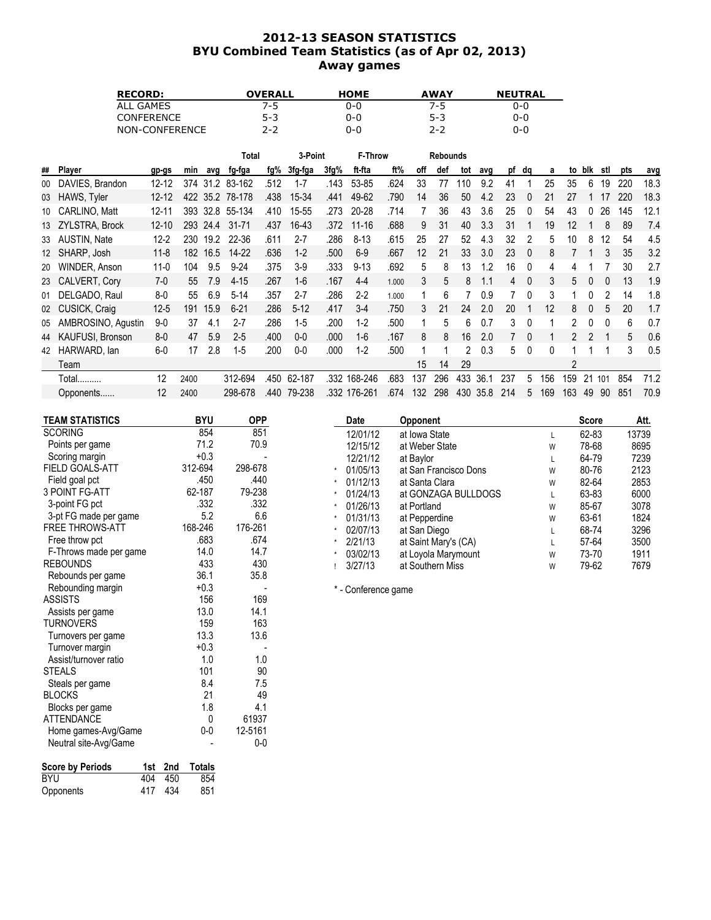# 2012-13 SEASON STATISTICS

## BYU Combined Team Statistics (as of Apr 02, 2013)

## Away games

| RECORD: | OVERALL | HOME | AWAY | NEUTRAL |
|---|---|---|---|---|
| ALL GAMES | 7-5 | 0-0 | 7-5 | 0-0 |
| CONFERENCE | 5-3 | 0-0 | 5-3 | 0-0 |
| NON-CONFERENCE | 2-2 | 0-0 | 2-2 | 0-0 |

| ## | Player | gp-gs | min | avg | Total fg-fga | fg% | 3-Point 3fg-fga | 3fg% | F-Throw ft-fta | ft% | Rebounds off | def | tot | avg | pf | dq | a | to | blk | stl | pts | avg |
|---|---|---|---|---|---|---|---|---|---|---|---|---|---|---|---|---|---|---|---|---|---|---|
| 00 | DAVIES, Brandon | 12-12 | 374 | 31.2 | 83-162 | .512 | 1-7 | .143 | 53-85 | .624 | 33 | 77 | 110 | 9.2 | 41 | 1 | 25 | 35 | 6 | 19 | 220 | 18.3 |
| 03 | HAWS, Tyler | 12-12 | 422 | 35.2 | 78-178 | .438 | 15-34 | .441 | 49-62 | .790 | 14 | 36 | 50 | 4.2 | 23 | 0 | 21 | 27 | 1 | 17 | 220 | 18.3 |
| 10 | CARLINO, Matt | 12-11 | 393 | 32.8 | 55-134 | .410 | 15-55 | .273 | 20-28 | .714 | 7 | 36 | 43 | 3.6 | 25 | 0 | 54 | 43 | 0 | 26 | 145 | 12.1 |
| 13 | ZYLSTRA, Brock | 12-10 | 293 | 24.4 | 31-71 | .437 | 16-43 | .372 | 11-16 | .688 | 9 | 31 | 40 | 3.3 | 31 | 1 | 19 | 12 | 1 | 8 | 89 | 7.4 |
| 33 | AUSTIN, Nate | 12-2 | 230 | 19.2 | 22-36 | .611 | 2-7 | .286 | 8-13 | .615 | 25 | 27 | 52 | 4.3 | 32 | 2 | 5 | 10 | 8 | 12 | 54 | 4.5 |
| 12 | SHARP, Josh | 11-8 | 182 | 16.5 | 14-22 | .636 | 1-2 | .500 | 6-9 | .667 | 12 | 21 | 33 | 3.0 | 23 | 0 | 8 | 7 | 1 | 3 | 35 | 3.2 |
| 20 | WINDER, Anson | 11-0 | 104 | 9.5 | 9-24 | .375 | 3-9 | .333 | 9-13 | .692 | 5 | 8 | 13 | 1.2 | 16 | 0 | 4 | 4 | 1 | 7 | 30 | 2.7 |
| 23 | CALVERT, Cory | 7-0 | 55 | 7.9 | 4-15 | .267 | 1-6 | .167 | 4-4 | 1.000 | 3 | 5 | 8 | 1.1 | 4 | 0 | 3 | 5 | 0 | 0 | 13 | 1.9 |
| 01 | DELGADO, Raul | 8-0 | 55 | 6.9 | 5-14 | .357 | 2-7 | .286 | 2-2 | 1.000 | 1 | 6 | 7 | 0.9 | 7 | 0 | 3 | 1 | 0 | 2 | 14 | 1.8 |
| 02 | CUSICK, Craig | 12-5 | 191 | 15.9 | 6-21 | .286 | 5-12 | .417 | 3-4 | .750 | 3 | 21 | 24 | 2.0 | 20 | 1 | 12 | 8 | 0 | 5 | 20 | 1.7 |
| 05 | AMBROSINO, Agustin | 9-0 | 37 | 4.1 | 2-7 | .286 | 1-5 | .200 | 1-2 | .500 | 1 | 5 | 6 | 0.7 | 3 | 0 | 1 | 2 | 0 | 0 | 6 | 0.7 |
| 44 | KAUFUSI, Bronson | 8-0 | 47 | 5.9 | 2-5 | .400 | 0-0 | .000 | 1-6 | .167 | 8 | 8 | 16 | 2.0 | 7 | 0 | 1 | 2 | 2 | 1 | 5 | 0.6 |
| 42 | HARWARD, Ian | 6-0 | 17 | 2.8 | 1-5 | .200 | 0-0 | .000 | 1-2 | .500 | 1 | 1 | 2 | 0.3 | 5 | 0 | 0 | 1 | 1 | 1 | 3 | 0.5 |
| | Team | | | | | | | | | | 15 | 14 | 29 | | | | | 2 | | | | |
| | Total.......... | 12 | 2400 | | 312-694 | .450 | 62-187 | .332 | 168-246 | .683 | 137 | 296 | 433 | 36.1 | 237 | 5 | 156 | 159 | 21 | 101 | 854 | 71.2 |
| | Opponents...... | 12 | 2400 | | 298-678 | .440 | 79-238 | .332 | 176-261 | .674 | 132 | 298 | 430 | 35.8 | 214 | 5 | 169 | 163 | 49 | 90 | 851 | 70.9 |

| TEAM STATISTICS | BYU | OPP |
|---|---|---|
| SCORING | 854 | 851 |
| Points per game | 71.2 | 70.9 |
| Scoring margin | +0.3 | - |
| FIELD GOALS-ATT | 312-694 | 298-678 |
| Field goal pct | .450 | .440 |
| 3 POINT FG-ATT | 62-187 | 79-238 |
| 3-point FG pct | .332 | .332 |
| 3-pt FG made per game | 5.2 | 6.6 |
| FREE THROWS-ATT | 168-246 | 176-261 |
| Free throw pct | .683 | .674 |
| F-Throws made per game | 14.0 | 14.7 |
| REBOUNDS | 433 | 430 |
| Rebounds per game | 36.1 | 35.8 |
| Rebounding margin | +0.3 | - |
| ASSISTS | 156 | 169 |
| Assists per game | 13.0 | 14.1 |
| TURNOVERS | 159 | 163 |
| Turnovers per game | 13.3 | 13.6 |
| Turnover margin | +0.3 | - |
| Assist/turnover ratio | 1.0 | 1.0 |
| STEALS | 101 | 90 |
| Steals per game | 8.4 | 7.5 |
| BLOCKS | 21 | 49 |
| Blocks per game | 1.8 | 4.1 |
| ATTENDANCE | 0 | 61937 |
| Home games-Avg/Game | 0-0 | 12-5161 |
| Neutral site-Avg/Game | - | 0-0 |

| Score by Periods | 1st | 2nd | Totals |
|---|---|---|---|
| BYU | 404 | 450 | 854 |
| Opponents | 417 | 434 | 851 |

| | Date | Opponent | | Score | Att. |
|---|---|---|---|---|---|
| | 12/01/12 | at Iowa State | L | 62-83 | 13739 |
| | 12/15/12 | at Weber State | W | 78-68 | 8695 |
| | 12/21/12 | at Baylor | L | 64-79 | 7239 |
| * | 01/05/13 | at San Francisco Dons | W | 80-76 | 2123 |
| * | 01/12/13 | at Santa Clara | W | 82-64 | 2853 |
| * | 01/24/13 | at GONZAGA BULLDOGS | L | 63-83 | 6000 |
| * | 01/26/13 | at Portland | W | 85-67 | 3078 |
| * | 01/31/13 | at Pepperdine | W | 63-61 | 1824 |
| * | 02/07/13 | at San Diego | L | 68-74 | 3296 |
| * | 2/21/13 | at Saint Mary's (CA) | L | 57-64 | 3500 |
| * | 03/02/13 | at Loyola Marymount | W | 73-70 | 1911 |
| ! | 3/27/13 | at Southern Miss | W | 79-62 | 7679 |

\* - Conference game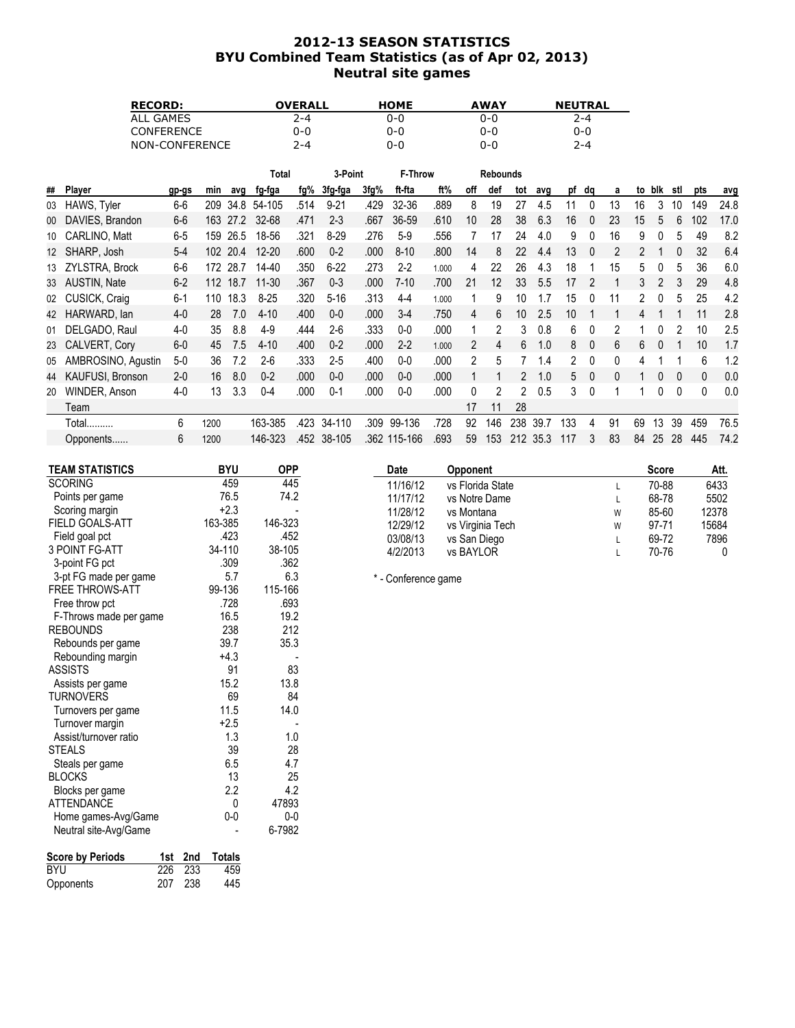## 2012-13 SEASON STATISTICS
## BYU Combined Team Statistics (as of Apr 02, 2013)
## Neutral site games

| RECORD: | OVERALL | HOME | AWAY | NEUTRAL |
|---|---|---|---|---|
| ALL GAMES | 2-4 | 0-0 | 0-0 | 2-4 |
| CONFERENCE | 0-0 | 0-0 | 0-0 | 0-0 |
| NON-CONFERENCE | 2-4 | 0-0 | 0-0 | 2-4 |

| | | | | | Total | | 3-Point | | F-Throw | | Rebounds | | | | | | | | | | | |
|---|---|---|---|---|---|---|---|---|---|---|---|---|---|---|---|---|---|---|---|---|---|---|
| ## | Player | gp-gs | min | avg | fg-fga | fg% | 3fg-fga | 3fg% | ft-fta | ft% | off | def | tot | avg | pf | dq | a | to | blk | stl | pts | avg |
| 03 | HAWS, Tyler | 6-6 | 209 | 34.8 | 54-105 | .514 | 9-21 | .429 | 32-36 | .889 | 8 | 19 | 27 | 4.5 | 11 | 0 | 13 | 16 | 3 | 10 | 149 | 24.8 |
| 00 | DAVIES, Brandon | 6-6 | 163 | 27.2 | 32-68 | .471 | 2-3 | .667 | 36-59 | .610 | 10 | 28 | 38 | 6.3 | 16 | 0 | 23 | 15 | 5 | 6 | 102 | 17.0 |
| 10 | CARLINO, Matt | 6-5 | 159 | 26.5 | 18-56 | .321 | 8-29 | .276 | 5-9 | .556 | 7 | 17 | 24 | 4.0 | 9 | 0 | 16 | 9 | 0 | 5 | 49 | 8.2 |
| 12 | SHARP, Josh | 5-4 | 102 | 20.4 | 12-20 | .600 | 0-2 | .000 | 8-10 | .800 | 14 | 8 | 22 | 4.4 | 13 | 0 | 2 | 2 | 1 | 0 | 32 | 6.4 |
| 13 | ZYLSTRA, Brock | 6-6 | 172 | 28.7 | 14-40 | .350 | 6-22 | .273 | 2-2 | 1.000 | 4 | 22 | 26 | 4.3 | 18 | 1 | 15 | 5 | 0 | 5 | 36 | 6.0 |
| 33 | AUSTIN, Nate | 6-2 | 112 | 18.7 | 11-30 | .367 | 0-3 | .000 | 7-10 | .700 | 21 | 12 | 33 | 5.5 | 17 | 2 | 1 | 3 | 2 | 3 | 29 | 4.8 |
| 02 | CUSICK, Craig | 6-1 | 110 | 18.3 | 8-25 | .320 | 5-16 | .313 | 4-4 | 1.000 | 1 | 9 | 10 | 1.7 | 15 | 0 | 11 | 2 | 0 | 5 | 25 | 4.2 |
| 42 | HARWARD, Ian | 4-0 | 28 | 7.0 | 4-10 | .400 | 0-0 | .000 | 3-4 | .750 | 4 | 6 | 10 | 2.5 | 10 | 1 | 1 | 4 | 1 | 1 | 11 | 2.8 |
| 01 | DELGADO, Raul | 4-0 | 35 | 8.8 | 4-9 | .444 | 2-6 | .333 | 0-0 | .000 | 1 | 2 | 3 | 0.8 | 6 | 0 | 2 | 1 | 0 | 2 | 10 | 2.5 |
| 23 | CALVERT, Cory | 6-0 | 45 | 7.5 | 4-10 | .400 | 0-2 | .000 | 2-2 | 1.000 | 2 | 4 | 6 | 1.0 | 8 | 0 | 6 | 6 | 0 | 1 | 10 | 1.7 |
| 05 | AMBROSINO, Agustin | 5-0 | 36 | 7.2 | 2-6 | .333 | 2-5 | .400 | 0-0 | .000 | 2 | 5 | 7 | 1.4 | 2 | 0 | 0 | 4 | 1 | 1 | 6 | 1.2 |
| 44 | KAUFUSI, Bronson | 2-0 | 16 | 8.0 | 0-2 | .000 | 0-0 | .000 | 0-0 | .000 | 1 | 1 | 2 | 1.0 | 5 | 0 | 0 | 1 | 0 | 0 | 0 | 0.0 |
| 20 | WINDER, Anson | 4-0 | 13 | 3.3 | 0-4 | .000 | 0-1 | .000 | 0-0 | .000 | 0 | 2 | 2 | 0.5 | 3 | 0 | 1 | 1 | 0 | 0 | 0 | 0.0 |
| | Team | | | | | | | | | | 17 | 11 | 28 | | | | | | | | | |
| | Total.......... | 6 | 1200 | | 163-385 | .423 | 34-110 | .309 | 99-136 | .728 | 92 | 146 | 238 | 39.7 | 133 | 4 | 91 | 69 | 13 | 39 | 459 | 76.5 |
| | Opponents...... | 6 | 1200 | | 146-323 | .452 | 38-105 | .362 | 115-166 | .693 | 59 | 153 | 212 | 35.3 | 117 | 3 | 83 | 84 | 25 | 28 | 445 | 74.2 |

| TEAM STATISTICS | BYU | OPP |
|---|---|---|
| SCORING | 459 | 445 |
| Points per game | 76.5 | 74.2 |
| Scoring margin | +2.3 | - |
| FIELD GOALS-ATT | 163-385 | 146-323 |
| Field goal pct | .423 | .452 |
| 3 POINT FG-ATT | 34-110 | 38-105 |
| 3-point FG pct | .309 | .362 |
| 3-pt FG made per game | 5.7 | 6.3 |
| FREE THROWS-ATT | 99-136 | 115-166 |
| Free throw pct | .728 | .693 |
| F-Throws made per game | 16.5 | 19.2 |
| REBOUNDS | 238 | 212 |
| Rebounds per game | 39.7 | 35.3 |
| Rebounding margin | +4.3 | - |
| ASSISTS | 91 | 83 |
| Assists per game | 15.2 | 13.8 |
| TURNOVERS | 69 | 84 |
| Turnovers per game | 11.5 | 14.0 |
| Turnover margin | +2.5 | - |
| Assist/turnover ratio | 1.3 | 1.0 |
| STEALS | 39 | 28 |
| Steals per game | 6.5 | 4.7 |
| BLOCKS | 13 | 25 |
| Blocks per game | 2.2 | 4.2 |
| ATTENDANCE | 0 | 47893 |
| Home games-Avg/Game | 0-0 | 0-0 |
| Neutral site-Avg/Game | - | 6-7982 |

| Score by Periods | 1st | 2nd | Totals |
|---|---|---|---|
| BYU | 226 | 233 | 459 |
| Opponents | 207 | 238 | 445 |

| Date | Opponent | | Score | Att. |
|---|---|---|---|---|
| 11/16/12 | vs Florida State | L | 70-88 | 6433 |
| 11/17/12 | vs Notre Dame | L | 68-78 | 5502 |
| 11/28/12 | vs Montana | W | 85-60 | 12378 |
| 12/29/12 | vs Virginia Tech | W | 97-71 | 15684 |
| 03/08/13 | vs San Diego | L | 69-72 | 7896 |
| 4/2/2013 | vs BAYLOR | L | 70-76 | 0 |

* - Conference game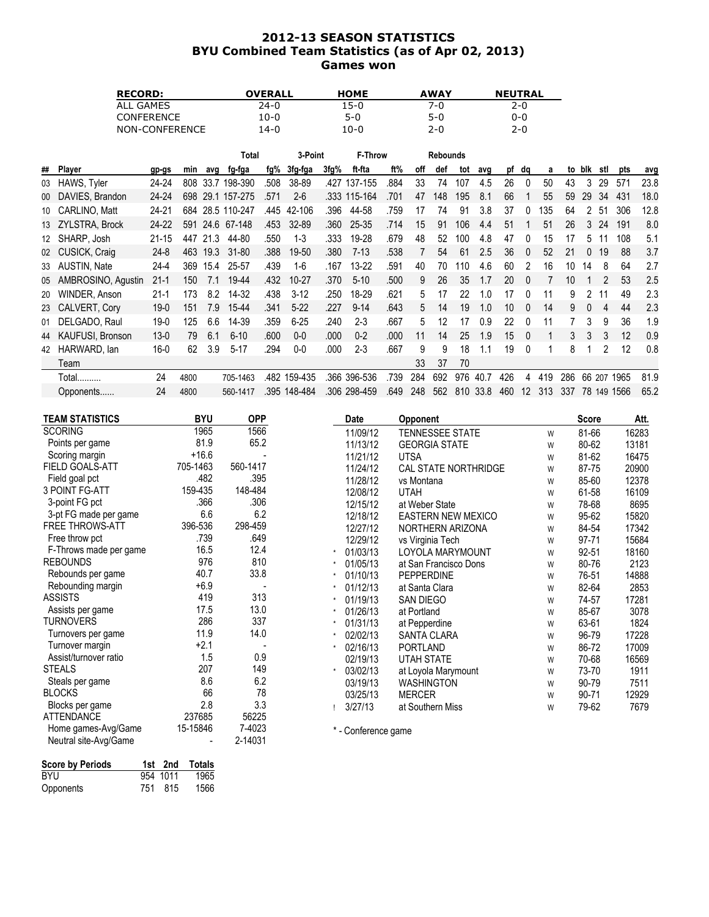# 2012-13 SEASON STATISTICS
## BYU Combined Team Statistics (as of Apr 02, 2013)
### Games won

| RECORD: | OVERALL | HOME | AWAY | NEUTRAL |
|---|---|---|---|---|
| ALL GAMES | 24-0 | 15-0 | 7-0 | 2-0 |
| CONFERENCE | 10-0 | 5-0 | 5-0 | 0-0 |
| NON-CONFERENCE | 14-0 | 10-0 | 2-0 | 2-0 |

| | | | | | Total | | 3-Point | | F-Throw | | Rebounds | | | | | | | | | | | |
|---|---|---|---|---|---|---|---|---|---|---|---|---|---|---|---|---|---|---|---|---|---|---|
| ## | Player | gp-gs | min | avg | fg-fga | fg% | 3fg-fga | 3fg% | ft-fta | ft% | off | def | tot | avg | pf | dq | a | to | blk | stl | pts | avg |
| 03 | HAWS, Tyler | 24-24 | 808 | 33.7 | 198-390 | .508 | 38-89 | .427 | 137-155 | .884 | 33 | 74 | 107 | 4.5 | 26 | 0 | 50 | 43 | 3 | 29 | 571 | 23.8 |
| 00 | DAVIES, Brandon | 24-24 | 698 | 29.1 | 157-275 | .571 | 2-6 | .333 | 115-164 | .701 | 47 | 148 | 195 | 8.1 | 66 | 1 | 55 | 59 | 29 | 34 | 431 | 18.0 |
| 10 | CARLINO, Matt | 24-21 | 684 | 28.5 | 110-247 | .445 | 42-106 | .396 | 44-58 | .759 | 17 | 74 | 91 | 3.8 | 37 | 0 | 135 | 64 | 2 | 51 | 306 | 12.8 |
| 13 | ZYLSTRA, Brock | 24-22 | 591 | 24.6 | 67-148 | .453 | 32-89 | .360 | 25-35 | .714 | 15 | 91 | 106 | 4.4 | 51 | 1 | 51 | 26 | 3 | 24 | 191 | 8.0 |
| 12 | SHARP, Josh | 21-15 | 447 | 21.3 | 44-80 | .550 | 1-3 | .333 | 19-28 | .679 | 48 | 52 | 100 | 4.8 | 47 | 0 | 15 | 17 | 5 | 11 | 108 | 5.1 |
| 02 | CUSICK, Craig | 24-8 | 463 | 19.3 | 31-80 | .388 | 19-50 | .380 | 7-13 | .538 | 7 | 54 | 61 | 2.5 | 36 | 0 | 52 | 21 | 0 | 19 | 88 | 3.7 |
| 33 | AUSTIN, Nate | 24-4 | 369 | 15.4 | 25-57 | .439 | 1-6 | .167 | 13-22 | .591 | 40 | 70 | 110 | 4.6 | 60 | 2 | 16 | 10 | 14 | 8 | 64 | 2.7 |
| 05 | AMBROSINO, Agustin | 21-1 | 150 | 7.1 | 19-44 | .432 | 10-27 | .370 | 5-10 | .500 | 9 | 26 | 35 | 1.7 | 20 | 0 | 7 | 10 | 1 | 2 | 53 | 2.5 |
| 20 | WINDER, Anson | 21-1 | 173 | 8.2 | 14-32 | .438 | 3-12 | .250 | 18-29 | .621 | 5 | 17 | 22 | 1.0 | 17 | 0 | 11 | 9 | 2 | 11 | 49 | 2.3 |
| 23 | CALVERT, Cory | 19-0 | 151 | 7.9 | 15-44 | .341 | 5-22 | .227 | 9-14 | .643 | 5 | 14 | 19 | 1.0 | 10 | 0 | 14 | 9 | 0 | 4 | 44 | 2.3 |
| 01 | DELGADO, Raul | 19-0 | 125 | 6.6 | 14-39 | .359 | 6-25 | .240 | 2-3 | .667 | 5 | 12 | 17 | 0.9 | 22 | 0 | 11 | 7 | 3 | 9 | 36 | 1.9 |
| 44 | KAUFUSI, Bronson | 13-0 | 79 | 6.1 | 6-10 | .600 | 0-0 | .000 | 0-2 | .000 | 11 | 14 | 25 | 1.9 | 15 | 0 | 1 | 3 | 3 | 3 | 12 | 0.9 |
| 42 | HARWARD, Ian | 16-0 | 62 | 3.9 | 5-17 | .294 | 0-0 | .000 | 2-3 | .667 | 9 | 9 | 18 | 1.1 | 19 | 0 | 1 | 8 | 1 | 2 | 12 | 0.8 |
| | Team | | | | | | | | | | 33 | 37 | 70 | | | | | | | | | |
| | Total.......... | 24 | 4800 | | 705-1463 | .482 | 159-435 | .366 | 396-536 | .739 | 284 | 692 | 976 | 40.7 | 426 | 4 | 419 | 286 | 66 | 207 | 1965 | 81.9 |
| | Opponents...... | 24 | 4800 | | 560-1417 | .395 | 148-484 | .306 | 298-459 | .649 | 248 | 562 | 810 | 33.8 | 460 | 12 | 313 | 337 | 78 | 149 | 1566 | 65.2 |

| TEAM STATISTICS | BYU | OPP |
|---|---|---|
| SCORING | 1965 | 1566 |
| Points per game | 81.9 | 65.2 |
| Scoring margin | +16.6 | - |
| FIELD GOALS-ATT | 705-1463 | 560-1417 |
| Field goal pct | .482 | .395 |
| 3 POINT FG-ATT | 159-435 | 148-484 |
| 3-point FG pct | .366 | .306 |
| 3-pt FG made per game | 6.6 | 6.2 |
| FREE THROWS-ATT | 396-536 | 298-459 |
| Free throw pct | .739 | .649 |
| F-Throws made per game | 16.5 | 12.4 |
| REBOUNDS | 976 | 810 |
| Rebounds per game | 40.7 | 33.8 |
| Rebounding margin | +6.9 | - |
| ASSISTS | 419 | 313 |
| Assists per game | 17.5 | 13.0 |
| TURNOVERS | 286 | 337 |
| Turnovers per game | 11.9 | 14.0 |
| Turnover margin | +2.1 | - |
| Assist/turnover ratio | 1.5 | 0.9 |
| STEALS | 207 | 149 |
| Steals per game | 8.6 | 6.2 |
| BLOCKS | 66 | 78 |
| Blocks per game | 2.8 | 3.3 |
| ATTENDANCE | 237685 | 56225 |
| Home games-Avg/Game | 15-15846 | 7-4023 |
| Neutral site-Avg/Game | - | 2-14031 |

| Score by Periods | 1st | 2nd | Totals |
|---|---|---|---|
| BYU | 954 | 1011 | 1965 |
| Opponents | 751 | 815 | 1566 |

| | Date | Opponent | | Score | Att. |
|---|---|---|---|---|---|
| | 11/09/12 | TENNESSEE STATE | W | 81-66 | 16283 |
| | 11/13/12 | GEORGIA STATE | W | 80-62 | 13181 |
| | 11/21/12 | UTSA | W | 81-62 | 16475 |
| | 11/24/12 | CAL STATE NORTHRIDGE | W | 87-75 | 20900 |
| | 11/28/12 | vs Montana | W | 85-60 | 12378 |
| | 12/08/12 | UTAH | W | 61-58 | 16109 |
| | 12/15/12 | at Weber State | W | 78-68 | 8695 |
| | 12/18/12 | EASTERN NEW MEXICO | W | 95-62 | 15820 |
| | 12/27/12 | NORTHERN ARIZONA | W | 84-54 | 17342 |
| | 12/29/12 | vs Virginia Tech | W | 97-71 | 15684 |
| * | 01/03/13 | LOYOLA MARYMOUNT | W | 92-51 | 18160 |
| * | 01/05/13 | at San Francisco Dons | W | 80-76 | 2123 |
| * | 01/10/13 | PEPPERDINE | W | 76-51 | 14888 |
| * | 01/12/13 | at Santa Clara | W | 82-64 | 2853 |
| * | 01/19/13 | SAN DIEGO | W | 74-57 | 17281 |
| * | 01/26/13 | at Portland | W | 85-67 | 3078 |
| * | 01/31/13 | at Pepperdine | W | 63-61 | 1824 |
| * | 02/02/13 | SANTA CLARA | W | 96-79 | 17228 |
| * | 02/16/13 | PORTLAND | W | 86-72 | 17009 |
| | 02/19/13 | UTAH STATE | W | 70-68 | 16569 |
| * | 03/02/13 | at Loyola Marymount | W | 73-70 | 1911 |
| | 03/19/13 | WASHINGTON | W | 90-79 | 7511 |
| | 03/25/13 | MERCER | W | 90-71 | 12929 |
| ! | 3/27/13 | at Southern Miss | W | 79-62 | 7679 |

\* - Conference game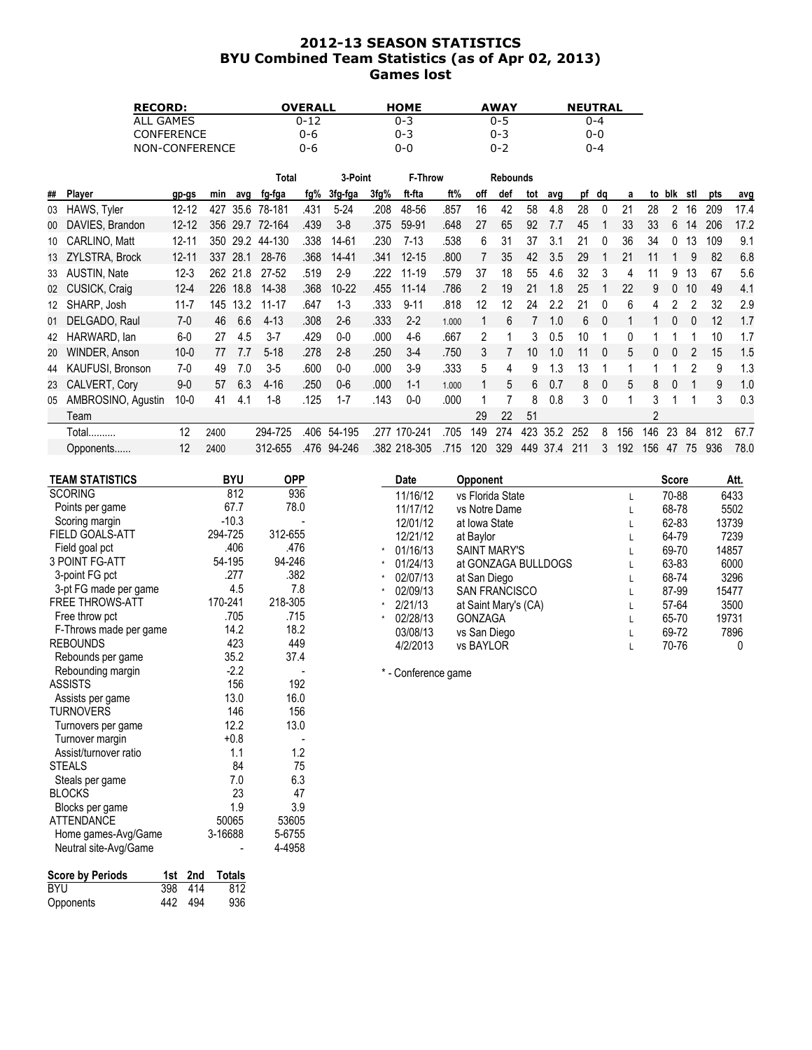# 2012-13 SEASON STATISTICS
## BYU Combined Team Statistics (as of Apr 02, 2013)
### Games lost

| RECORD: | OVERALL | HOME | AWAY | NEUTRAL |
|---|---|---|---|---|
| ALL GAMES | 0-12 | 0-3 | 0-5 | 0-4 |
| CONFERENCE | 0-6 | 0-3 | 0-3 | 0-0 |
| NON-CONFERENCE | 0-6 | 0-0 | 0-2 | 0-4 |

| | | | | | Total | | 3-Point | | F-Throw | | Rebounds | | | | | | | | | | | |
|---|---|---|---|---|---|---|---|---|---|---|---|---|---|---|---|---|---|---|---|---|---|---|
| ## | Player | gp-gs | min | avg | fg-fga | fg% | 3fg-fga | 3fg% | ft-fta | ft% | off | def | tot | avg | pf | dq | a | to | blk | stl | pts | avg |
| 03 | HAWS, Tyler | 12-12 | 427 | 35.6 | 78-181 | .431 | 5-24 | .208 | 48-56 | .857 | 16 | 42 | 58 | 4.8 | 28 | 0 | 21 | 28 | 2 | 16 | 209 | 17.4 |
| 00 | DAVIES, Brandon | 12-12 | 356 | 29.7 | 72-164 | .439 | 3-8 | .375 | 59-91 | .648 | 27 | 65 | 92 | 7.7 | 45 | 1 | 33 | 33 | 6 | 14 | 206 | 17.2 |
| 10 | CARLINO, Matt | 12-11 | 350 | 29.2 | 44-130 | .338 | 14-61 | .230 | 7-13 | .538 | 6 | 31 | 37 | 3.1 | 21 | 0 | 36 | 34 | 0 | 13 | 109 | 9.1 |
| 13 | ZYLSTRA, Brock | 12-11 | 337 | 28.1 | 28-76 | .368 | 14-41 | .341 | 12-15 | .800 | 7 | 35 | 42 | 3.5 | 29 | 1 | 21 | 11 | 1 | 9 | 82 | 6.8 |
| 33 | AUSTIN, Nate | 12-3 | 262 | 21.8 | 27-52 | .519 | 2-9 | .222 | 11-19 | .579 | 37 | 18 | 55 | 4.6 | 32 | 3 | 4 | 11 | 9 | 13 | 67 | 5.6 |
| 02 | CUSICK, Craig | 12-4 | 226 | 18.8 | 14-38 | .368 | 10-22 | .455 | 11-14 | .786 | 2 | 19 | 21 | 1.8 | 25 | 1 | 22 | 9 | 0 | 10 | 49 | 4.1 |
| 12 | SHARP, Josh | 11-7 | 145 | 13.2 | 11-17 | .647 | 1-3 | .333 | 9-11 | .818 | 12 | 12 | 24 | 2.2 | 21 | 0 | 6 | 4 | 2 | 2 | 32 | 2.9 |
| 01 | DELGADO, Raul | 7-0 | 46 | 6.6 | 4-13 | .308 | 2-6 | .333 | 2-2 | 1.000 | 1 | 6 | 7 | 1.0 | 6 | 0 | 1 | 1 | 0 | 0 | 12 | 1.7 |
| 42 | HARWARD, Ian | 6-0 | 27 | 4.5 | 3-7 | .429 | 0-0 | .000 | 4-6 | .667 | 2 | 1 | 3 | 0.5 | 10 | 1 | 0 | 1 | 1 | 1 | 10 | 1.7 |
| 20 | WINDER, Anson | 10-0 | 77 | 7.7 | 5-18 | .278 | 2-8 | .250 | 3-4 | .750 | 3 | 7 | 10 | 1.0 | 11 | 0 | 5 | 0 | 0 | 2 | 15 | 1.5 |
| 44 | KAUFUSI, Bronson | 7-0 | 49 | 7.0 | 3-5 | .600 | 0-0 | .000 | 3-9 | .333 | 5 | 4 | 9 | 1.3 | 13 | 1 | 1 | 1 | 1 | 2 | 9 | 1.3 |
| 23 | CALVERT, Cory | 9-0 | 57 | 6.3 | 4-16 | .250 | 0-6 | .000 | 1-1 | 1.000 | 1 | 5 | 6 | 0.7 | 8 | 0 | 5 | 8 | 0 | 1 | 9 | 1.0 |
| 05 | AMBROSINO, Agustin | 10-0 | 41 | 4.1 | 1-8 | .125 | 1-7 | .143 | 0-0 | .000 | 1 | 7 | 8 | 0.8 | 3 | 0 | 1 | 3 | 1 | 1 | 3 | 0.3 |
| | Team | | | | | | | | | | 29 | 22 | 51 | | | | | 2 | | | | |
| | Total.......... | 12 | 2400 | | 294-725 | .406 | 54-195 | .277 | 170-241 | .705 | 149 | 274 | 423 | 35.2 | 252 | 8 | 156 | 146 | 23 | 84 | 812 | 67.7 |
| | Opponents...... | 12 | 2400 | | 312-655 | .476 | 94-246 | .382 | 218-305 | .715 | 120 | 329 | 449 | 37.4 | 211 | 3 | 192 | 156 | 47 | 75 | 936 | 78.0 |

| TEAM STATISTICS | BYU | OPP |
|---|---|---|
| SCORING | 812 | 936 |
| Points per game | 67.7 | 78.0 |
| Scoring margin | -10.3 | - |
| FIELD GOALS-ATT | 294-725 | 312-655 |
| Field goal pct | .406 | .476 |
| 3 POINT FG-ATT | 54-195 | 94-246 |
| 3-point FG pct | .277 | .382 |
| 3-pt FG made per game | 4.5 | 7.8 |
| FREE THROWS-ATT | 170-241 | 218-305 |
| Free throw pct | .705 | .715 |
| F-Throws made per game | 14.2 | 18.2 |
| REBOUNDS | 423 | 449 |
| Rebounds per game | 35.2 | 37.4 |
| Rebounding margin | -2.2 | - |
| ASSISTS | 156 | 192 |
| Assists per game | 13.0 | 16.0 |
| TURNOVERS | 146 | 156 |
| Turnovers per game | 12.2 | 13.0 |
| Turnover margin | +0.8 | - |
| Assist/turnover ratio | 1.1 | 1.2 |
| STEALS | 84 | 75 |
| Steals per game | 7.0 | 6.3 |
| BLOCKS | 23 | 47 |
| Blocks per game | 1.9 | 3.9 |
| ATTENDANCE | 50065 | 53605 |
| Home games-Avg/Game | 3-16688 | 5-6755 |
| Neutral site-Avg/Game | - | 4-4958 |

| Score by Periods | 1st | 2nd | Totals |
|---|---|---|---|
| BYU | 398 | 414 | 812 |
| Opponents | 442 | 494 | 936 |

| | Date | Opponent | | Score | Att. |
|---|---|---|---|---|---|
| | 11/16/12 | vs Florida State | L | 70-88 | 6433 |
| | 11/17/12 | vs Notre Dame | L | 68-78 | 5502 |
| | 12/01/12 | at Iowa State | L | 62-83 | 13739 |
| | 12/21/12 | at Baylor | L | 64-79 | 7239 |
| * | 01/16/13 | SAINT MARY'S | L | 69-70 | 14857 |
| * | 01/24/13 | at GONZAGA BULLDOGS | L | 63-83 | 6000 |
| * | 02/07/13 | at San Diego | L | 68-74 | 3296 |
| * | 02/09/13 | SAN FRANCISCO | L | 87-99 | 15477 |
| * | 2/21/13 | at Saint Mary's (CA) | L | 57-64 | 3500 |
| * | 02/28/13 | GONZAGA | L | 65-70 | 19731 |
| | 03/08/13 | vs San Diego | L | 69-72 | 7896 |
| | 4/2/2013 | vs BAYLOR | L | 70-76 | 0 |

* - Conference game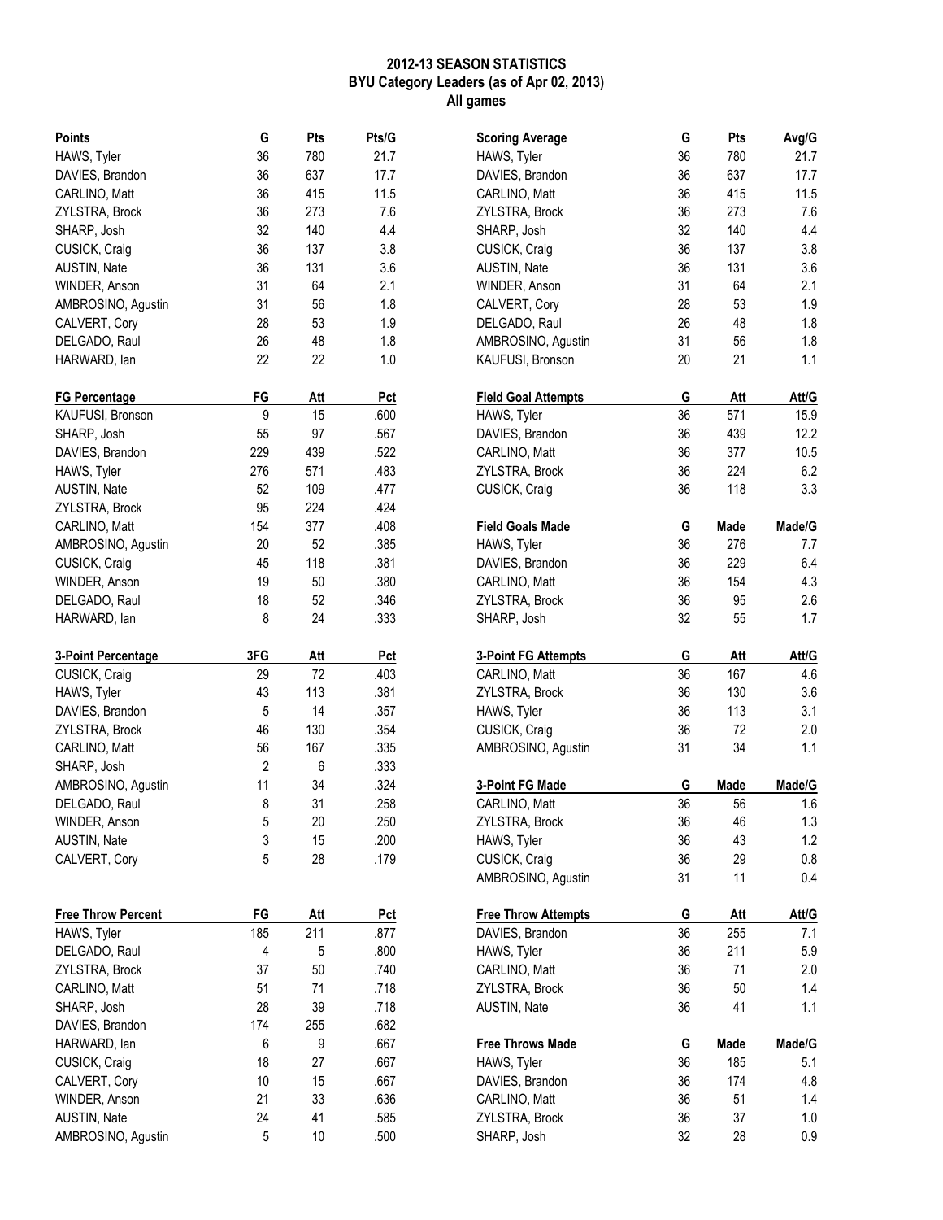**2012-13 SEASON STATISTICS**
**BYU Category Leaders (as of Apr 02, 2013)**
**All games**

| Points | G | Pts | Pts/G |
|---|---|---|---|
| HAWS, Tyler | 36 | 780 | 21.7 |
| DAVIES, Brandon | 36 | 637 | 17.7 |
| CARLINO, Matt | 36 | 415 | 11.5 |
| ZYLSTRA, Brock | 36 | 273 | 7.6 |
| SHARP, Josh | 32 | 140 | 4.4 |
| CUSICK, Craig | 36 | 137 | 3.8 |
| AUSTIN, Nate | 36 | 131 | 3.6 |
| WINDER, Anson | 31 | 64 | 2.1 |
| AMBROSINO, Agustin | 31 | 56 | 1.8 |
| CALVERT, Cory | 28 | 53 | 1.9 |
| DELGADO, Raul | 26 | 48 | 1.8 |
| HARWARD, Ian | 22 | 22 | 1.0 |

| FG Percentage | FG | Att | Pct |
|---|---|---|---|
| KAUFUSI, Bronson | 9 | 15 | .600 |
| SHARP, Josh | 55 | 97 | .567 |
| DAVIES, Brandon | 229 | 439 | .522 |
| HAWS, Tyler | 276 | 571 | .483 |
| AUSTIN, Nate | 52 | 109 | .477 |
| ZYLSTRA, Brock | 95 | 224 | .424 |
| CARLINO, Matt | 154 | 377 | .408 |
| AMBROSINO, Agustin | 20 | 52 | .385 |
| CUSICK, Craig | 45 | 118 | .381 |
| WINDER, Anson | 19 | 50 | .380 |
| DELGADO, Raul | 18 | 52 | .346 |
| HARWARD, Ian | 8 | 24 | .333 |

| 3-Point Percentage | 3FG | Att | Pct |
|---|---|---|---|
| CUSICK, Craig | 29 | 72 | .403 |
| HAWS, Tyler | 43 | 113 | .381 |
| DAVIES, Brandon | 5 | 14 | .357 |
| ZYLSTRA, Brock | 46 | 130 | .354 |
| CARLINO, Matt | 56 | 167 | .335 |
| SHARP, Josh | 2 | 6 | .333 |
| AMBROSINO, Agustin | 11 | 34 | .324 |
| DELGADO, Raul | 8 | 31 | .258 |
| WINDER, Anson | 5 | 20 | .250 |
| AUSTIN, Nate | 3 | 15 | .200 |
| CALVERT, Cory | 5 | 28 | .179 |

| Free Throw Percent | FG | Att | Pct |
|---|---|---|---|
| HAWS, Tyler | 185 | 211 | .877 |
| DELGADO, Raul | 4 | 5 | .800 |
| ZYLSTRA, Brock | 37 | 50 | .740 |
| CARLINO, Matt | 51 | 71 | .718 |
| SHARP, Josh | 28 | 39 | .718 |
| DAVIES, Brandon | 174 | 255 | .682 |
| HARWARD, Ian | 6 | 9 | .667 |
| CUSICK, Craig | 18 | 27 | .667 |
| CALVERT, Cory | 10 | 15 | .667 |
| WINDER, Anson | 21 | 33 | .636 |
| AUSTIN, Nate | 24 | 41 | .585 |
| AMBROSINO, Agustin | 5 | 10 | .500 |

| Scoring Average | G | Pts | Avg/G |
|---|---|---|---|
| HAWS, Tyler | 36 | 780 | 21.7 |
| DAVIES, Brandon | 36 | 637 | 17.7 |
| CARLINO, Matt | 36 | 415 | 11.5 |
| ZYLSTRA, Brock | 36 | 273 | 7.6 |
| SHARP, Josh | 32 | 140 | 4.4 |
| CUSICK, Craig | 36 | 137 | 3.8 |
| AUSTIN, Nate | 36 | 131 | 3.6 |
| WINDER, Anson | 31 | 64 | 2.1 |
| CALVERT, Cory | 28 | 53 | 1.9 |
| DELGADO, Raul | 26 | 48 | 1.8 |
| AMBROSINO, Agustin | 31 | 56 | 1.8 |
| KAUFUSI, Bronson | 20 | 21 | 1.1 |

| Field Goal Attempts | G | Att | Att/G |
|---|---|---|---|
| HAWS, Tyler | 36 | 571 | 15.9 |
| DAVIES, Brandon | 36 | 439 | 12.2 |
| CARLINO, Matt | 36 | 377 | 10.5 |
| ZYLSTRA, Brock | 36 | 224 | 6.2 |
| CUSICK, Craig | 36 | 118 | 3.3 |

| Field Goals Made | G | Made | Made/G |
|---|---|---|---|
| HAWS, Tyler | 36 | 276 | 7.7 |
| DAVIES, Brandon | 36 | 229 | 6.4 |
| CARLINO, Matt | 36 | 154 | 4.3 |
| ZYLSTRA, Brock | 36 | 95 | 2.6 |
| SHARP, Josh | 32 | 55 | 1.7 |

| 3-Point FG Attempts | G | Att | Att/G |
|---|---|---|---|
| CARLINO, Matt | 36 | 167 | 4.6 |
| ZYLSTRA, Brock | 36 | 130 | 3.6 |
| HAWS, Tyler | 36 | 113 | 3.1 |
| CUSICK, Craig | 36 | 72 | 2.0 |
| AMBROSINO, Agustin | 31 | 34 | 1.1 |

| 3-Point FG Made | G | Made | Made/G |
|---|---|---|---|
| CARLINO, Matt | 36 | 56 | 1.6 |
| ZYLSTRA, Brock | 36 | 46 | 1.3 |
| HAWS, Tyler | 36 | 43 | 1.2 |
| CUSICK, Craig | 36 | 29 | 0.8 |
| AMBROSINO, Agustin | 31 | 11 | 0.4 |

| Free Throw Attempts | G | Att | Att/G |
|---|---|---|---|
| DAVIES, Brandon | 36 | 255 | 7.1 |
| HAWS, Tyler | 36 | 211 | 5.9 |
| CARLINO, Matt | 36 | 71 | 2.0 |
| ZYLSTRA, Brock | 36 | 50 | 1.4 |
| AUSTIN, Nate | 36 | 41 | 1.1 |

| Free Throws Made | G | Made | Made/G |
|---|---|---|---|
| HAWS, Tyler | 36 | 185 | 5.1 |
| DAVIES, Brandon | 36 | 174 | 4.8 |
| CARLINO, Matt | 36 | 51 | 1.4 |
| ZYLSTRA, Brock | 36 | 37 | 1.0 |
| SHARP, Josh | 32 | 28 | 0.9 |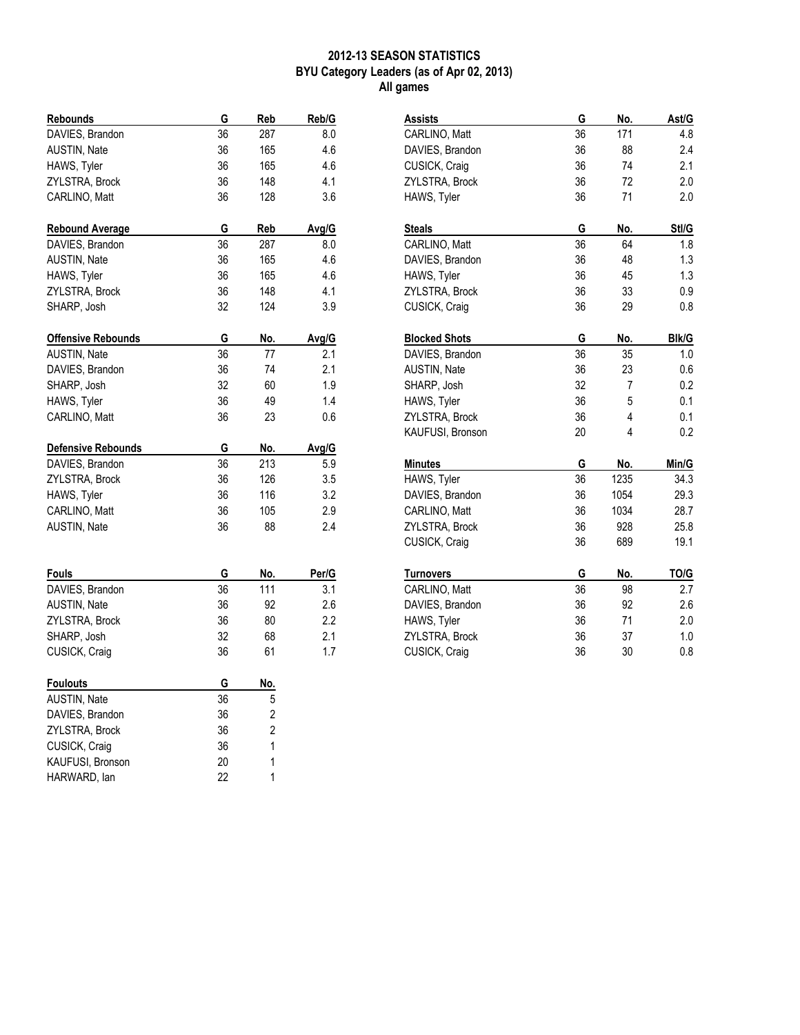# 2012-13 SEASON STATISTICS
## BYU Category Leaders (as of Apr 02, 2013)
### All games

| Rebounds | G | Reb | Reb/G |
|---|---|---|---|
| DAVIES, Brandon | 36 | 287 | 8.0 |
| AUSTIN, Nate | 36 | 165 | 4.6 |
| HAWS, Tyler | 36 | 165 | 4.6 |
| ZYLSTRA, Brock | 36 | 148 | 4.1 |
| CARLINO, Matt | 36 | 128 | 3.6 |

| Rebound Average | G | Reb | Avg/G |
|---|---|---|---|
| DAVIES, Brandon | 36 | 287 | 8.0 |
| AUSTIN, Nate | 36 | 165 | 4.6 |
| HAWS, Tyler | 36 | 165 | 4.6 |
| ZYLSTRA, Brock | 36 | 148 | 4.1 |
| SHARP, Josh | 32 | 124 | 3.9 |

| Offensive Rebounds | G | No. | Avg/G |
|---|---|---|---|
| AUSTIN, Nate | 36 | 77 | 2.1 |
| DAVIES, Brandon | 36 | 74 | 2.1 |
| SHARP, Josh | 32 | 60 | 1.9 |
| HAWS, Tyler | 36 | 49 | 1.4 |
| CARLINO, Matt | 36 | 23 | 0.6 |

| Defensive Rebounds | G | No. | Avg/G |
|---|---|---|---|
| DAVIES, Brandon | 36 | 213 | 5.9 |
| ZYLSTRA, Brock | 36 | 126 | 3.5 |
| HAWS, Tyler | 36 | 116 | 3.2 |
| CARLINO, Matt | 36 | 105 | 2.9 |
| AUSTIN, Nate | 36 | 88 | 2.4 |

| Fouls | G | No. | Per/G |
|---|---|---|---|
| DAVIES, Brandon | 36 | 111 | 3.1 |
| AUSTIN, Nate | 36 | 92 | 2.6 |
| ZYLSTRA, Brock | 36 | 80 | 2.2 |
| SHARP, Josh | 32 | 68 | 2.1 |
| CUSICK, Craig | 36 | 61 | 1.7 |

| Foulouts | G | No. |
|---|---|---|
| AUSTIN, Nate | 36 | 5 |
| DAVIES, Brandon | 36 | 2 |
| ZYLSTRA, Brock | 36 | 2 |
| CUSICK, Craig | 36 | 1 |
| KAUFUSI, Bronson | 20 | 1 |
| HARWARD, Ian | 22 | 1 |

| Assists | G | No. | Ast/G |
|---|---|---|---|
| CARLINO, Matt | 36 | 171 | 4.8 |
| DAVIES, Brandon | 36 | 88 | 2.4 |
| CUSICK, Craig | 36 | 74 | 2.1 |
| ZYLSTRA, Brock | 36 | 72 | 2.0 |
| HAWS, Tyler | 36 | 71 | 2.0 |

| Steals | G | No. | Stl/G |
|---|---|---|---|
| CARLINO, Matt | 36 | 64 | 1.8 |
| DAVIES, Brandon | 36 | 48 | 1.3 |
| HAWS, Tyler | 36 | 45 | 1.3 |
| ZYLSTRA, Brock | 36 | 33 | 0.9 |
| CUSICK, Craig | 36 | 29 | 0.8 |

| Blocked Shots | G | No. | Blk/G |
|---|---|---|---|
| DAVIES, Brandon | 36 | 35 | 1.0 |
| AUSTIN, Nate | 36 | 23 | 0.6 |
| SHARP, Josh | 32 | 7 | 0.2 |
| HAWS, Tyler | 36 | 5 | 0.1 |
| ZYLSTRA, Brock | 36 | 4 | 0.1 |
| KAUFUSI, Bronson | 20 | 4 | 0.2 |

| Minutes | G | No. | Min/G |
|---|---|---|---|
| HAWS, Tyler | 36 | 1235 | 34.3 |
| DAVIES, Brandon | 36 | 1054 | 29.3 |
| CARLINO, Matt | 36 | 1034 | 28.7 |
| ZYLSTRA, Brock | 36 | 928 | 25.8 |
| CUSICK, Craig | 36 | 689 | 19.1 |

| Turnovers | G | No. | TO/G |
|---|---|---|---|
| CARLINO, Matt | 36 | 98 | 2.7 |
| DAVIES, Brandon | 36 | 92 | 2.6 |
| HAWS, Tyler | 36 | 71 | 2.0 |
| ZYLSTRA, Brock | 36 | 37 | 1.0 |
| CUSICK, Craig | 36 | 30 | 0.8 |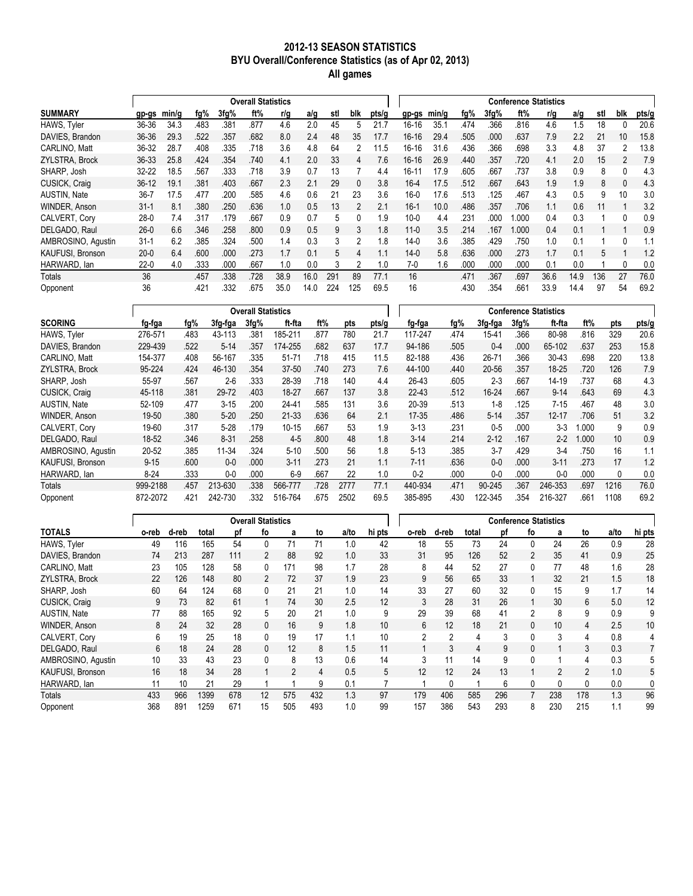# 2012-13 SEASON STATISTICS
## BYU Overall/Conference Statistics (as of Apr 02, 2013)
### All games

| | Overall Statistics | | | | | | | | | | | Conference Statistics | | | | | | | | | | |
|---|---|---|---|---|---|---|---|---|---|---|---|---|---|---|---|---|---|---|---|---|---|---|
| **SUMMARY** | gp-gs | min/g | fg% | 3fg% | ft% | r/g | a/g | stl | blk | pts/g | gp-gs | min/g | fg% | 3fg% | ft% | r/g | a/g | stl | blk | pts/g |
| HAWS, Tyler | 36-36 | 34.3 | .483 | .381 | .877 | 4.6 | 2.0 | 45 | 5 | 21.7 | 16-16 | 35.1 | .474 | .366 | .816 | 4.6 | 1.5 | 18 | 0 | 20.6 |
| DAVIES, Brandon | 36-36 | 29.3 | .522 | .357 | .682 | 8.0 | 2.4 | 48 | 35 | 17.7 | 16-16 | 29.4 | .505 | .000 | .637 | 7.9 | 2.2 | 21 | 10 | 15.8 |
| CARLINO, Matt | 36-32 | 28.7 | .408 | .335 | .718 | 3.6 | 4.8 | 64 | 2 | 11.5 | 16-16 | 31.6 | .436 | .366 | .698 | 3.3 | 4.8 | 37 | 2 | 13.8 |
| ZYLSTRA, Brock | 36-33 | 25.8 | .424 | .354 | .740 | 4.1 | 2.0 | 33 | 4 | 7.6 | 16-16 | 26.9 | .440 | .357 | .720 | 4.1 | 2.0 | 15 | 2 | 7.9 |
| SHARP, Josh | 32-22 | 18.5 | .567 | .333 | .718 | 3.9 | 0.7 | 13 | 7 | 4.4 | 16-11 | 17.9 | .605 | .667 | .737 | 3.8 | 0.9 | 8 | 0 | 4.3 |
| CUSICK, Craig | 36-12 | 19.1 | .381 | .403 | .667 | 2.3 | 2.1 | 29 | 0 | 3.8 | 16-4 | 17.5 | .512 | .667 | .643 | 1.9 | 1.9 | 8 | 0 | 4.3 |
| AUSTIN, Nate | 36-7 | 17.5 | .477 | .200 | .585 | 4.6 | 0.6 | 21 | 23 | 3.6 | 16-0 | 17.6 | .513 | .125 | .467 | 4.3 | 0.5 | 9 | 10 | 3.0 |
| WINDER, Anson | 31-1 | 8.1 | .380 | .250 | .636 | 1.0 | 0.5 | 13 | 2 | 2.1 | 16-1 | 10.0 | .486 | .357 | .706 | 1.1 | 0.6 | 11 | 1 | 3.2 |
| CALVERT, Cory | 28-0 | 7.4 | .317 | .179 | .667 | 0.9 | 0.7 | 5 | 0 | 1.9 | 10-0 | 4.4 | .231 | .000 | 1.000 | 0.4 | 0.3 | 1 | 0 | 0.9 |
| DELGADO, Raul | 26-0 | 6.6 | .346 | .258 | .800 | 0.9 | 0.5 | 9 | 3 | 1.8 | 11-0 | 3.5 | .214 | .167 | 1.000 | 0.4 | 0.1 | 1 | 1 | 0.9 |
| AMBROSINO, Agustin | 31-1 | 6.2 | .385 | .324 | .500 | 1.4 | 0.3 | 3 | 2 | 1.8 | 14-0 | 3.6 | .385 | .429 | .750 | 1.0 | 0.1 | 1 | 0 | 1.1 |
| KAUFUSI, Bronson | 20-0 | 6.4 | .600 | .000 | .273 | 1.7 | 0.1 | 5 | 4 | 1.1 | 14-0 | 5.8 | .636 | .000 | .273 | 1.7 | 0.1 | 5 | 1 | 1.2 |
| HARWARD, Ian | 22-0 | 4.0 | .333 | .000 | .667 | 1.0 | 0.0 | 3 | 2 | 1.0 | 7-0 | 1.6 | .000 | .000 | .000 | 0.1 | 0.0 | 1 | 0 | 0.0 |
| Totals | 36 | | .457 | .338 | .728 | 38.9 | 16.0 | 291 | 89 | 77.1 | 16 | | .471 | .367 | .697 | 36.6 | 14.9 | 136 | 27 | 76.0 |
| Opponent | 36 | | .421 | .332 | .675 | 35.0 | 14.0 | 224 | 125 | 69.5 | 16 | | .430 | .354 | .661 | 33.9 | 14.4 | 97 | 54 | 69.2 |

| | Overall Statistics | | | | | | | | Conference Statistics | | | | | | | | |
|---|---|---|---|---|---|---|---|---|---|---|---|---|---|---|---|---|---|
| **SCORING** | fg-fga | fg% | 3fg-fga | 3fg% | ft-fta | ft% | pts | pts/g | fg-fga | fg% | 3fg-fga | 3fg% | ft-fta | ft% | pts | pts/g |
| HAWS, Tyler | 276-571 | .483 | 43-113 | .381 | 185-211 | .877 | 780 | 21.7 | 117-247 | .474 | 15-41 | .366 | 80-98 | .816 | 329 | 20.6 |
| DAVIES, Brandon | 229-439 | .522 | 5-14 | .357 | 174-255 | .682 | 637 | 17.7 | 94-186 | .505 | 0-4 | .000 | 65-102 | .637 | 253 | 15.8 |
| CARLINO, Matt | 154-377 | .408 | 56-167 | .335 | 51-71 | .718 | 415 | 11.5 | 82-188 | .436 | 26-71 | .366 | 30-43 | .698 | 220 | 13.8 |
| ZYLSTRA, Brock | 95-224 | .424 | 46-130 | .354 | 37-50 | .740 | 273 | 7.6 | 44-100 | .440 | 20-56 | .357 | 18-25 | .720 | 126 | 7.9 |
| SHARP, Josh | 55-97 | .567 | 2-6 | .333 | 28-39 | .718 | 140 | 4.4 | 26-43 | .605 | 2-3 | .667 | 14-19 | .737 | 68 | 4.3 |
| CUSICK, Craig | 45-118 | .381 | 29-72 | .403 | 18-27 | .667 | 137 | 3.8 | 22-43 | .512 | 16-24 | .667 | 9-14 | .643 | 69 | 4.3 |
| AUSTIN, Nate | 52-109 | .477 | 3-15 | .200 | 24-41 | .585 | 131 | 3.6 | 20-39 | .513 | 1-8 | .125 | 7-15 | .467 | 48 | 3.0 |
| WINDER, Anson | 19-50 | .380 | 5-20 | .250 | 21-33 | .636 | 64 | 2.1 | 17-35 | .486 | 5-14 | .357 | 12-17 | .706 | 51 | 3.2 |
| CALVERT, Cory | 19-60 | .317 | 5-28 | .179 | 10-15 | .667 | 53 | 1.9 | 3-13 | .231 | 0-5 | .000 | 3-3 | 1.000 | 9 | 0.9 |
| DELGADO, Raul | 18-52 | .346 | 8-31 | .258 | 4-5 | .800 | 48 | 1.8 | 3-14 | .214 | 2-12 | .167 | 2-2 | 1.000 | 10 | 0.9 |
| AMBROSINO, Agustin | 20-52 | .385 | 11-34 | .324 | 5-10 | .500 | 56 | 1.8 | 5-13 | .385 | 3-7 | .429 | 3-4 | .750 | 16 | 1.1 |
| KAUFUSI, Bronson | 9-15 | .600 | 0-0 | .000 | 3-11 | .273 | 21 | 1.1 | 7-11 | .636 | 0-0 | .000 | 3-11 | .273 | 17 | 1.2 |
| HARWARD, Ian | 8-24 | .333 | 0-0 | .000 | 6-9 | .667 | 22 | 1.0 | 0-2 | .000 | 0-0 | .000 | 0-0 | .000 | 0 | 0.0 |
| Totals | 999-2188 | .457 | 213-630 | .338 | 566-777 | .728 | 2777 | 77.1 | 440-934 | .471 | 90-245 | .367 | 246-353 | .697 | 1216 | 76.0 |
| Opponent | 872-2072 | .421 | 242-730 | .332 | 516-764 | .675 | 2502 | 69.5 | 385-895 | .430 | 122-345 | .354 | 216-327 | .661 | 1108 | 69.2 |

| | Overall Statistics | | | | | | | | | Conference Statistics | | | | | | | | | |
|---|---|---|---|---|---|---|---|---|---|---|---|---|---|---|---|---|---|---|---|
| **TOTALS** | o-reb | d-reb | total | pf | fo | a | to | a/to | hi pts | o-reb | d-reb | total | pf | fo | a | to | a/to | hi pts |
| HAWS, Tyler | 49 | 116 | 165 | 54 | 0 | 71 | 71 | 1.0 | 42 | 18 | 55 | 73 | 24 | 0 | 24 | 26 | 0.9 | 28 |
| DAVIES, Brandon | 74 | 213 | 287 | 111 | 2 | 88 | 92 | 1.0 | 33 | 31 | 95 | 126 | 52 | 2 | 35 | 41 | 0.9 | 25 |
| CARLINO, Matt | 23 | 105 | 128 | 58 | 0 | 171 | 98 | 1.7 | 28 | 8 | 44 | 52 | 27 | 0 | 77 | 48 | 1.6 | 28 |
| ZYLSTRA, Brock | 22 | 126 | 148 | 80 | 2 | 72 | 37 | 1.9 | 23 | 9 | 56 | 65 | 33 | 1 | 32 | 21 | 1.5 | 18 |
| SHARP, Josh | 60 | 64 | 124 | 68 | 0 | 21 | 21 | 1.0 | 14 | 33 | 27 | 60 | 32 | 0 | 15 | 9 | 1.7 | 14 |
| CUSICK, Craig | 9 | 73 | 82 | 61 | 1 | 74 | 30 | 2.5 | 12 | 3 | 28 | 31 | 26 | 1 | 30 | 6 | 5.0 | 12 |
| AUSTIN, Nate | 77 | 88 | 165 | 92 | 5 | 20 | 21 | 1.0 | 9 | 29 | 39 | 68 | 41 | 2 | 8 | 9 | 0.9 | 9 |
| WINDER, Anson | 8 | 24 | 32 | 28 | 0 | 16 | 9 | 1.8 | 10 | 6 | 12 | 18 | 21 | 0 | 10 | 4 | 2.5 | 10 |
| CALVERT, Cory | 6 | 19 | 25 | 18 | 0 | 19 | 17 | 1.1 | 10 | 2 | 2 | 4 | 3 | 0 | 3 | 4 | 0.8 | 4 |
| DELGADO, Raul | 6 | 18 | 24 | 28 | 0 | 12 | 8 | 1.5 | 11 | 1 | 3 | 4 | 9 | 0 | 1 | 3 | 0.3 | 7 |
| AMBROSINO, Agustin | 10 | 33 | 43 | 23 | 0 | 8 | 13 | 0.6 | 14 | 3 | 11 | 14 | 9 | 0 | 1 | 4 | 0.3 | 5 |
| KAUFUSI, Bronson | 16 | 18 | 34 | 28 | 1 | 2 | 4 | 0.5 | 5 | 12 | 12 | 24 | 13 | 1 | 2 | 2 | 1.0 | 5 |
| HARWARD, Ian | 11 | 10 | 21 | 29 | 1 | 1 | 9 | 0.1 | 7 | 1 | 0 | 1 | 6 | 0 | 0 | 0 | 0.0 | 0 |
| Totals | 433 | 966 | 1399 | 678 | 12 | 575 | 432 | 1.3 | 97 | 179 | 406 | 585 | 296 | 7 | 238 | 178 | 1.3 | 96 |
| Opponent | 368 | 891 | 1259 | 671 | 15 | 505 | 493 | 1.0 | 99 | 157 | 386 | 543 | 293 | 8 | 230 | 215 | 1.1 | 99 |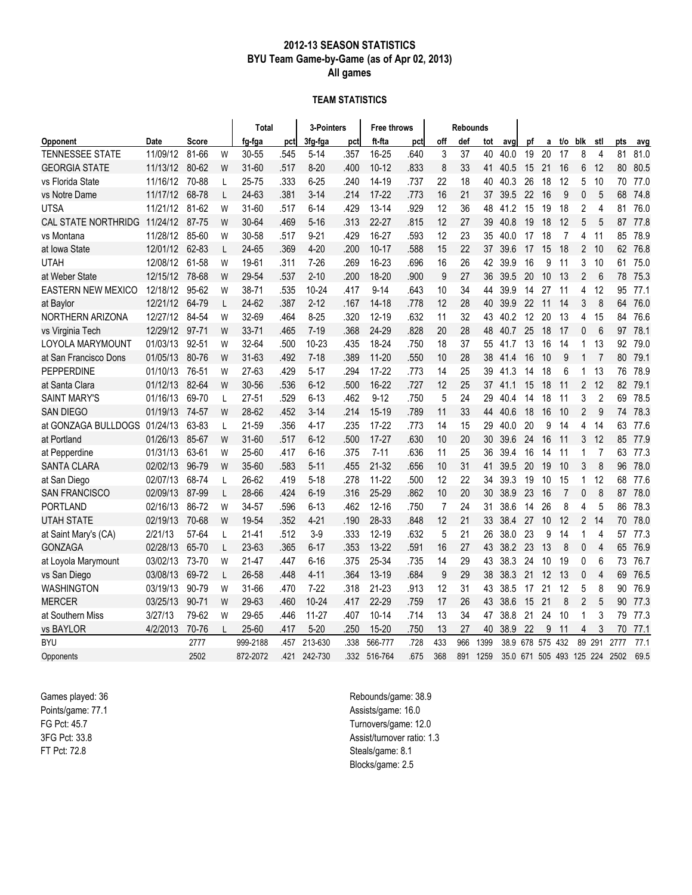## 2012-13 SEASON STATISTICS
## BYU Team Game-by-Game (as of Apr 02, 2013)
## All games

### TEAM STATISTICS

| | | | | Total | | 3-Pointers | | Free throws | | Rebounds | | | | | | | | | | |
|---|---|---|---|---|---|---|---|---|---|---|---|---|---|---|---|---|---|---|---|---|
| Opponent | Date | Score | | fg-fga | pct | 3fg-fga | pct | ft-fta | pct | off | def | tot | avg | pf | a | t/o | blk | stl | pts | avg |
| TENNESSEE STATE | 11/09/12 | 81-66 | W | 30-55 | .545 | 5-14 | .357 | 16-25 | .640 | 3 | 37 | 40 | 40.0 | 19 | 20 | 17 | 8 | 4 | 81 | 81.0 |
| GEORGIA STATE | 11/13/12 | 80-62 | W | 31-60 | .517 | 8-20 | .400 | 10-12 | .833 | 8 | 33 | 41 | 40.5 | 15 | 21 | 16 | 6 | 12 | 80 | 80.5 |
| vs Florida State | 11/16/12 | 70-88 | L | 25-75 | .333 | 6-25 | .240 | 14-19 | .737 | 22 | 18 | 40 | 40.3 | 26 | 18 | 12 | 5 | 10 | 70 | 77.0 |
| vs Notre Dame | 11/17/12 | 68-78 | L | 24-63 | .381 | 3-14 | .214 | 17-22 | .773 | 16 | 21 | 37 | 39.5 | 22 | 16 | 9 | 0 | 5 | 68 | 74.8 |
| UTSA | 11/21/12 | 81-62 | W | 31-60 | .517 | 6-14 | .429 | 13-14 | .929 | 12 | 36 | 48 | 41.2 | 15 | 19 | 18 | 2 | 4 | 81 | 76.0 |
| CAL STATE NORTHRIDG | 11/24/12 | 87-75 | W | 30-64 | .469 | 5-16 | .313 | 22-27 | .815 | 12 | 27 | 39 | 40.8 | 19 | 18 | 12 | 5 | 5 | 87 | 77.8 |
| vs Montana | 11/28/12 | 85-60 | W | 30-58 | .517 | 9-21 | .429 | 16-27 | .593 | 12 | 23 | 35 | 40.0 | 17 | 18 | 7 | 4 | 11 | 85 | 78.9 |
| at Iowa State | 12/01/12 | 62-83 | L | 24-65 | .369 | 4-20 | .200 | 10-17 | .588 | 15 | 22 | 37 | 39.6 | 17 | 15 | 18 | 2 | 10 | 62 | 76.8 |
| UTAH | 12/08/12 | 61-58 | W | 19-61 | .311 | 7-26 | .269 | 16-23 | .696 | 16 | 26 | 42 | 39.9 | 16 | 9 | 11 | 3 | 10 | 61 | 75.0 |
| at Weber State | 12/15/12 | 78-68 | W | 29-54 | .537 | 2-10 | .200 | 18-20 | .900 | 9 | 27 | 36 | 39.5 | 20 | 10 | 13 | 2 | 6 | 78 | 75.3 |
| EASTERN NEW MEXICO | 12/18/12 | 95-62 | W | 38-71 | .535 | 10-24 | .417 | 9-14 | .643 | 10 | 34 | 44 | 39.9 | 14 | 27 | 11 | 4 | 12 | 95 | 77.1 |
| at Baylor | 12/21/12 | 64-79 | L | 24-62 | .387 | 2-12 | .167 | 14-18 | .778 | 12 | 28 | 40 | 39.9 | 22 | 11 | 14 | 3 | 8 | 64 | 76.0 |
| NORTHERN ARIZONA | 12/27/12 | 84-54 | W | 32-69 | .464 | 8-25 | .320 | 12-19 | .632 | 11 | 32 | 43 | 40.2 | 12 | 20 | 13 | 4 | 15 | 84 | 76.6 |
| vs Virginia Tech | 12/29/12 | 97-71 | W | 33-71 | .465 | 7-19 | .368 | 24-29 | .828 | 20 | 28 | 48 | 40.7 | 25 | 18 | 17 | 0 | 6 | 97 | 78.1 |
| LOYOLA MARYMOUNT | 01/03/13 | 92-51 | W | 32-64 | .500 | 10-23 | .435 | 18-24 | .750 | 18 | 37 | 55 | 41.7 | 13 | 16 | 14 | 1 | 13 | 92 | 79.0 |
| at San Francisco Dons | 01/05/13 | 80-76 | W | 31-63 | .492 | 7-18 | .389 | 11-20 | .550 | 10 | 28 | 38 | 41.4 | 16 | 10 | 9 | 1 | 7 | 80 | 79.1 |
| PEPPERDINE | 01/10/13 | 76-51 | W | 27-63 | .429 | 5-17 | .294 | 17-22 | .773 | 14 | 25 | 39 | 41.3 | 14 | 18 | 6 | 1 | 13 | 76 | 78.9 |
| at Santa Clara | 01/12/13 | 82-64 | W | 30-56 | .536 | 6-12 | .500 | 16-22 | .727 | 12 | 25 | 37 | 41.1 | 15 | 18 | 11 | 2 | 12 | 82 | 79.1 |
| SAINT MARY'S | 01/16/13 | 69-70 | L | 27-51 | .529 | 6-13 | .462 | 9-12 | .750 | 5 | 24 | 29 | 40.4 | 14 | 18 | 11 | 3 | 2 | 69 | 78.5 |
| SAN DIEGO | 01/19/13 | 74-57 | W | 28-62 | .452 | 3-14 | .214 | 15-19 | .789 | 11 | 33 | 44 | 40.6 | 18 | 16 | 10 | 2 | 9 | 74 | 78.3 |
| at GONZAGA BULLDOGS | 01/24/13 | 63-83 | L | 21-59 | .356 | 4-17 | .235 | 17-22 | .773 | 14 | 15 | 29 | 40.0 | 20 | 9 | 14 | 4 | 14 | 63 | 77.6 |
| at Portland | 01/26/13 | 85-67 | W | 31-60 | .517 | 6-12 | .500 | 17-27 | .630 | 10 | 20 | 30 | 39.6 | 24 | 16 | 11 | 3 | 12 | 85 | 77.9 |
| at Pepperdine | 01/31/13 | 63-61 | W | 25-60 | .417 | 6-16 | .375 | 7-11 | .636 | 11 | 25 | 36 | 39.4 | 16 | 14 | 11 | 1 | 7 | 63 | 77.3 |
| SANTA CLARA | 02/02/13 | 96-79 | W | 35-60 | .583 | 5-11 | .455 | 21-32 | .656 | 10 | 31 | 41 | 39.5 | 20 | 19 | 10 | 3 | 8 | 96 | 78.0 |
| at San Diego | 02/07/13 | 68-74 | L | 26-62 | .419 | 5-18 | .278 | 11-22 | .500 | 12 | 22 | 34 | 39.3 | 19 | 10 | 15 | 1 | 12 | 68 | 77.6 |
| SAN FRANCISCO | 02/09/13 | 87-99 | L | 28-66 | .424 | 6-19 | .316 | 25-29 | .862 | 10 | 20 | 30 | 38.9 | 23 | 16 | 7 | 0 | 8 | 87 | 78.0 |
| PORTLAND | 02/16/13 | 86-72 | W | 34-57 | .596 | 6-13 | .462 | 12-16 | .750 | 7 | 24 | 31 | 38.6 | 14 | 26 | 8 | 4 | 5 | 86 | 78.3 |
| UTAH STATE | 02/19/13 | 70-68 | W | 19-54 | .352 | 4-21 | .190 | 28-33 | .848 | 12 | 21 | 33 | 38.4 | 27 | 10 | 12 | 2 | 14 | 70 | 78.0 |
| at Saint Mary's (CA) | 2/21/13 | 57-64 | L | 21-41 | .512 | 3-9 | .333 | 12-19 | .632 | 5 | 21 | 26 | 38.0 | 23 | 9 | 14 | 1 | 4 | 57 | 77.3 |
| GONZAGA | 02/28/13 | 65-70 | L | 23-63 | .365 | 6-17 | .353 | 13-22 | .591 | 16 | 27 | 43 | 38.2 | 23 | 13 | 8 | 0 | 4 | 65 | 76.9 |
| at Loyola Marymount | 03/02/13 | 73-70 | W | 21-47 | .447 | 6-16 | .375 | 25-34 | .735 | 14 | 29 | 43 | 38.3 | 24 | 10 | 19 | 0 | 6 | 73 | 76.7 |
| vs San Diego | 03/08/13 | 69-72 | L | 26-58 | .448 | 4-11 | .364 | 13-19 | .684 | 9 | 29 | 38 | 38.3 | 21 | 12 | 13 | 0 | 4 | 69 | 76.5 |
| WASHINGTON | 03/19/13 | 90-79 | W | 31-66 | .470 | 7-22 | .318 | 21-23 | .913 | 12 | 31 | 43 | 38.5 | 17 | 21 | 12 | 5 | 8 | 90 | 76.9 |
| MERCER | 03/25/13 | 90-71 | W | 29-63 | .460 | 10-24 | .417 | 22-29 | .759 | 17 | 26 | 43 | 38.6 | 15 | 21 | 8 | 2 | 5 | 90 | 77.3 |
| at Southern Miss | 3/27/13 | 79-62 | W | 29-65 | .446 | 11-27 | .407 | 10-14 | .714 | 13 | 34 | 47 | 38.8 | 21 | 24 | 10 | 1 | 3 | 79 | 77.3 |
| vs BAYLOR | 4/2/2013 | 70-76 | L | 25-60 | .417 | 5-20 | .250 | 15-20 | .750 | 13 | 27 | 40 | 38.9 | 22 | 9 | 11 | 4 | 3 | 70 | 77.1 |
| BYU | | 2777 | | 999-2188 | .457 | 213-630 | .338 | 566-777 | .728 | 433 | 966 | 1399 | 38.9 | 678 | 575 | 432 | 89 | 291 | 2777 | 77.1 |
| Opponents | | 2502 | | 872-2072 | .421 | 242-730 | .332 | 516-764 | .675 | 368 | 891 | 1259 | 35.0 | 671 | 505 | 493 | 125 | 224 | 2502 | 69.5 |

Games played: 36
Points/game: 77.1
FG Pct: 45.7
3FG Pct: 33.8
FT Pct: 72.8

Rebounds/game: 38.9
Assists/game: 16.0
Turnovers/game: 12.0
Assist/turnover ratio: 1.3
Steals/game: 8.1
Blocks/game: 2.5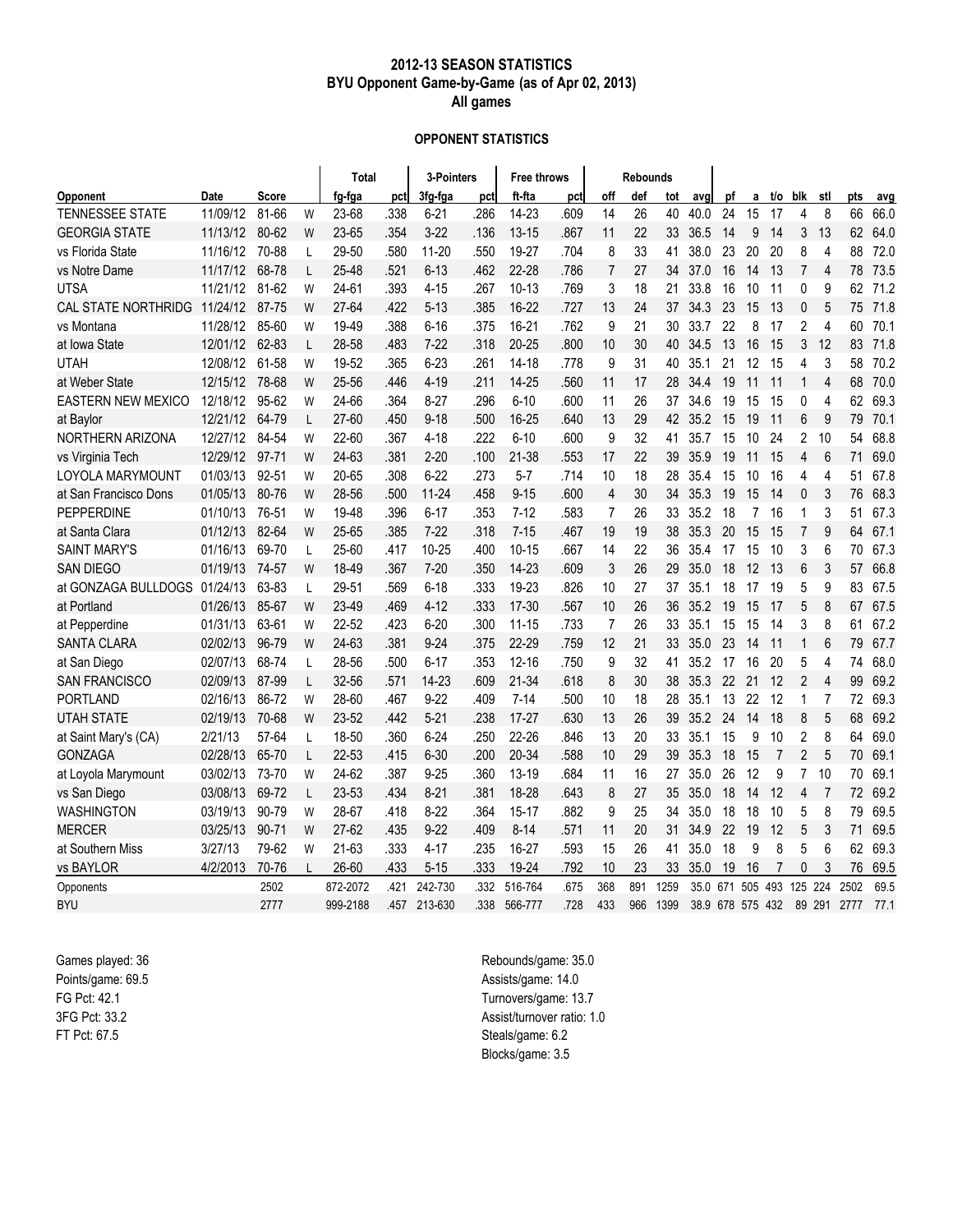# 2012-13 SEASON STATISTICS
## BYU Opponent Game-by-Game (as of Apr 02, 2013)
### All games

#### OPPONENT STATISTICS

| | | | | Total | | 3-Pointers | | Free throws | | Rebounds | | | | | | | | | | |
|---|---|---|---|---|---|---|---|---|---|---|---|---|---|---|---|---|---|---|---|---|
| Opponent | Date | Score | | fg-fga | pct | 3fg-fga | pct | ft-fta | pct | off | def | tot | avg | pf | a | t/o | blk | stl | pts | avg |
| TENNESSEE STATE | 11/09/12 | 81-66 | W | 23-68 | .338 | 6-21 | .286 | 14-23 | .609 | 14 | 26 | 40 | 40.0 | 24 | 15 | 17 | 4 | 8 | 66 | 66.0 |
| GEORGIA STATE | 11/13/12 | 80-62 | W | 23-65 | .354 | 3-22 | .136 | 13-15 | .867 | 11 | 22 | 33 | 36.5 | 14 | 9 | 14 | 3 | 13 | 62 | 64.0 |
| vs Florida State | 11/16/12 | 70-88 | L | 29-50 | .580 | 11-20 | .550 | 19-27 | .704 | 8 | 33 | 41 | 38.0 | 23 | 20 | 20 | 8 | 4 | 88 | 72.0 |
| vs Notre Dame | 11/17/12 | 68-78 | L | 25-48 | .521 | 6-13 | .462 | 22-28 | .786 | 7 | 27 | 34 | 37.0 | 16 | 14 | 13 | 7 | 4 | 78 | 73.5 |
| UTSA | 11/21/12 | 81-62 | W | 24-61 | .393 | 4-15 | .267 | 10-13 | .769 | 3 | 18 | 21 | 33.8 | 16 | 10 | 11 | 0 | 9 | 62 | 71.2 |
| CAL STATE NORTHRIDG | 11/24/12 | 87-75 | W | 27-64 | .422 | 5-13 | .385 | 16-22 | .727 | 13 | 24 | 37 | 34.3 | 23 | 15 | 13 | 0 | 5 | 75 | 71.8 |
| vs Montana | 11/28/12 | 85-60 | W | 19-49 | .388 | 6-16 | .375 | 16-21 | .762 | 9 | 21 | 30 | 33.7 | 22 | 8 | 17 | 2 | 4 | 60 | 70.1 |
| at Iowa State | 12/01/12 | 62-83 | L | 28-58 | .483 | 7-22 | .318 | 20-25 | .800 | 10 | 30 | 40 | 34.5 | 13 | 16 | 15 | 3 | 12 | 83 | 71.8 |
| UTAH | 12/08/12 | 61-58 | W | 19-52 | .365 | 6-23 | .261 | 14-18 | .778 | 9 | 31 | 40 | 35.1 | 21 | 12 | 15 | 4 | 3 | 58 | 70.2 |
| at Weber State | 12/15/12 | 78-68 | W | 25-56 | .446 | 4-19 | .211 | 14-25 | .560 | 11 | 17 | 28 | 34.4 | 19 | 11 | 11 | 1 | 4 | 68 | 70.0 |
| EASTERN NEW MEXICO | 12/18/12 | 95-62 | W | 24-66 | .364 | 8-27 | .296 | 6-10 | .600 | 11 | 26 | 37 | 34.6 | 19 | 15 | 15 | 0 | 4 | 62 | 69.3 |
| at Baylor | 12/21/12 | 64-79 | L | 27-60 | .450 | 9-18 | .500 | 16-25 | .640 | 13 | 29 | 42 | 35.2 | 15 | 19 | 11 | 6 | 9 | 79 | 70.1 |
| NORTHERN ARIZONA | 12/27/12 | 84-54 | W | 22-60 | .367 | 4-18 | .222 | 6-10 | .600 | 9 | 32 | 41 | 35.7 | 15 | 10 | 24 | 2 | 10 | 54 | 68.8 |
| vs Virginia Tech | 12/29/12 | 97-71 | W | 24-63 | .381 | 2-20 | .100 | 21-38 | .553 | 17 | 22 | 39 | 35.9 | 19 | 11 | 15 | 4 | 6 | 71 | 69.0 |
| LOYOLA MARYMOUNT | 01/03/13 | 92-51 | W | 20-65 | .308 | 6-22 | .273 | 5-7 | .714 | 10 | 18 | 28 | 35.4 | 15 | 10 | 16 | 4 | 4 | 51 | 67.8 |
| at San Francisco Dons | 01/05/13 | 80-76 | W | 28-56 | .500 | 11-24 | .458 | 9-15 | .600 | 4 | 30 | 34 | 35.3 | 19 | 15 | 14 | 0 | 3 | 76 | 68.3 |
| PEPPERDINE | 01/10/13 | 76-51 | W | 19-48 | .396 | 6-17 | .353 | 7-12 | .583 | 7 | 26 | 33 | 35.2 | 18 | 7 | 16 | 1 | 3 | 51 | 67.3 |
| at Santa Clara | 01/12/13 | 82-64 | W | 25-65 | .385 | 7-22 | .318 | 7-15 | .467 | 19 | 19 | 38 | 35.3 | 20 | 15 | 15 | 7 | 9 | 64 | 67.1 |
| SAINT MARY'S | 01/16/13 | 69-70 | L | 25-60 | .417 | 10-25 | .400 | 10-15 | .667 | 14 | 22 | 36 | 35.4 | 17 | 15 | 10 | 3 | 6 | 70 | 67.3 |
| SAN DIEGO | 01/19/13 | 74-57 | W | 18-49 | .367 | 7-20 | .350 | 14-23 | .609 | 3 | 26 | 29 | 35.0 | 18 | 12 | 13 | 6 | 3 | 57 | 66.8 |
| at GONZAGA BULLDOGS | 01/24/13 | 63-83 | L | 29-51 | .569 | 6-18 | .333 | 19-23 | .826 | 10 | 27 | 37 | 35.1 | 18 | 17 | 19 | 5 | 9 | 83 | 67.5 |
| at Portland | 01/26/13 | 85-67 | W | 23-49 | .469 | 4-12 | .333 | 17-30 | .567 | 10 | 26 | 36 | 35.2 | 19 | 15 | 17 | 5 | 8 | 67 | 67.5 |
| at Pepperdine | 01/31/13 | 63-61 | W | 22-52 | .423 | 6-20 | .300 | 11-15 | .733 | 7 | 26 | 33 | 35.1 | 15 | 15 | 14 | 3 | 8 | 61 | 67.2 |
| SANTA CLARA | 02/02/13 | 96-79 | W | 24-63 | .381 | 9-24 | .375 | 22-29 | .759 | 12 | 21 | 33 | 35.0 | 23 | 14 | 11 | 1 | 6 | 79 | 67.7 |
| at San Diego | 02/07/13 | 68-74 | L | 28-56 | .500 | 6-17 | .353 | 12-16 | .750 | 9 | 32 | 41 | 35.2 | 17 | 16 | 20 | 5 | 4 | 74 | 68.0 |
| SAN FRANCISCO | 02/09/13 | 87-99 | L | 32-56 | .571 | 14-23 | .609 | 21-34 | .618 | 8 | 30 | 38 | 35.3 | 22 | 21 | 12 | 2 | 4 | 99 | 69.2 |
| PORTLAND | 02/16/13 | 86-72 | W | 28-60 | .467 | 9-22 | .409 | 7-14 | .500 | 10 | 18 | 28 | 35.1 | 13 | 22 | 12 | 1 | 7 | 72 | 69.3 |
| UTAH STATE | 02/19/13 | 70-68 | W | 23-52 | .442 | 5-21 | .238 | 17-27 | .630 | 13 | 26 | 39 | 35.2 | 24 | 14 | 18 | 8 | 5 | 68 | 69.2 |
| at Saint Mary's (CA) | 2/21/13 | 57-64 | L | 18-50 | .360 | 6-24 | .250 | 22-26 | .846 | 13 | 20 | 33 | 35.1 | 15 | 9 | 10 | 2 | 8 | 64 | 69.0 |
| GONZAGA | 02/28/13 | 65-70 | L | 22-53 | .415 | 6-30 | .200 | 20-34 | .588 | 10 | 29 | 39 | 35.3 | 18 | 15 | 7 | 2 | 5 | 70 | 69.1 |
| at Loyola Marymount | 03/02/13 | 73-70 | W | 24-62 | .387 | 9-25 | .360 | 13-19 | .684 | 11 | 16 | 27 | 35.0 | 26 | 12 | 9 | 7 | 10 | 70 | 69.1 |
| vs San Diego | 03/08/13 | 69-72 | L | 23-53 | .434 | 8-21 | .381 | 18-28 | .643 | 8 | 27 | 35 | 35.0 | 18 | 14 | 12 | 4 | 7 | 72 | 69.2 |
| WASHINGTON | 03/19/13 | 90-79 | W | 28-67 | .418 | 8-22 | .364 | 15-17 | .882 | 9 | 25 | 34 | 35.0 | 18 | 18 | 10 | 5 | 8 | 79 | 69.5 |
| MERCER | 03/25/13 | 90-71 | W | 27-62 | .435 | 9-22 | .409 | 8-14 | .571 | 11 | 20 | 31 | 34.9 | 22 | 19 | 12 | 5 | 3 | 71 | 69.5 |
| at Southern Miss | 3/27/13 | 79-62 | W | 21-63 | .333 | 4-17 | .235 | 16-27 | .593 | 15 | 26 | 41 | 35.0 | 18 | 9 | 8 | 5 | 6 | 62 | 69.3 |
| vs BAYLOR | 4/2/2013 | 70-76 | L | 26-60 | .433 | 5-15 | .333 | 19-24 | .792 | 10 | 23 | 33 | 35.0 | 19 | 16 | 7 | 0 | 3 | 76 | 69.5 |
| Opponents | | 2502 | | 872-2072 | .421 | 242-730 | .332 | 516-764 | .675 | 368 | 891 | 1259 | 35.0 | 671 | 505 | 493 | 125 | 224 | 2502 | 69.5 |
| BYU | | 2777 | | 999-2188 | .457 | 213-630 | .338 | 566-777 | .728 | 433 | 966 | 1399 | 38.9 | 678 | 575 | 432 | 89 | 291 | 2777 | 77.1 |

Games played: 36
Points/game: 69.5
FG Pct: 42.1
3FG Pct: 33.2
FT Pct: 67.5

Rebounds/game: 35.0
Assists/game: 14.0
Turnovers/game: 13.7
Assist/turnover ratio: 1.0
Steals/game: 6.2
Blocks/game: 3.5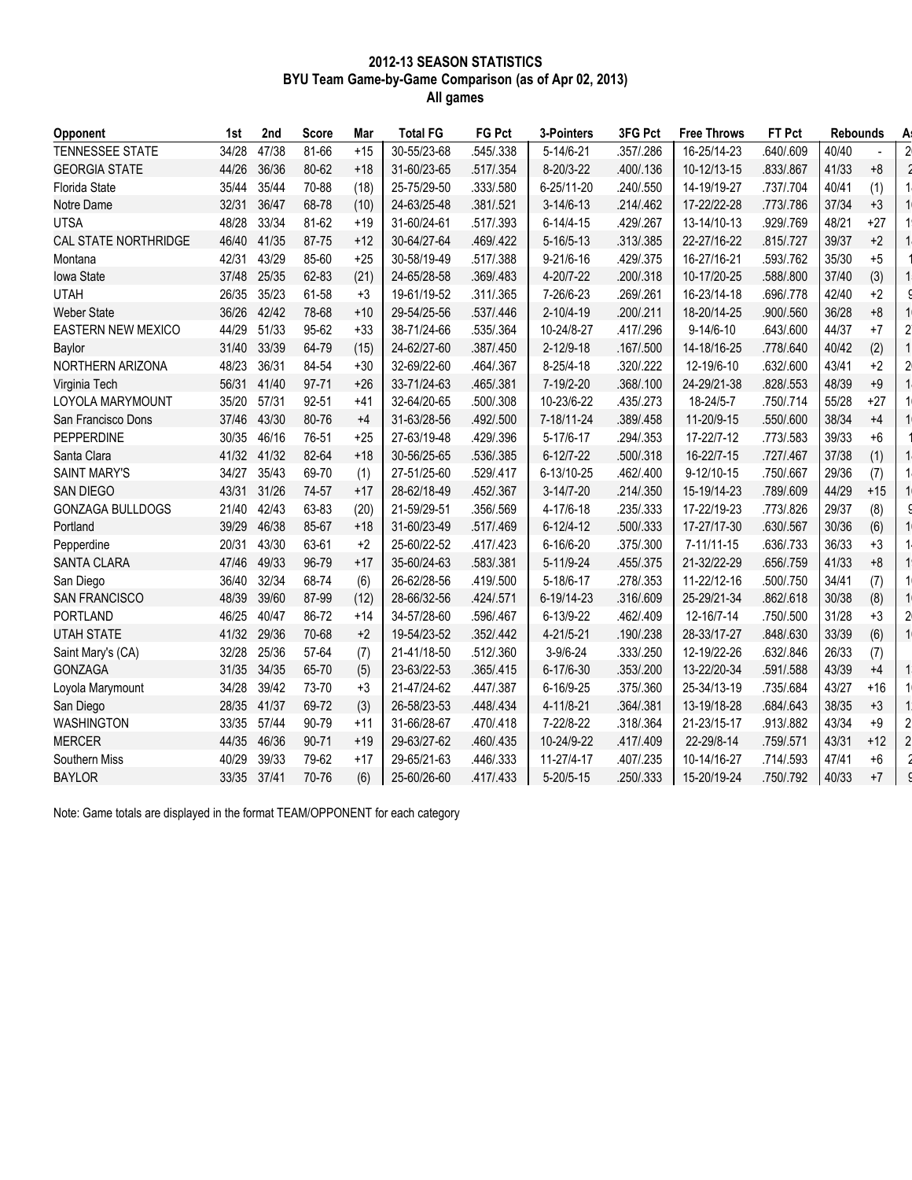**2012-13 SEASON STATISTICS**
**BYU Team Game-by-Game Comparison (as of Apr 02, 2013)**
**All games**

| Opponent | 1st | 2nd | Score | Mar | Total FG | FG Pct | 3-Pointers | 3FG Pct | Free Throws | FT Pct | Rebounds | |
|---|---|---|---|---|---|---|---|---|---|---|---|---|
| TENNESSEE STATE | 34/28 | 47/38 | 81-66 | +15 | 30-55/23-68 | .545/.338 | 5-14/6-21 | .357/.286 | 16-25/14-23 | .640/.609 | 40/40 | - |
| GEORGIA STATE | 44/26 | 36/36 | 80-62 | +18 | 31-60/23-65 | .517/.354 | 8-20/3-22 | .400/.136 | 10-12/13-15 | .833/.867 | 41/33 | +8 |
| Florida State | 35/44 | 35/44 | 70-88 | (18) | 25-75/29-50 | .333/.580 | 6-25/11-20 | .240/.550 | 14-19/19-27 | .737/.704 | 40/41 | (1) |
| Notre Dame | 32/31 | 36/47 | 68-78 | (10) | 24-63/25-48 | .381/.521 | 3-14/6-13 | .214/.462 | 17-22/22-28 | .773/.786 | 37/34 | +3 |
| UTSA | 48/28 | 33/34 | 81-62 | +19 | 31-60/24-61 | .517/.393 | 6-14/4-15 | .429/.267 | 13-14/10-13 | .929/.769 | 48/21 | +27 |
| CAL STATE NORTHRIDGE | 46/40 | 41/35 | 87-75 | +12 | 30-64/27-64 | .469/.422 | 5-16/5-13 | .313/.385 | 22-27/16-22 | .815/.727 | 39/37 | +2 |
| Montana | 42/31 | 43/29 | 85-60 | +25 | 30-58/19-49 | .517/.388 | 9-21/6-16 | .429/.375 | 16-27/16-21 | .593/.762 | 35/30 | +5 |
| Iowa State | 37/48 | 25/35 | 62-83 | (21) | 24-65/28-58 | .369/.483 | 4-20/7-22 | .200/.318 | 10-17/20-25 | .588/.800 | 37/40 | (3) |
| UTAH | 26/35 | 35/23 | 61-58 | +3 | 19-61/19-52 | .311/.365 | 7-26/6-23 | .269/.261 | 16-23/14-18 | .696/.778 | 42/40 | +2 |
| Weber State | 36/26 | 42/42 | 78-68 | +10 | 29-54/25-56 | .537/.446 | 2-10/4-19 | .200/.211 | 18-20/14-25 | .900/.560 | 36/28 | +8 |
| EASTERN NEW MEXICO | 44/29 | 51/33 | 95-62 | +33 | 38-71/24-66 | .535/.364 | 10-24/8-27 | .417/.296 | 9-14/6-10 | .643/.600 | 44/37 | +7 |
| Baylor | 31/40 | 33/39 | 64-79 | (15) | 24-62/27-60 | .387/.450 | 2-12/9-18 | .167/.500 | 14-18/16-25 | .778/.640 | 40/42 | (2) |
| NORTHERN ARIZONA | 48/23 | 36/31 | 84-54 | +30 | 32-69/22-60 | .464/.367 | 8-25/4-18 | .320/.222 | 12-19/6-10 | .632/.600 | 43/41 | +2 |
| Virginia Tech | 56/31 | 41/40 | 97-71 | +26 | 33-71/24-63 | .465/.381 | 7-19/2-20 | .368/.100 | 24-29/21-38 | .828/.553 | 48/39 | +9 |
| LOYOLA MARYMOUNT | 35/20 | 57/31 | 92-51 | +41 | 32-64/20-65 | .500/.308 | 10-23/6-22 | .435/.273 | 18-24/5-7 | .750/.714 | 55/28 | +27 |
| San Francisco Dons | 37/46 | 43/30 | 80-76 | +4 | 31-63/28-56 | .492/.500 | 7-18/11-24 | .389/.458 | 11-20/9-15 | .550/.600 | 38/34 | +4 |
| PEPPERDINE | 30/35 | 46/16 | 76-51 | +25 | 27-63/19-48 | .429/.396 | 5-17/6-17 | .294/.353 | 17-22/7-12 | .773/.583 | 39/33 | +6 |
| Santa Clara | 41/32 | 41/32 | 82-64 | +18 | 30-56/25-65 | .536/.385 | 6-12/7-22 | .500/.318 | 16-22/7-15 | .727/.467 | 37/38 | (1) |
| SAINT MARY'S | 34/27 | 35/43 | 69-70 | (1) | 27-51/25-60 | .529/.417 | 6-13/10-25 | .462/.400 | 9-12/10-15 | .750/.667 | 29/36 | (7) |
| SAN DIEGO | 43/31 | 31/26 | 74-57 | +17 | 28-62/18-49 | .452/.367 | 3-14/7-20 | .214/.350 | 15-19/14-23 | .789/.609 | 44/29 | +15 |
| GONZAGA BULLDOGS | 21/40 | 42/43 | 63-83 | (20) | 21-59/29-51 | .356/.569 | 4-17/6-18 | .235/.333 | 17-22/19-23 | .773/.826 | 29/37 | (8) |
| Portland | 39/29 | 46/38 | 85-67 | +18 | 31-60/23-49 | .517/.469 | 6-12/4-12 | .500/.333 | 17-27/17-30 | .630/.567 | 30/36 | (6) |
| Pepperdine | 20/31 | 43/30 | 63-61 | +2 | 25-60/22-52 | .417/.423 | 6-16/6-20 | .375/.300 | 7-11/11-15 | .636/.733 | 36/33 | +3 |
| SANTA CLARA | 47/46 | 49/33 | 96-79 | +17 | 35-60/24-63 | .583/.381 | 5-11/9-24 | .455/.375 | 21-32/22-29 | .656/.759 | 41/33 | +8 |
| San Diego | 36/40 | 32/34 | 68-74 | (6) | 26-62/28-56 | .419/.500 | 5-18/6-17 | .278/.353 | 11-22/12-16 | .500/.750 | 34/41 | (7) |
| SAN FRANCISCO | 48/39 | 39/60 | 87-99 | (12) | 28-66/32-56 | .424/.571 | 6-19/14-23 | .316/.609 | 25-29/21-34 | .862/.618 | 30/38 | (8) |
| PORTLAND | 46/25 | 40/47 | 86-72 | +14 | 34-57/28-60 | .596/.467 | 6-13/9-22 | .462/.409 | 12-16/7-14 | .750/.500 | 31/28 | +3 |
| UTAH STATE | 41/32 | 29/36 | 70-68 | +2 | 19-54/23-52 | .352/.442 | 4-21/5-21 | .190/.238 | 28-33/17-27 | .848/.630 | 33/39 | (6) |
| Saint Mary's (CA) | 32/28 | 25/36 | 57-64 | (7) | 21-41/18-50 | .512/.360 | 3-9/6-24 | .333/.250 | 12-19/22-26 | .632/.846 | 26/33 | (7) |
| GONZAGA | 31/35 | 34/35 | 65-70 | (5) | 23-63/22-53 | .365/.415 | 6-17/6-30 | .353/.200 | 13-22/20-34 | .591/.588 | 43/39 | +4 |
| Loyola Marymount | 34/28 | 39/42 | 73-70 | +3 | 21-47/24-62 | .447/.387 | 6-16/9-25 | .375/.360 | 25-34/13-19 | .735/.684 | 43/27 | +16 |
| San Diego | 28/35 | 41/37 | 69-72 | (3) | 26-58/23-53 | .448/.434 | 4-11/8-21 | .364/.381 | 13-19/18-28 | .684/.643 | 38/35 | +3 |
| WASHINGTON | 33/35 | 57/44 | 90-79 | +11 | 31-66/28-67 | .470/.418 | 7-22/8-22 | .318/.364 | 21-23/15-17 | .913/.882 | 43/34 | +9 |
| MERCER | 44/35 | 46/36 | 90-71 | +19 | 29-63/27-62 | .460/.435 | 10-24/9-22 | .417/.409 | 22-29/8-14 | .759/.571 | 43/31 | +12 |
| Southern Miss | 40/29 | 39/33 | 79-62 | +17 | 29-65/21-63 | .446/.333 | 11-27/4-17 | .407/.235 | 10-14/16-27 | .714/.593 | 47/41 | +6 |
| BAYLOR | 33/35 | 37/41 | 70-76 | (6) | 25-60/26-60 | .417/.433 | 5-20/5-15 | .250/.333 | 15-20/19-24 | .750/.792 | 40/33 | +7 |

Note: Game totals are displayed in the format TEAM/OPPONENT for each category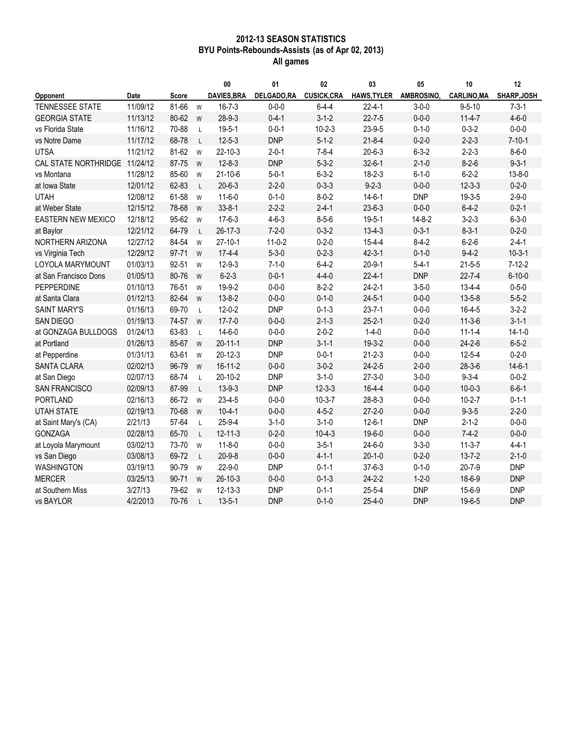**2012-13 SEASON STATISTICS**
**BYU Points-Rebounds-Assists (as of Apr 02, 2013)**
**All games**

| Opponent | Date | Score | | 00 DAVIES,BRA | 01 DELGADO,RA | 02 CUSICK,CRA | 03 HAWS,TYLER | 05 AMBROSINO, | 10 CARLINO,MA | 12 SHARP,JOSH |
|---|---|---|---|---|---|---|---|---|---|---|
| TENNESSEE STATE | 11/09/12 | 81-66 | W | 16-7-3 | 0-0-0 | 6-4-4 | 22-4-1 | 3-0-0 | 9-5-10 | 7-3-1 |
| GEORGIA STATE | 11/13/12 | 80-62 | W | 28-9-3 | 0-4-1 | 3-1-2 | 22-7-5 | 0-0-0 | 11-4-7 | 4-6-0 |
| vs Florida State | 11/16/12 | 70-88 | L | 19-5-1 | 0-0-1 | 10-2-3 | 23-9-5 | 0-1-0 | 0-3-2 | 0-0-0 |
| vs Notre Dame | 11/17/12 | 68-78 | L | 12-5-3 | DNP | 5-1-2 | 21-8-4 | 0-2-0 | 2-2-3 | 7-10-1 |
| UTSA | 11/21/12 | 81-62 | W | 22-10-3 | 2-0-1 | 7-8-4 | 20-6-3 | 6-3-2 | 2-2-3 | 8-6-0 |
| CAL STATE NORTHRIDGE | 11/24/12 | 87-75 | W | 12-8-3 | DNP | 5-3-2 | 32-6-1 | 2-1-0 | 8-2-6 | 9-3-1 |
| vs Montana | 11/28/12 | 85-60 | W | 21-10-6 | 5-0-1 | 6-3-2 | 18-2-3 | 6-1-0 | 6-2-2 | 13-8-0 |
| at Iowa State | 12/01/12 | 62-83 | L | 20-6-3 | 2-2-0 | 0-3-3 | 9-2-3 | 0-0-0 | 12-3-3 | 0-2-0 |
| UTAH | 12/08/12 | 61-58 | W | 11-6-0 | 0-1-0 | 8-0-2 | 14-6-1 | DNP | 19-3-5 | 2-9-0 |
| at Weber State | 12/15/12 | 78-68 | W | 33-8-1 | 2-2-2 | 2-4-1 | 23-6-3 | 0-0-0 | 6-4-2 | 0-2-1 |
| EASTERN NEW MEXICO | 12/18/12 | 95-62 | W | 17-6-3 | 4-6-3 | 8-5-6 | 19-5-1 | 14-8-2 | 3-2-3 | 6-3-0 |
| at Baylor | 12/21/12 | 64-79 | L | 26-17-3 | 7-2-0 | 0-3-2 | 13-4-3 | 0-3-1 | 8-3-1 | 0-2-0 |
| NORTHERN ARIZONA | 12/27/12 | 84-54 | W | 27-10-1 | 11-0-2 | 0-2-0 | 15-4-4 | 8-4-2 | 6-2-6 | 2-4-1 |
| vs Virginia Tech | 12/29/12 | 97-71 | W | 17-4-4 | 5-3-0 | 0-2-3 | 42-3-1 | 0-1-0 | 9-4-2 | 10-3-1 |
| LOYOLA MARYMOUNT | 01/03/13 | 92-51 | W | 12-9-3 | 7-1-0 | 6-4-2 | 20-9-1 | 5-4-1 | 21-5-5 | 7-12-2 |
| at San Francisco Dons | 01/05/13 | 80-76 | W | 6-2-3 | 0-0-1 | 4-4-0 | 22-4-1 | DNP | 22-7-4 | 6-10-0 |
| PEPPERDINE | 01/10/13 | 76-51 | W | 19-9-2 | 0-0-0 | 8-2-2 | 24-2-1 | 3-5-0 | 13-4-4 | 0-5-0 |
| at Santa Clara | 01/12/13 | 82-64 | W | 13-8-2 | 0-0-0 | 0-1-0 | 24-5-1 | 0-0-0 | 13-5-8 | 5-5-2 |
| SAINT MARY'S | 01/16/13 | 69-70 | L | 12-0-2 | DNP | 0-1-3 | 23-7-1 | 0-0-0 | 16-4-5 | 3-2-2 |
| SAN DIEGO | 01/19/13 | 74-57 | W | 17-7-0 | 0-0-0 | 2-1-3 | 25-2-1 | 0-2-0 | 11-3-6 | 3-1-1 |
| at GONZAGA BULLDOGS | 01/24/13 | 63-83 | L | 14-6-0 | 0-0-0 | 2-0-2 | 1-4-0 | 0-0-0 | 11-1-4 | 14-1-0 |
| at Portland | 01/26/13 | 85-67 | W | 20-11-1 | DNP | 3-1-1 | 19-3-2 | 0-0-0 | 24-2-6 | 6-5-2 |
| at Pepperdine | 01/31/13 | 63-61 | W | 20-12-3 | DNP | 0-0-1 | 21-2-3 | 0-0-0 | 12-5-4 | 0-2-0 |
| SANTA CLARA | 02/02/13 | 96-79 | W | 16-11-2 | 0-0-0 | 3-0-2 | 24-2-5 | 2-0-0 | 28-3-6 | 14-6-1 |
| at San Diego | 02/07/13 | 68-74 | L | 20-10-2 | DNP | 3-1-0 | 27-3-0 | 3-0-0 | 9-3-4 | 0-0-2 |
| SAN FRANCISCO | 02/09/13 | 87-99 | L | 13-9-3 | DNP | 12-3-3 | 16-4-4 | 0-0-0 | 10-0-3 | 6-6-1 |
| PORTLAND | 02/16/13 | 86-72 | W | 23-4-5 | 0-0-0 | 10-3-7 | 28-8-3 | 0-0-0 | 10-2-7 | 0-1-1 |
| UTAH STATE | 02/19/13 | 70-68 | W | 10-4-1 | 0-0-0 | 4-5-2 | 27-2-0 | 0-0-0 | 9-3-5 | 2-2-0 |
| at Saint Mary's (CA) | 2/21/13 | 57-64 | L | 25-9-4 | 3-1-0 | 3-1-0 | 12-6-1 | DNP | 2-1-2 | 0-0-0 |
| GONZAGA | 02/28/13 | 65-70 | L | 12-11-3 | 0-2-0 | 10-4-3 | 19-6-0 | 0-0-0 | 7-4-2 | 0-0-0 |
| at Loyola Marymount | 03/02/13 | 73-70 | W | 11-8-0 | 0-0-0 | 3-5-1 | 24-6-0 | 3-3-0 | 11-3-7 | 4-4-1 |
| vs San Diego | 03/08/13 | 69-72 | L | 20-9-8 | 0-0-0 | 4-1-1 | 20-1-0 | 0-2-0 | 13-7-2 | 2-1-0 |
| WASHINGTON | 03/19/13 | 90-79 | W | 22-9-0 | DNP | 0-1-1 | 37-6-3 | 0-1-0 | 20-7-9 | DNP |
| MERCER | 03/25/13 | 90-71 | W | 26-10-3 | 0-0-0 | 0-1-3 | 24-2-2 | 1-2-0 | 18-6-9 | DNP |
| at Southern Miss | 3/27/13 | 79-62 | W | 12-13-3 | DNP | 0-1-1 | 25-5-4 | DNP | 15-6-9 | DNP |
| vs BAYLOR | 4/2/2013 | 70-76 | L | 13-5-1 | DNP | 0-1-0 | 25-4-0 | DNP | 19-6-5 | DNP |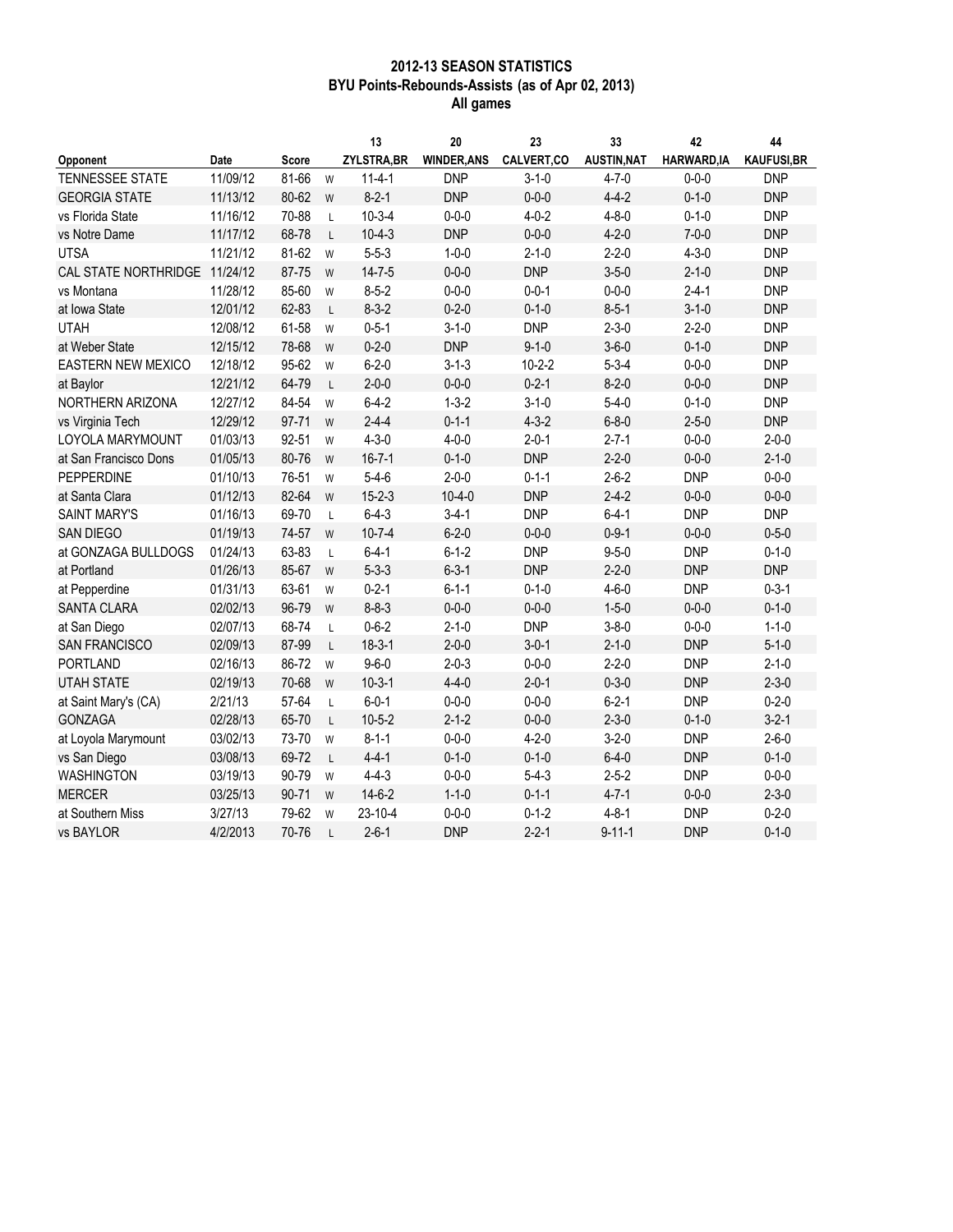**2012-13 SEASON STATISTICS**
**BYU Points-Rebounds-Assists (as of Apr 02, 2013)**
**All games**

| Opponent | Date | Score | | 13 ZYLSTRA,BR | 20 WINDER,ANS | 23 CALVERT,CO | 33 AUSTIN,NAT | 42 HARWARD,IA | 44 KAUFUSI,BR |
|---|---|---|---|---|---|---|---|---|---|
| TENNESSEE STATE | 11/09/12 | 81-66 | W | 11-4-1 | DNP | 3-1-0 | 4-7-0 | 0-0-0 | DNP |
| GEORGIA STATE | 11/13/12 | 80-62 | W | 8-2-1 | DNP | 0-0-0 | 4-4-2 | 0-1-0 | DNP |
| vs Florida State | 11/16/12 | 70-88 | L | 10-3-4 | 0-0-0 | 4-0-2 | 4-8-0 | 0-1-0 | DNP |
| vs Notre Dame | 11/17/12 | 68-78 | L | 10-4-3 | DNP | 0-0-0 | 4-2-0 | 7-0-0 | DNP |
| UTSA | 11/21/12 | 81-62 | W | 5-5-3 | 1-0-0 | 2-1-0 | 2-2-0 | 4-3-0 | DNP |
| CAL STATE NORTHRIDGE | 11/24/12 | 87-75 | W | 14-7-5 | 0-0-0 | DNP | 3-5-0 | 2-1-0 | DNP |
| vs Montana | 11/28/12 | 85-60 | W | 8-5-2 | 0-0-0 | 0-0-1 | 0-0-0 | 2-4-1 | DNP |
| at Iowa State | 12/01/12 | 62-83 | L | 8-3-2 | 0-2-0 | 0-1-0 | 8-5-1 | 3-1-0 | DNP |
| UTAH | 12/08/12 | 61-58 | W | 0-5-1 | 3-1-0 | DNP | 2-3-0 | 2-2-0 | DNP |
| at Weber State | 12/15/12 | 78-68 | W | 0-2-0 | DNP | 9-1-0 | 3-6-0 | 0-1-0 | DNP |
| EASTERN NEW MEXICO | 12/18/12 | 95-62 | W | 6-2-0 | 3-1-3 | 10-2-2 | 5-3-4 | 0-0-0 | DNP |
| at Baylor | 12/21/12 | 64-79 | L | 2-0-0 | 0-0-0 | 0-2-1 | 8-2-0 | 0-0-0 | DNP |
| NORTHERN ARIZONA | 12/27/12 | 84-54 | W | 6-4-2 | 1-3-2 | 3-1-0 | 5-4-0 | 0-1-0 | DNP |
| vs Virginia Tech | 12/29/12 | 97-71 | W | 2-4-4 | 0-1-1 | 4-3-2 | 6-8-0 | 2-5-0 | DNP |
| LOYOLA MARYMOUNT | 01/03/13 | 92-51 | W | 4-3-0 | 4-0-0 | 2-0-1 | 2-7-1 | 0-0-0 | 2-0-0 |
| at San Francisco Dons | 01/05/13 | 80-76 | W | 16-7-1 | 0-1-0 | DNP | 2-2-0 | 0-0-0 | 2-1-0 |
| PEPPERDINE | 01/10/13 | 76-51 | W | 5-4-6 | 2-0-0 | 0-1-1 | 2-6-2 | DNP | 0-0-0 |
| at Santa Clara | 01/12/13 | 82-64 | W | 15-2-3 | 10-4-0 | DNP | 2-4-2 | 0-0-0 | 0-0-0 |
| SAINT MARY'S | 01/16/13 | 69-70 | L | 6-4-3 | 3-4-1 | DNP | 6-4-1 | DNP | DNP |
| SAN DIEGO | 01/19/13 | 74-57 | W | 10-7-4 | 6-2-0 | 0-0-0 | 0-9-1 | 0-0-0 | 0-5-0 |
| at GONZAGA BULLDOGS | 01/24/13 | 63-83 | L | 6-4-1 | 6-1-2 | DNP | 9-5-0 | DNP | 0-1-0 |
| at Portland | 01/26/13 | 85-67 | W | 5-3-3 | 6-3-1 | DNP | 2-2-0 | DNP | DNP |
| at Pepperdine | 01/31/13 | 63-61 | W | 0-2-1 | 6-1-1 | 0-1-0 | 4-6-0 | DNP | 0-3-1 |
| SANTA CLARA | 02/02/13 | 96-79 | W | 8-8-3 | 0-0-0 | 0-0-0 | 1-5-0 | 0-0-0 | 0-1-0 |
| at San Diego | 02/07/13 | 68-74 | L | 0-6-2 | 2-1-0 | DNP | 3-8-0 | 0-0-0 | 1-1-0 |
| SAN FRANCISCO | 02/09/13 | 87-99 | L | 18-3-1 | 2-0-0 | 3-0-1 | 2-1-0 | DNP | 5-1-0 |
| PORTLAND | 02/16/13 | 86-72 | W | 9-6-0 | 2-0-3 | 0-0-0 | 2-2-0 | DNP | 2-1-0 |
| UTAH STATE | 02/19/13 | 70-68 | W | 10-3-1 | 4-4-0 | 2-0-1 | 0-3-0 | DNP | 2-3-0 |
| at Saint Mary's (CA) | 2/21/13 | 57-64 | L | 6-0-1 | 0-0-0 | 0-0-0 | 6-2-1 | DNP | 0-2-0 |
| GONZAGA | 02/28/13 | 65-70 | L | 10-5-2 | 2-1-2 | 0-0-0 | 2-3-0 | 0-1-0 | 3-2-1 |
| at Loyola Marymount | 03/02/13 | 73-70 | W | 8-1-1 | 0-0-0 | 4-2-0 | 3-2-0 | DNP | 2-6-0 |
| vs San Diego | 03/08/13 | 69-72 | L | 4-4-1 | 0-1-0 | 0-1-0 | 6-4-0 | DNP | 0-1-0 |
| WASHINGTON | 03/19/13 | 90-79 | W | 4-4-3 | 0-0-0 | 5-4-3 | 2-5-2 | DNP | 0-0-0 |
| MERCER | 03/25/13 | 90-71 | W | 14-6-2 | 1-1-0 | 0-1-1 | 4-7-1 | 0-0-0 | 2-3-0 |
| at Southern Miss | 3/27/13 | 79-62 | W | 23-10-4 | 0-0-0 | 0-1-2 | 4-8-1 | DNP | 0-2-0 |
| vs BAYLOR | 4/2/2013 | 70-76 | L | 2-6-1 | DNP | 2-2-1 | 9-11-1 | DNP | 0-1-0 |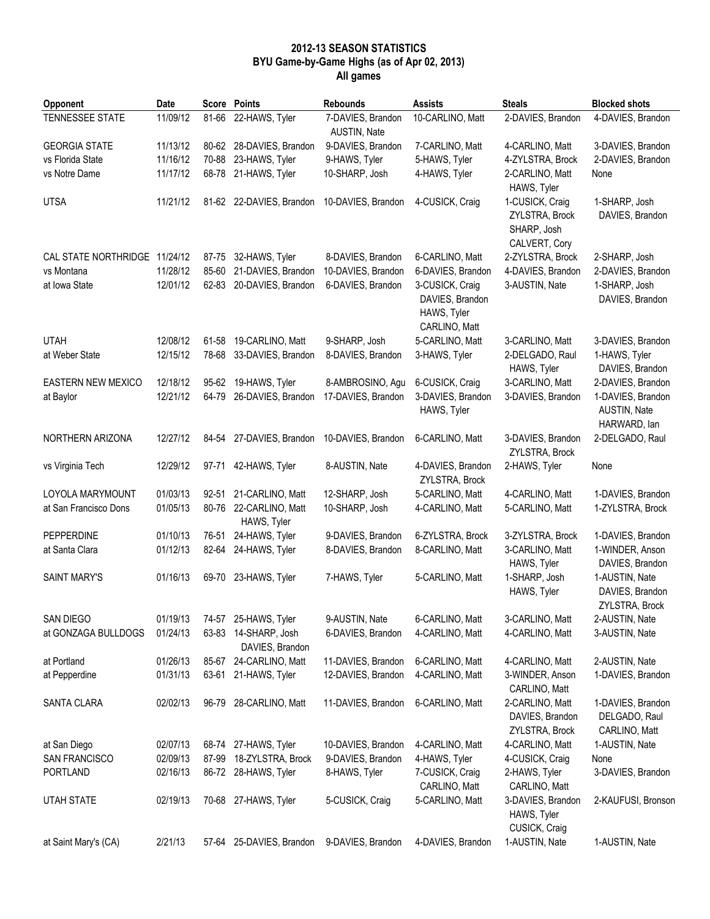**2012-13 SEASON STATISTICS**
**BYU Game-by-Game Highs (as of Apr 02, 2013)**
**All games**

| Opponent | Date | Score | Points | Rebounds | Assists | Steals | Blocked shots |
|---|---|---|---|---|---|---|---|
| TENNESSEE STATE | 11/09/12 | 81-66 | 22-HAWS, Tyler | 7-DAVIES, Brandon AUSTIN, Nate | 10-CARLINO, Matt | 2-DAVIES, Brandon | 4-DAVIES, Brandon |
| GEORGIA STATE | 11/13/12 | 80-62 | 28-DAVIES, Brandon | 9-DAVIES, Brandon | 7-CARLINO, Matt | 4-CARLINO, Matt | 3-DAVIES, Brandon |
| vs Florida State | 11/16/12 | 70-88 | 23-HAWS, Tyler | 9-HAWS, Tyler | 5-HAWS, Tyler | 4-ZYLSTRA, Brock | 2-DAVIES, Brandon |
| vs Notre Dame | 11/17/12 | 68-78 | 21-HAWS, Tyler | 10-SHARP, Josh | 4-HAWS, Tyler | 2-CARLINO, Matt HAWS, Tyler | None |
| UTSA | 11/21/12 | 81-62 | 22-DAVIES, Brandon | 10-DAVIES, Brandon | 4-CUSICK, Craig | 1-CUSICK, Craig ZYLSTRA, Brock SHARP, Josh CALVERT, Cory | 1-SHARP, Josh DAVIES, Brandon |
| CAL STATE NORTHRIDGE | 11/24/12 | 87-75 | 32-HAWS, Tyler | 8-DAVIES, Brandon | 6-CARLINO, Matt | 2-ZYLSTRA, Brock | 2-SHARP, Josh |
| vs Montana | 11/28/12 | 85-60 | 21-DAVIES, Brandon | 10-DAVIES, Brandon | 6-DAVIES, Brandon | 4-DAVIES, Brandon | 2-DAVIES, Brandon |
| at Iowa State | 12/01/12 | 62-83 | 20-DAVIES, Brandon | 6-DAVIES, Brandon | 3-CUSICK, Craig DAVIES, Brandon HAWS, Tyler CARLINO, Matt | 3-AUSTIN, Nate | 1-SHARP, Josh DAVIES, Brandon |
| UTAH | 12/08/12 | 61-58 | 19-CARLINO, Matt | 9-SHARP, Josh | 5-CARLINO, Matt | 3-CARLINO, Matt | 3-DAVIES, Brandon |
| at Weber State | 12/15/12 | 78-68 | 33-DAVIES, Brandon | 8-DAVIES, Brandon | 3-HAWS, Tyler | 2-DELGADO, Raul HAWS, Tyler | 1-HAWS, Tyler DAVIES, Brandon |
| EASTERN NEW MEXICO | 12/18/12 | 95-62 | 19-HAWS, Tyler | 8-AMBROSINO, Agu | 6-CUSICK, Craig | 3-CARLINO, Matt | 2-DAVIES, Brandon |
| at Baylor | 12/21/12 | 64-79 | 26-DAVIES, Brandon | 17-DAVIES, Brandon | 3-DAVIES, Brandon HAWS, Tyler | 3-DAVIES, Brandon | 1-DAVIES, Brandon AUSTIN, Nate HARWARD, Ian |
| NORTHERN ARIZONA | 12/27/12 | 84-54 | 27-DAVIES, Brandon | 10-DAVIES, Brandon | 6-CARLINO, Matt | 3-DAVIES, Brandon ZYLSTRA, Brock | 2-DELGADO, Raul |
| vs Virginia Tech | 12/29/12 | 97-71 | 42-HAWS, Tyler | 8-AUSTIN, Nate | 4-DAVIES, Brandon ZYLSTRA, Brock | 2-HAWS, Tyler | None |
| LOYOLA MARYMOUNT | 01/03/13 | 92-51 | 21-CARLINO, Matt | 12-SHARP, Josh | 5-CARLINO, Matt | 4-CARLINO, Matt | 1-DAVIES, Brandon |
| at San Francisco Dons | 01/05/13 | 80-76 | 22-CARLINO, Matt HAWS, Tyler | 10-SHARP, Josh | 4-CARLINO, Matt | 5-CARLINO, Matt | 1-ZYLSTRA, Brock |
| PEPPERDINE | 01/10/13 | 76-51 | 24-HAWS, Tyler | 9-DAVIES, Brandon | 6-ZYLSTRA, Brock | 3-ZYLSTRA, Brock | 1-DAVIES, Brandon |
| at Santa Clara | 01/12/13 | 82-64 | 24-HAWS, Tyler | 8-DAVIES, Brandon | 8-CARLINO, Matt | 3-CARLINO, Matt HAWS, Tyler | 1-WINDER, Anson DAVIES, Brandon |
| SAINT MARY'S | 01/16/13 | 69-70 | 23-HAWS, Tyler | 7-HAWS, Tyler | 5-CARLINO, Matt | 1-SHARP, Josh HAWS, Tyler | 1-AUSTIN, Nate DAVIES, Brandon ZYLSTRA, Brock |
| SAN DIEGO | 01/19/13 | 74-57 | 25-HAWS, Tyler | 9-AUSTIN, Nate | 6-CARLINO, Matt | 3-CARLINO, Matt | 2-AUSTIN, Nate |
| at GONZAGA BULLDOGS | 01/24/13 | 63-83 | 14-SHARP, Josh DAVIES, Brandon | 6-DAVIES, Brandon | 4-CARLINO, Matt | 4-CARLINO, Matt | 3-AUSTIN, Nate |
| at Portland | 01/26/13 | 85-67 | 24-CARLINO, Matt | 11-DAVIES, Brandon | 6-CARLINO, Matt | 4-CARLINO, Matt | 2-AUSTIN, Nate |
| at Pepperdine | 01/31/13 | 63-61 | 21-HAWS, Tyler | 12-DAVIES, Brandon | 4-CARLINO, Matt | 3-WINDER, Anson CARLINO, Matt | 1-DAVIES, Brandon |
| SANTA CLARA | 02/02/13 | 96-79 | 28-CARLINO, Matt | 11-DAVIES, Brandon | 6-CARLINO, Matt | 2-CARLINO, Matt DAVIES, Brandon ZYLSTRA, Brock | 1-DAVIES, Brandon DELGADO, Raul CARLINO, Matt |
| at San Diego | 02/07/13 | 68-74 | 27-HAWS, Tyler | 10-DAVIES, Brandon | 4-CARLINO, Matt | 4-CARLINO, Matt | 1-AUSTIN, Nate |
| SAN FRANCISCO | 02/09/13 | 87-99 | 18-ZYLSTRA, Brock | 9-DAVIES, Brandon | 4-HAWS, Tyler | 4-CUSICK, Craig | None |
| PORTLAND | 02/16/13 | 86-72 | 28-HAWS, Tyler | 8-HAWS, Tyler | 7-CUSICK, Craig CARLINO, Matt | 2-HAWS, Tyler CARLINO, Matt | 3-DAVIES, Brandon |
| UTAH STATE | 02/19/13 | 70-68 | 27-HAWS, Tyler | 5-CUSICK, Craig | 5-CARLINO, Matt | 3-DAVIES, Brandon HAWS, Tyler CUSICK, Craig | 2-KAUFUSI, Bronson |
| at Saint Mary's (CA) | 2/21/13 | 57-64 | 25-DAVIES, Brandon | 9-DAVIES, Brandon | 4-DAVIES, Brandon | 1-AUSTIN, Nate | 1-AUSTIN, Nate |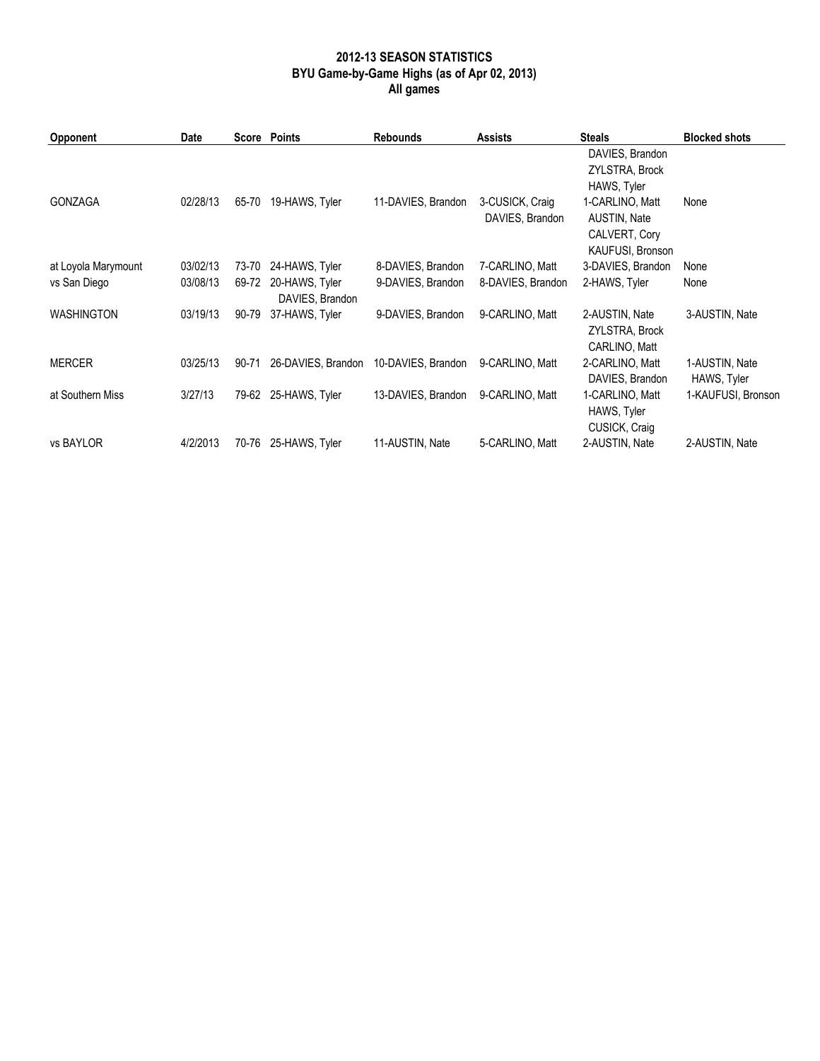**2012-13 SEASON STATISTICS**
**BYU Game-by-Game Highs (as of Apr 02, 2013)**
**All games**

| Opponent | Date | Score | Points | Rebounds | Assists | Steals | Blocked shots |
|---|---|---|---|---|---|---|---|
| GONZAGA | 02/28/13 | 65-70 | 19-HAWS, Tyler | 11-DAVIES, Brandon | 3-CUSICK, Craig<br>DAVIES, Brandon | 1-CARLINO, Matt<br>DAVIES, Brandon<br>ZYLSTRA, Brock<br>HAWS, Tyler<br>AUSTIN, Nate<br>CALVERT, Cory<br>KAUFUSI, Bronson | None |
| at Loyola Marymount | 03/02/13 | 73-70 | 24-HAWS, Tyler | 8-DAVIES, Brandon | 7-CARLINO, Matt | 3-DAVIES, Brandon | None |
| vs San Diego | 03/08/13 | 69-72 | 20-HAWS, Tyler<br>DAVIES, Brandon | 9-DAVIES, Brandon | 8-DAVIES, Brandon | 2-HAWS, Tyler | None |
| WASHINGTON | 03/19/13 | 90-79 | 37-HAWS, Tyler | 9-DAVIES, Brandon | 9-CARLINO, Matt | 2-AUSTIN, Nate<br>ZYLSTRA, Brock<br>CARLINO, Matt | 3-AUSTIN, Nate |
| MERCER | 03/25/13 | 90-71 | 26-DAVIES, Brandon | 10-DAVIES, Brandon | 9-CARLINO, Matt | 2-CARLINO, Matt<br>DAVIES, Brandon | 1-AUSTIN, Nate<br>HAWS, Tyler |
| at Southern Miss | 3/27/13 | 79-62 | 25-HAWS, Tyler | 13-DAVIES, Brandon | 9-CARLINO, Matt | 1-CARLINO, Matt<br>HAWS, Tyler<br>CUSICK, Craig | 1-KAUFUSI, Bronson |
| vs BAYLOR | 4/2/2013 | 70-76 | 25-HAWS, Tyler | 11-AUSTIN, Nate | 5-CARLINO, Matt | 2-AUSTIN, Nate | 2-AUSTIN, Nate |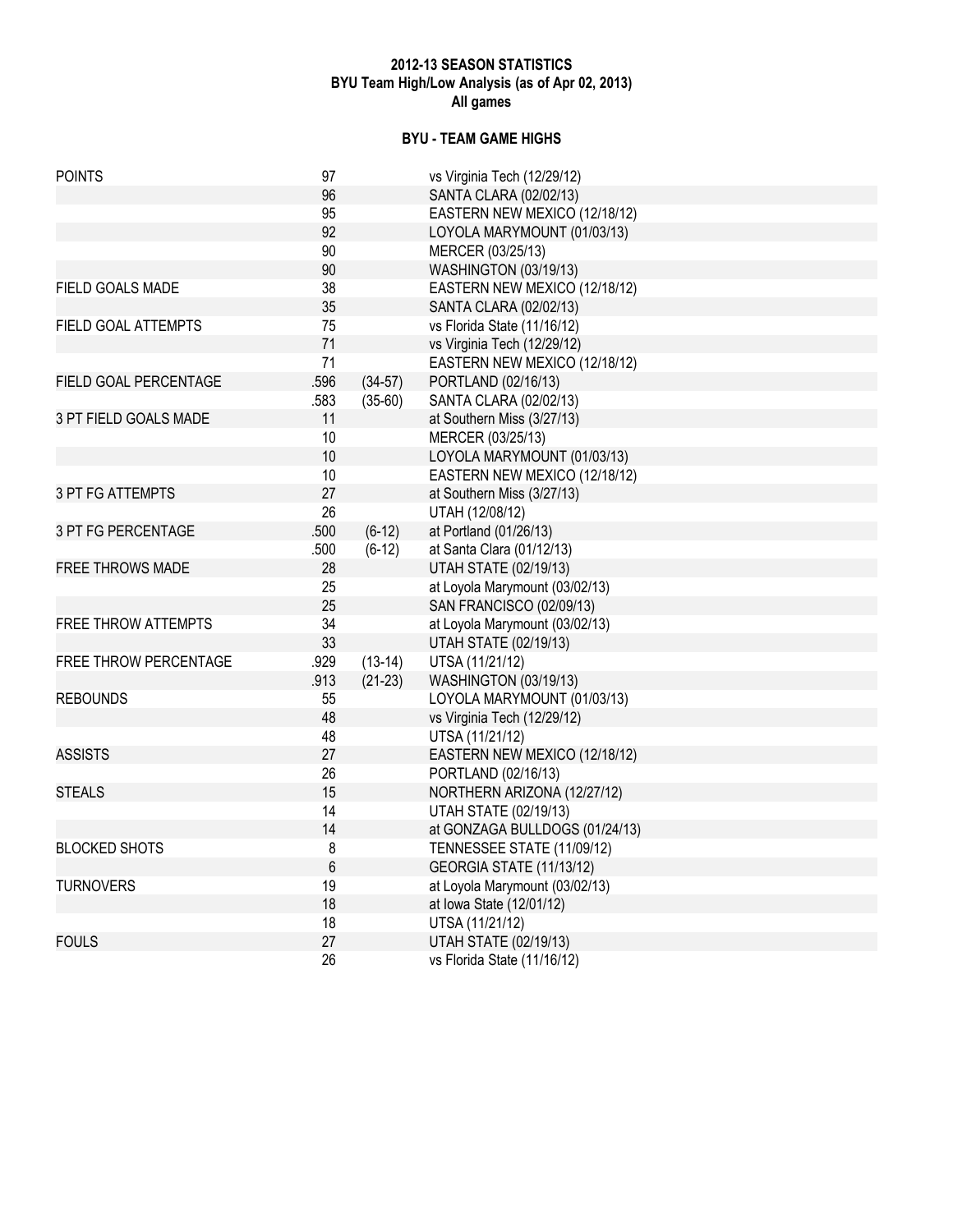**2012-13 SEASON STATISTICS**
**BYU Team High/Low Analysis (as of Apr 02, 2013)**
**All games**

### BYU - TEAM GAME HIGHS

| Category | Value | | Game |
|---|---|---|---|
| POINTS | 97 | | vs Virginia Tech (12/29/12) |
| | 96 | | SANTA CLARA (02/02/13) |
| | 95 | | EASTERN NEW MEXICO (12/18/12) |
| | 92 | | LOYOLA MARYMOUNT (01/03/13) |
| | 90 | | MERCER (03/25/13) |
| | 90 | | WASHINGTON (03/19/13) |
| FIELD GOALS MADE | 38 | | EASTERN NEW MEXICO (12/18/12) |
| | 35 | | SANTA CLARA (02/02/13) |
| FIELD GOAL ATTEMPTS | 75 | | vs Florida State (11/16/12) |
| | 71 | | vs Virginia Tech (12/29/12) |
| | 71 | | EASTERN NEW MEXICO (12/18/12) |
| FIELD GOAL PERCENTAGE | .596 | (34-57) | PORTLAND (02/16/13) |
| | .583 | (35-60) | SANTA CLARA (02/02/13) |
| 3 PT FIELD GOALS MADE | 11 | | at Southern Miss (3/27/13) |
| | 10 | | MERCER (03/25/13) |
| | 10 | | LOYOLA MARYMOUNT (01/03/13) |
| | 10 | | EASTERN NEW MEXICO (12/18/12) |
| 3 PT FG ATTEMPTS | 27 | | at Southern Miss (3/27/13) |
| | 26 | | UTAH (12/08/12) |
| 3 PT FG PERCENTAGE | .500 | (6-12) | at Portland (01/26/13) |
| | .500 | (6-12) | at Santa Clara (01/12/13) |
| FREE THROWS MADE | 28 | | UTAH STATE (02/19/13) |
| | 25 | | at Loyola Marymount (03/02/13) |
| | 25 | | SAN FRANCISCO (02/09/13) |
| FREE THROW ATTEMPTS | 34 | | at Loyola Marymount (03/02/13) |
| | 33 | | UTAH STATE (02/19/13) |
| FREE THROW PERCENTAGE | .929 | (13-14) | UTSA (11/21/12) |
| | .913 | (21-23) | WASHINGTON (03/19/13) |
| REBOUNDS | 55 | | LOYOLA MARYMOUNT (01/03/13) |
| | 48 | | vs Virginia Tech (12/29/12) |
| | 48 | | UTSA (11/21/12) |
| ASSISTS | 27 | | EASTERN NEW MEXICO (12/18/12) |
| | 26 | | PORTLAND (02/16/13) |
| STEALS | 15 | | NORTHERN ARIZONA (12/27/12) |
| | 14 | | UTAH STATE (02/19/13) |
| | 14 | | at GONZAGA BULLDOGS (01/24/13) |
| BLOCKED SHOTS | 8 | | TENNESSEE STATE (11/09/12) |
| | 6 | | GEORGIA STATE (11/13/12) |
| TURNOVERS | 19 | | at Loyola Marymount (03/02/13) |
| | 18 | | at Iowa State (12/01/12) |
| | 18 | | UTSA (11/21/12) |
| FOULS | 27 | | UTAH STATE (02/19/13) |
| | 26 | | vs Florida State (11/16/12) |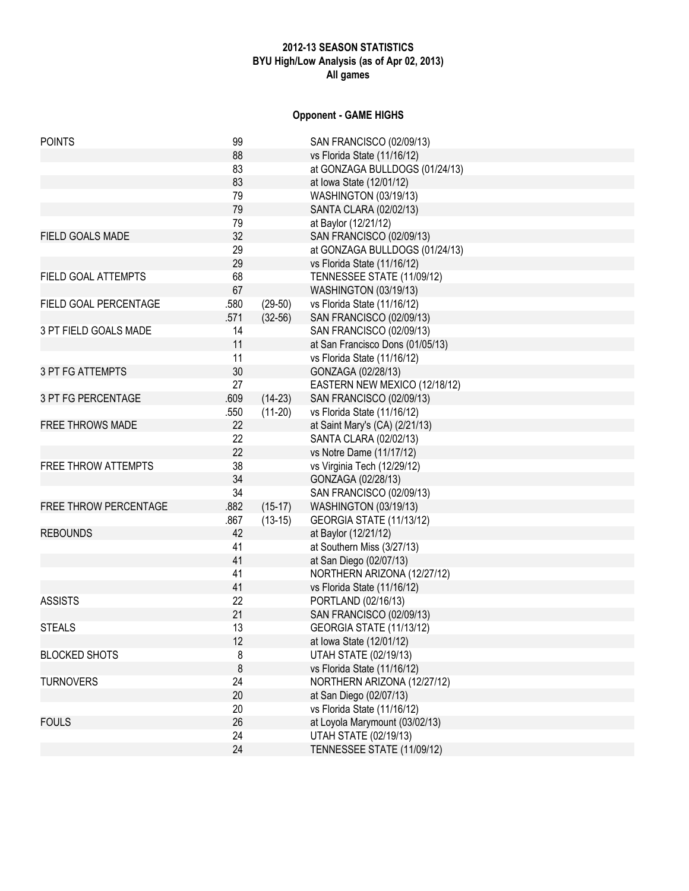**2012-13 SEASON STATISTICS**
**BYU High/Low Analysis (as of Apr 02, 2013)**
**All games**

## Opponent - GAME HIGHS

| Category | Value | Detail | Game |
|---|---|---|---|
| POINTS | 99 | | SAN FRANCISCO (02/09/13) |
| | 88 | | vs Florida State (11/16/12) |
| | 83 | | at GONZAGA BULLDOGS (01/24/13) |
| | 83 | | at Iowa State (12/01/12) |
| | 79 | | WASHINGTON (03/19/13) |
| | 79 | | SANTA CLARA (02/02/13) |
| | 79 | | at Baylor (12/21/12) |
| FIELD GOALS MADE | 32 | | SAN FRANCISCO (02/09/13) |
| | 29 | | at GONZAGA BULLDOGS (01/24/13) |
| | 29 | | vs Florida State (11/16/12) |
| FIELD GOAL ATTEMPTS | 68 | | TENNESSEE STATE (11/09/12) |
| | 67 | | WASHINGTON (03/19/13) |
| FIELD GOAL PERCENTAGE | .580 | (29-50) | vs Florida State (11/16/12) |
| | .571 | (32-56) | SAN FRANCISCO (02/09/13) |
| 3 PT FIELD GOALS MADE | 14 | | SAN FRANCISCO (02/09/13) |
| | 11 | | at San Francisco Dons (01/05/13) |
| | 11 | | vs Florida State (11/16/12) |
| 3 PT FG ATTEMPTS | 30 | | GONZAGA (02/28/13) |
| | 27 | | EASTERN NEW MEXICO (12/18/12) |
| 3 PT FG PERCENTAGE | .609 | (14-23) | SAN FRANCISCO (02/09/13) |
| | .550 | (11-20) | vs Florida State (11/16/12) |
| FREE THROWS MADE | 22 | | at Saint Mary's (CA) (2/21/13) |
| | 22 | | SANTA CLARA (02/02/13) |
| | 22 | | vs Notre Dame (11/17/12) |
| FREE THROW ATTEMPTS | 38 | | vs Virginia Tech (12/29/12) |
| | 34 | | GONZAGA (02/28/13) |
| | 34 | | SAN FRANCISCO (02/09/13) |
| FREE THROW PERCENTAGE | .882 | (15-17) | WASHINGTON (03/19/13) |
| | .867 | (13-15) | GEORGIA STATE (11/13/12) |
| REBOUNDS | 42 | | at Baylor (12/21/12) |
| | 41 | | at Southern Miss (3/27/13) |
| | 41 | | at San Diego (02/07/13) |
| | 41 | | NORTHERN ARIZONA (12/27/12) |
| | 41 | | vs Florida State (11/16/12) |
| ASSISTS | 22 | | PORTLAND (02/16/13) |
| | 21 | | SAN FRANCISCO (02/09/13) |
| STEALS | 13 | | GEORGIA STATE (11/13/12) |
| | 12 | | at Iowa State (12/01/12) |
| BLOCKED SHOTS | 8 | | UTAH STATE (02/19/13) |
| | 8 | | vs Florida State (11/16/12) |
| TURNOVERS | 24 | | NORTHERN ARIZONA (12/27/12) |
| | 20 | | at San Diego (02/07/13) |
| | 20 | | vs Florida State (11/16/12) |
| FOULS | 26 | | at Loyola Marymount (03/02/13) |
| | 24 | | UTAH STATE (02/19/13) |
| | 24 | | TENNESSEE STATE (11/09/12) |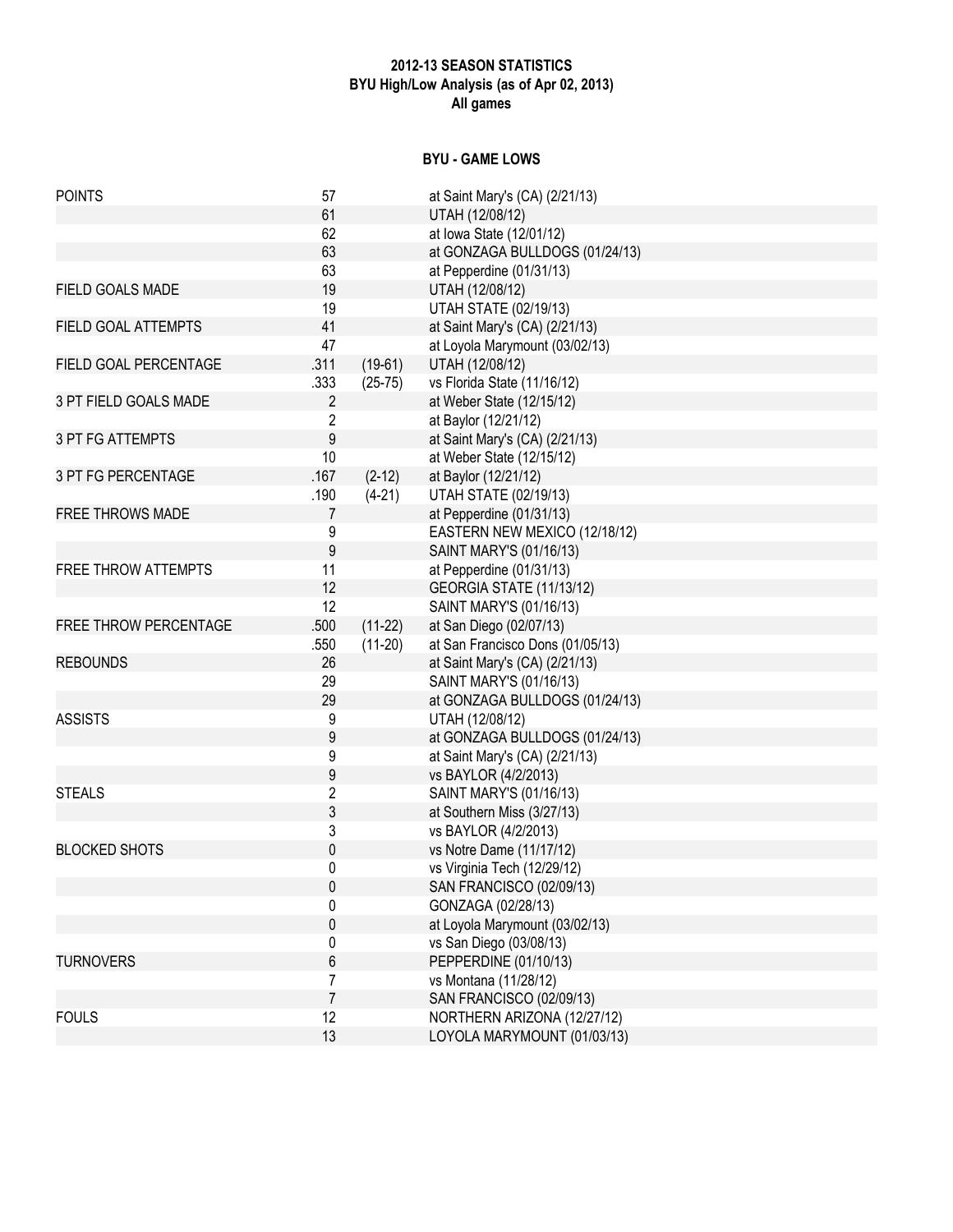**2012-13 SEASON STATISTICS**
**BYU High/Low Analysis (as of Apr 02, 2013)**
**All games**

## BYU - GAME LOWS

| | | | |
|---|---|---|---|
| POINTS | 57 | | at Saint Mary's (CA) (2/21/13) |
| | 61 | | UTAH (12/08/12) |
| | 62 | | at Iowa State (12/01/12) |
| | 63 | | at GONZAGA BULLDOGS (01/24/13) |
| | 63 | | at Pepperdine (01/31/13) |
| FIELD GOALS MADE | 19 | | UTAH (12/08/12) |
| | 19 | | UTAH STATE (02/19/13) |
| FIELD GOAL ATTEMPTS | 41 | | at Saint Mary's (CA) (2/21/13) |
| | 47 | | at Loyola Marymount (03/02/13) |
| FIELD GOAL PERCENTAGE | .311 | (19-61) | UTAH (12/08/12) |
| | .333 | (25-75) | vs Florida State (11/16/12) |
| 3 PT FIELD GOALS MADE | 2 | | at Weber State (12/15/12) |
| | 2 | | at Baylor (12/21/12) |
| 3 PT FG ATTEMPTS | 9 | | at Saint Mary's (CA) (2/21/13) |
| | 10 | | at Weber State (12/15/12) |
| 3 PT FG PERCENTAGE | .167 | (2-12) | at Baylor (12/21/12) |
| | .190 | (4-21) | UTAH STATE (02/19/13) |
| FREE THROWS MADE | 7 | | at Pepperdine (01/31/13) |
| | 9 | | EASTERN NEW MEXICO (12/18/12) |
| | 9 | | SAINT MARY'S (01/16/13) |
| FREE THROW ATTEMPTS | 11 | | at Pepperdine (01/31/13) |
| | 12 | | GEORGIA STATE (11/13/12) |
| | 12 | | SAINT MARY'S (01/16/13) |
| FREE THROW PERCENTAGE | .500 | (11-22) | at San Diego (02/07/13) |
| | .550 | (11-20) | at San Francisco Dons (01/05/13) |
| REBOUNDS | 26 | | at Saint Mary's (CA) (2/21/13) |
| | 29 | | SAINT MARY'S (01/16/13) |
| | 29 | | at GONZAGA BULLDOGS (01/24/13) |
| ASSISTS | 9 | | UTAH (12/08/12) |
| | 9 | | at GONZAGA BULLDOGS (01/24/13) |
| | 9 | | at Saint Mary's (CA) (2/21/13) |
| | 9 | | vs BAYLOR (4/2/2013) |
| STEALS | 2 | | SAINT MARY'S (01/16/13) |
| | 3 | | at Southern Miss (3/27/13) |
| | 3 | | vs BAYLOR (4/2/2013) |
| BLOCKED SHOTS | 0 | | vs Notre Dame (11/17/12) |
| | 0 | | vs Virginia Tech (12/29/12) |
| | 0 | | SAN FRANCISCO (02/09/13) |
| | 0 | | GONZAGA (02/28/13) |
| | 0 | | at Loyola Marymount (03/02/13) |
| | 0 | | vs San Diego (03/08/13) |
| TURNOVERS | 6 | | PEPPERDINE (01/10/13) |
| | 7 | | vs Montana (11/28/12) |
| | 7 | | SAN FRANCISCO (02/09/13) |
| FOULS | 12 | | NORTHERN ARIZONA (12/27/12) |
| | 13 | | LOYOLA MARYMOUNT (01/03/13) |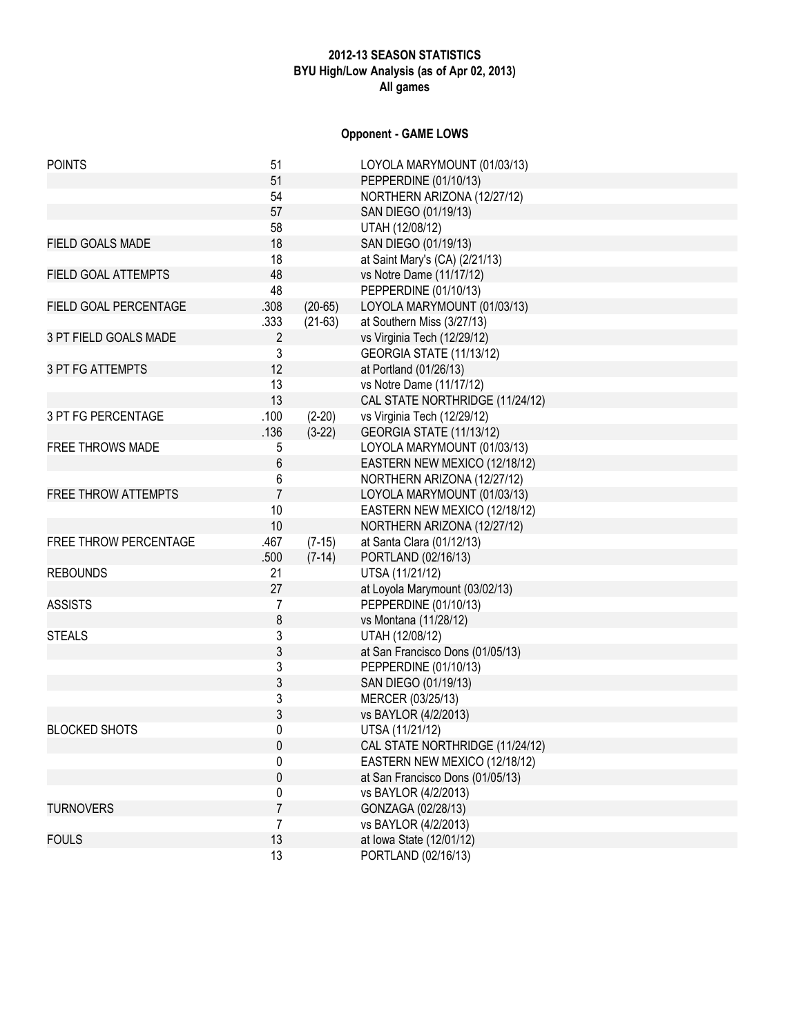**2012-13 SEASON STATISTICS**
**BYU High/Low Analysis (as of Apr 02, 2013)**
**All games**

**Opponent - GAME LOWS**

| | | | |
|---|---|---|---|
| POINTS | 51 | | LOYOLA MARYMOUNT (01/03/13) |
| | 51 | | PEPPERDINE (01/10/13) |
| | 54 | | NORTHERN ARIZONA (12/27/12) |
| | 57 | | SAN DIEGO (01/19/13) |
| | 58 | | UTAH (12/08/12) |
| FIELD GOALS MADE | 18 | | SAN DIEGO (01/19/13) |
| | 18 | | at Saint Mary's (CA) (2/21/13) |
| FIELD GOAL ATTEMPTS | 48 | | vs Notre Dame (11/17/12) |
| | 48 | | PEPPERDINE (01/10/13) |
| FIELD GOAL PERCENTAGE | .308 | (20-65) | LOYOLA MARYMOUNT (01/03/13) |
| | .333 | (21-63) | at Southern Miss (3/27/13) |
| 3 PT FIELD GOALS MADE | 2 | | vs Virginia Tech (12/29/12) |
| | 3 | | GEORGIA STATE (11/13/12) |
| 3 PT FG ATTEMPTS | 12 | | at Portland (01/26/13) |
| | 13 | | vs Notre Dame (11/17/12) |
| | 13 | | CAL STATE NORTHRIDGE (11/24/12) |
| 3 PT FG PERCENTAGE | .100 | (2-20) | vs Virginia Tech (12/29/12) |
| | .136 | (3-22) | GEORGIA STATE (11/13/12) |
| FREE THROWS MADE | 5 | | LOYOLA MARYMOUNT (01/03/13) |
| | 6 | | EASTERN NEW MEXICO (12/18/12) |
| | 6 | | NORTHERN ARIZONA (12/27/12) |
| FREE THROW ATTEMPTS | 7 | | LOYOLA MARYMOUNT (01/03/13) |
| | 10 | | EASTERN NEW MEXICO (12/18/12) |
| | 10 | | NORTHERN ARIZONA (12/27/12) |
| FREE THROW PERCENTAGE | .467 | (7-15) | at Santa Clara (01/12/13) |
| | .500 | (7-14) | PORTLAND (02/16/13) |
| REBOUNDS | 21 | | UTSA (11/21/12) |
| | 27 | | at Loyola Marymount (03/02/13) |
| ASSISTS | 7 | | PEPPERDINE (01/10/13) |
| | 8 | | vs Montana (11/28/12) |
| STEALS | 3 | | UTAH (12/08/12) |
| | 3 | | at San Francisco Dons (01/05/13) |
| | 3 | | PEPPERDINE (01/10/13) |
| | 3 | | SAN DIEGO (01/19/13) |
| | 3 | | MERCER (03/25/13) |
| | 3 | | vs BAYLOR (4/2/2013) |
| BLOCKED SHOTS | 0 | | UTSA (11/21/12) |
| | 0 | | CAL STATE NORTHRIDGE (11/24/12) |
| | 0 | | EASTERN NEW MEXICO (12/18/12) |
| | 0 | | at San Francisco Dons (01/05/13) |
| | 0 | | vs BAYLOR (4/2/2013) |
| TURNOVERS | 7 | | GONZAGA (02/28/13) |
| | 7 | | vs BAYLOR (4/2/2013) |
| FOULS | 13 | | at Iowa State (12/01/12) |
| | 13 | | PORTLAND (02/16/13) |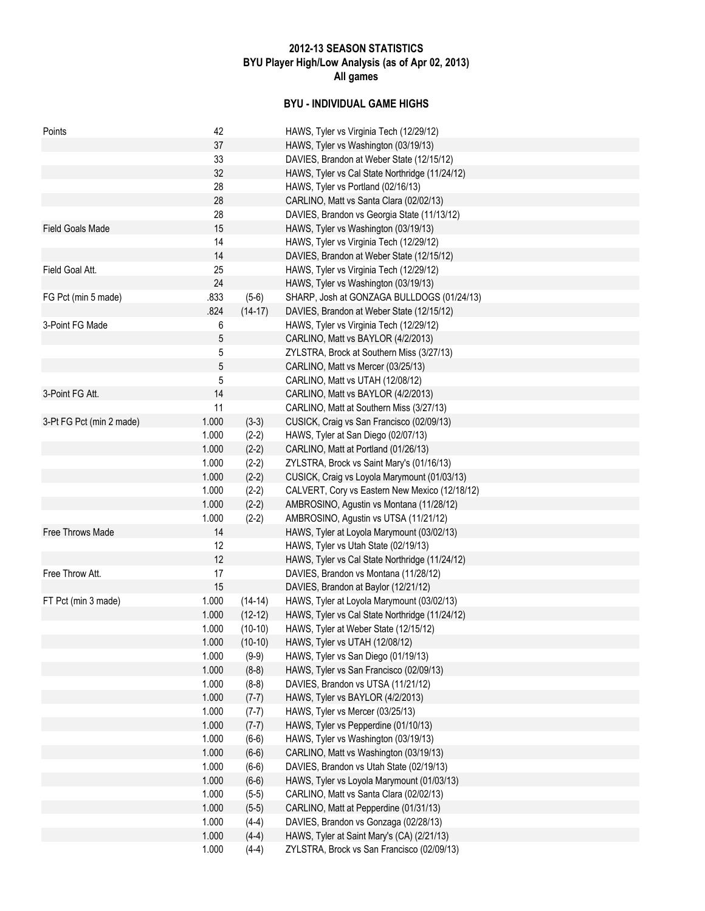**2012-13 SEASON STATISTICS**
**BYU Player High/Low Analysis (as of Apr 02, 2013)**
**All games**

### BYU - INDIVIDUAL GAME HIGHS

| Category | Value | | Player / Game |
|---|---|---|---|
| Points | 42 | | HAWS, Tyler vs Virginia Tech (12/29/12) |
| | 37 | | HAWS, Tyler vs Washington (03/19/13) |
| | 33 | | DAVIES, Brandon at Weber State (12/15/12) |
| | 32 | | HAWS, Tyler vs Cal State Northridge (11/24/12) |
| | 28 | | HAWS, Tyler vs Portland (02/16/13) |
| | 28 | | CARLINO, Matt vs Santa Clara (02/02/13) |
| | 28 | | DAVIES, Brandon vs Georgia State (11/13/12) |
| Field Goals Made | 15 | | HAWS, Tyler vs Washington (03/19/13) |
| | 14 | | HAWS, Tyler vs Virginia Tech (12/29/12) |
| | 14 | | DAVIES, Brandon at Weber State (12/15/12) |
| Field Goal Att. | 25 | | HAWS, Tyler vs Virginia Tech (12/29/12) |
| | 24 | | HAWS, Tyler vs Washington (03/19/13) |
| FG Pct (min 5 made) | .833 | (5-6) | SHARP, Josh at GONZAGA BULLDOGS (01/24/13) |
| | .824 | (14-17) | DAVIES, Brandon at Weber State (12/15/12) |
| 3-Point FG Made | 6 | | HAWS, Tyler vs Virginia Tech (12/29/12) |
| | 5 | | CARLINO, Matt vs BAYLOR (4/2/2013) |
| | 5 | | ZYLSTRA, Brock at Southern Miss (3/27/13) |
| | 5 | | CARLINO, Matt vs Mercer (03/25/13) |
| | 5 | | CARLINO, Matt vs UTAH (12/08/12) |
| 3-Point FG Att. | 14 | | CARLINO, Matt vs BAYLOR (4/2/2013) |
| | 11 | | CARLINO, Matt at Southern Miss (3/27/13) |
| 3-Pt FG Pct (min 2 made) | 1.000 | (3-3) | CUSICK, Craig vs San Francisco (02/09/13) |
| | 1.000 | (2-2) | HAWS, Tyler at San Diego (02/07/13) |
| | 1.000 | (2-2) | CARLINO, Matt at Portland (01/26/13) |
| | 1.000 | (2-2) | ZYLSTRA, Brock vs Saint Mary's (01/16/13) |
| | 1.000 | (2-2) | CUSICK, Craig vs Loyola Marymount (01/03/13) |
| | 1.000 | (2-2) | CALVERT, Cory vs Eastern New Mexico (12/18/12) |
| | 1.000 | (2-2) | AMBROSINO, Agustin vs Montana (11/28/12) |
| | 1.000 | (2-2) | AMBROSINO, Agustin vs UTSA (11/21/12) |
| Free Throws Made | 14 | | HAWS, Tyler at Loyola Marymount (03/02/13) |
| | 12 | | HAWS, Tyler vs Utah State (02/19/13) |
| | 12 | | HAWS, Tyler vs Cal State Northridge (11/24/12) |
| Free Throw Att. | 17 | | DAVIES, Brandon vs Montana (11/28/12) |
| | 15 | | DAVIES, Brandon at Baylor (12/21/12) |
| FT Pct (min 3 made) | 1.000 | (14-14) | HAWS, Tyler at Loyola Marymount (03/02/13) |
| | 1.000 | (12-12) | HAWS, Tyler vs Cal State Northridge (11/24/12) |
| | 1.000 | (10-10) | HAWS, Tyler at Weber State (12/15/12) |
| | 1.000 | (10-10) | HAWS, Tyler vs UTAH (12/08/12) |
| | 1.000 | (9-9) | HAWS, Tyler vs San Diego (01/19/13) |
| | 1.000 | (8-8) | HAWS, Tyler vs San Francisco (02/09/13) |
| | 1.000 | (8-8) | DAVIES, Brandon vs UTSA (11/21/12) |
| | 1.000 | (7-7) | HAWS, Tyler vs BAYLOR (4/2/2013) |
| | 1.000 | (7-7) | HAWS, Tyler vs Mercer (03/25/13) |
| | 1.000 | (7-7) | HAWS, Tyler vs Pepperdine (01/10/13) |
| | 1.000 | (6-6) | HAWS, Tyler vs Washington (03/19/13) |
| | 1.000 | (6-6) | CARLINO, Matt vs Washington (03/19/13) |
| | 1.000 | (6-6) | DAVIES, Brandon vs Utah State (02/19/13) |
| | 1.000 | (6-6) | HAWS, Tyler vs Loyola Marymount (01/03/13) |
| | 1.000 | (5-5) | CARLINO, Matt vs Santa Clara (02/02/13) |
| | 1.000 | (5-5) | CARLINO, Matt at Pepperdine (01/31/13) |
| | 1.000 | (4-4) | DAVIES, Brandon vs Gonzaga (02/28/13) |
| | 1.000 | (4-4) | HAWS, Tyler at Saint Mary's (CA) (2/21/13) |
| | 1.000 | (4-4) | ZYLSTRA, Brock vs San Francisco (02/09/13) |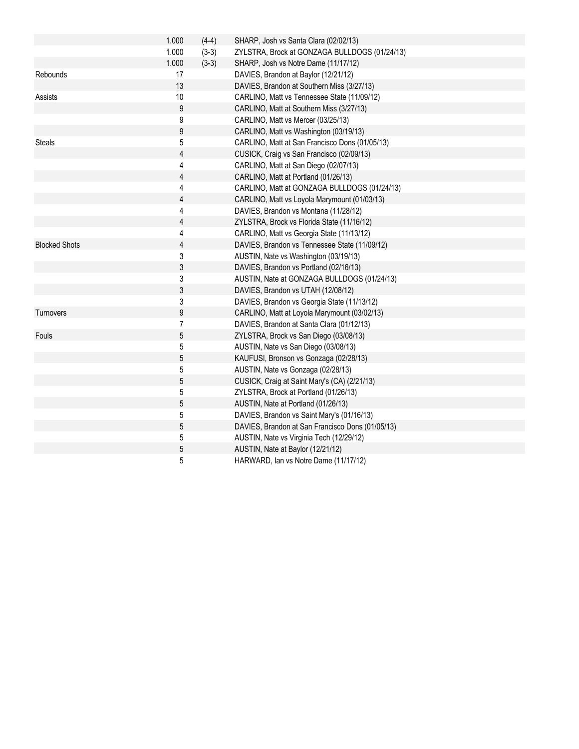| | | | |
|---|---|---|---|
| | 1.000 | (4-4) | SHARP, Josh vs Santa Clara (02/02/13) |
| | 1.000 | (3-3) | ZYLSTRA, Brock at GONZAGA BULLDOGS (01/24/13) |
| | 1.000 | (3-3) | SHARP, Josh vs Notre Dame (11/17/12) |
| Rebounds | 17 | | DAVIES, Brandon at Baylor (12/21/12) |
| | 13 | | DAVIES, Brandon at Southern Miss (3/27/13) |
| Assists | 10 | | CARLINO, Matt vs Tennessee State (11/09/12) |
| | 9 | | CARLINO, Matt at Southern Miss (3/27/13) |
| | 9 | | CARLINO, Matt vs Mercer (03/25/13) |
| | 9 | | CARLINO, Matt vs Washington (03/19/13) |
| Steals | 5 | | CARLINO, Matt at San Francisco Dons (01/05/13) |
| | 4 | | CUSICK, Craig vs San Francisco (02/09/13) |
| | 4 | | CARLINO, Matt at San Diego (02/07/13) |
| | 4 | | CARLINO, Matt at Portland (01/26/13) |
| | 4 | | CARLINO, Matt at GONZAGA BULLDOGS (01/24/13) |
| | 4 | | CARLINO, Matt vs Loyola Marymount (01/03/13) |
| | 4 | | DAVIES, Brandon vs Montana (11/28/12) |
| | 4 | | ZYLSTRA, Brock vs Florida State (11/16/12) |
| | 4 | | CARLINO, Matt vs Georgia State (11/13/12) |
| Blocked Shots | 4 | | DAVIES, Brandon vs Tennessee State (11/09/12) |
| | 3 | | AUSTIN, Nate vs Washington (03/19/13) |
| | 3 | | DAVIES, Brandon vs Portland (02/16/13) |
| | 3 | | AUSTIN, Nate at GONZAGA BULLDOGS (01/24/13) |
| | 3 | | DAVIES, Brandon vs UTAH (12/08/12) |
| | 3 | | DAVIES, Brandon vs Georgia State (11/13/12) |
| Turnovers | 9 | | CARLINO, Matt at Loyola Marymount (03/02/13) |
| | 7 | | DAVIES, Brandon at Santa Clara (01/12/13) |
| Fouls | 5 | | ZYLSTRA, Brock vs San Diego (03/08/13) |
| | 5 | | AUSTIN, Nate vs San Diego (03/08/13) |
| | 5 | | KAUFUSI, Bronson vs Gonzaga (02/28/13) |
| | 5 | | AUSTIN, Nate vs Gonzaga (02/28/13) |
| | 5 | | CUSICK, Craig at Saint Mary's (CA) (2/21/13) |
| | 5 | | ZYLSTRA, Brock at Portland (01/26/13) |
| | 5 | | AUSTIN, Nate at Portland (01/26/13) |
| | 5 | | DAVIES, Brandon vs Saint Mary's (01/16/13) |
| | 5 | | DAVIES, Brandon at San Francisco Dons (01/05/13) |
| | 5 | | AUSTIN, Nate vs Virginia Tech (12/29/12) |
| | 5 | | AUSTIN, Nate at Baylor (12/21/12) |
| | 5 | | HARWARD, Ian vs Notre Dame (11/17/12) |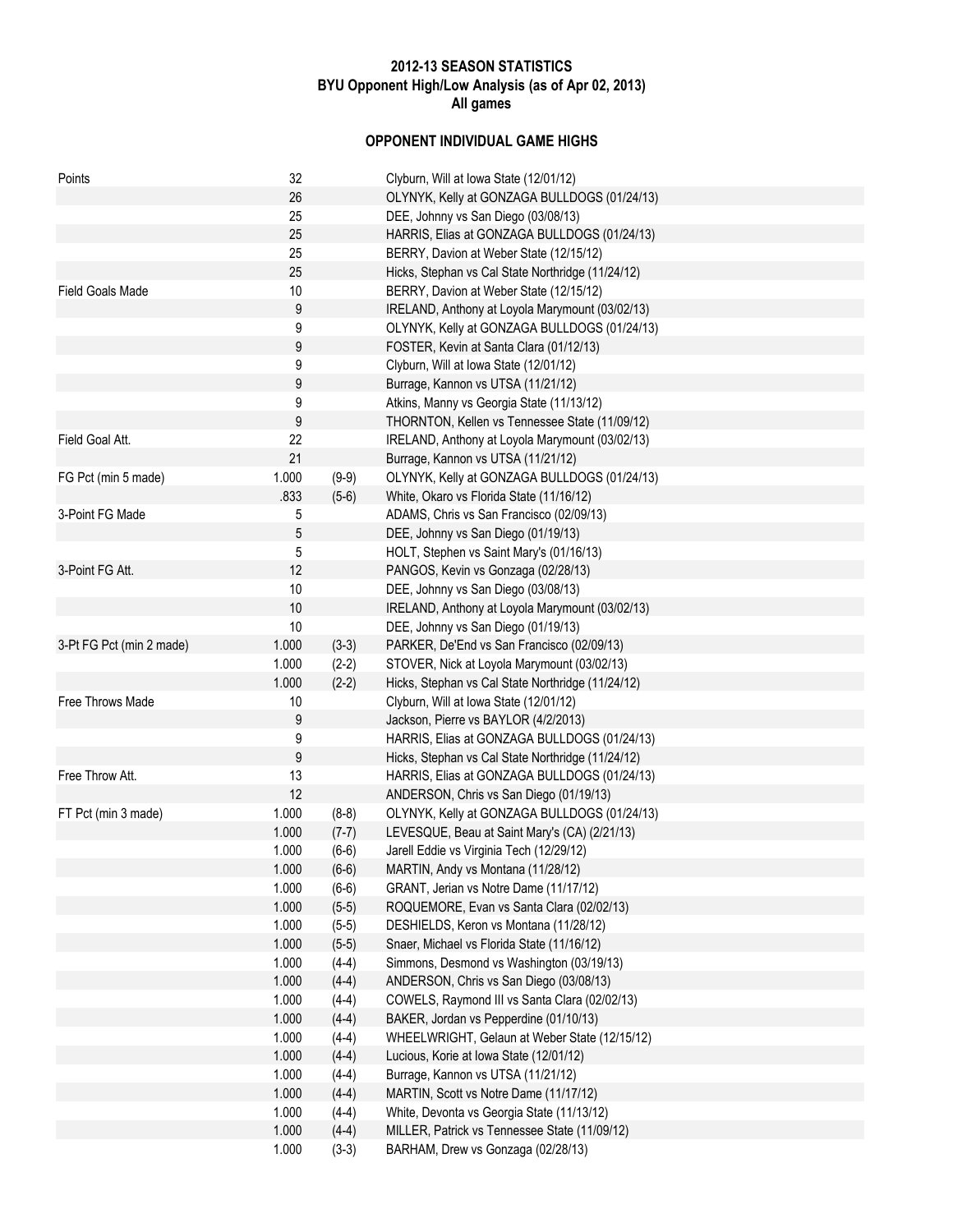**2012-13 SEASON STATISTICS**
**BYU Opponent High/Low Analysis (as of Apr 02, 2013)**
**All games**

## OPPONENT INDIVIDUAL GAME HIGHS

| Category | Value | | Player/Game |
|---|---|---|---|
| Points | 32 | | Clyburn, Will at Iowa State (12/01/12) |
| | 26 | | OLYNYK, Kelly at GONZAGA BULLDOGS (01/24/13) |
| | 25 | | DEE, Johnny vs San Diego (03/08/13) |
| | 25 | | HARRIS, Elias at GONZAGA BULLDOGS (01/24/13) |
| | 25 | | BERRY, Davion at Weber State (12/15/12) |
| | 25 | | Hicks, Stephan vs Cal State Northridge (11/24/12) |
| Field Goals Made | 10 | | BERRY, Davion at Weber State (12/15/12) |
| | 9 | | IRELAND, Anthony at Loyola Marymount (03/02/13) |
| | 9 | | OLYNYK, Kelly at GONZAGA BULLDOGS (01/24/13) |
| | 9 | | FOSTER, Kevin at Santa Clara (01/12/13) |
| | 9 | | Clyburn, Will at Iowa State (12/01/12) |
| | 9 | | Burrage, Kannon vs UTSA (11/21/12) |
| | 9 | | Atkins, Manny vs Georgia State (11/13/12) |
| | 9 | | THORNTON, Kellen vs Tennessee State (11/09/12) |
| Field Goal Att. | 22 | | IRELAND, Anthony at Loyola Marymount (03/02/13) |
| | 21 | | Burrage, Kannon vs UTSA (11/21/12) |
| FG Pct (min 5 made) | 1.000 | (9-9) | OLYNYK, Kelly at GONZAGA BULLDOGS (01/24/13) |
| | .833 | (5-6) | White, Okaro vs Florida State (11/16/12) |
| 3-Point FG Made | 5 | | ADAMS, Chris vs San Francisco (02/09/13) |
| | 5 | | DEE, Johnny vs San Diego (01/19/13) |
| | 5 | | HOLT, Stephen vs Saint Mary's (01/16/13) |
| 3-Point FG Att. | 12 | | PANGOS, Kevin vs Gonzaga (02/28/13) |
| | 10 | | DEE, Johnny vs San Diego (03/08/13) |
| | 10 | | IRELAND, Anthony at Loyola Marymount (03/02/13) |
| | 10 | | DEE, Johnny vs San Diego (01/19/13) |
| 3-Pt FG Pct (min 2 made) | 1.000 | (3-3) | PARKER, De'End vs San Francisco (02/09/13) |
| | 1.000 | (2-2) | STOVER, Nick at Loyola Marymount (03/02/13) |
| | 1.000 | (2-2) | Hicks, Stephan vs Cal State Northridge (11/24/12) |
| Free Throws Made | 10 | | Clyburn, Will at Iowa State (12/01/12) |
| | 9 | | Jackson, Pierre vs BAYLOR (4/2/2013) |
| | 9 | | HARRIS, Elias at GONZAGA BULLDOGS (01/24/13) |
| | 9 | | Hicks, Stephan vs Cal State Northridge (11/24/12) |
| Free Throw Att. | 13 | | HARRIS, Elias at GONZAGA BULLDOGS (01/24/13) |
| | 12 | | ANDERSON, Chris vs San Diego (01/19/13) |
| FT Pct (min 3 made) | 1.000 | (8-8) | OLYNYK, Kelly at GONZAGA BULLDOGS (01/24/13) |
| | 1.000 | (7-7) | LEVESQUE, Beau at Saint Mary's (CA) (2/21/13) |
| | 1.000 | (6-6) | Jarell Eddie vs Virginia Tech (12/29/12) |
| | 1.000 | (6-6) | MARTIN, Andy vs Montana (11/28/12) |
| | 1.000 | (6-6) | GRANT, Jerian vs Notre Dame (11/17/12) |
| | 1.000 | (5-5) | ROQUEMORE, Evan vs Santa Clara (02/02/13) |
| | 1.000 | (5-5) | DESHIELDS, Keron vs Montana (11/28/12) |
| | 1.000 | (5-5) | Snaer, Michael vs Florida State (11/16/12) |
| | 1.000 | (4-4) | Simmons, Desmond vs Washington (03/19/13) |
| | 1.000 | (4-4) | ANDERSON, Chris vs San Diego (03/08/13) |
| | 1.000 | (4-4) | COWELS, Raymond III vs Santa Clara (02/02/13) |
| | 1.000 | (4-4) | BAKER, Jordan vs Pepperdine (01/10/13) |
| | 1.000 | (4-4) | WHEELWRIGHT, Gelaun at Weber State (12/15/12) |
| | 1.000 | (4-4) | Lucious, Korie at Iowa State (12/01/12) |
| | 1.000 | (4-4) | Burrage, Kannon vs UTSA (11/21/12) |
| | 1.000 | (4-4) | MARTIN, Scott vs Notre Dame (11/17/12) |
| | 1.000 | (4-4) | White, Devonta vs Georgia State (11/13/12) |
| | 1.000 | (4-4) | MILLER, Patrick vs Tennessee State (11/09/12) |
| | 1.000 | (3-3) | BARHAM, Drew vs Gonzaga (02/28/13) |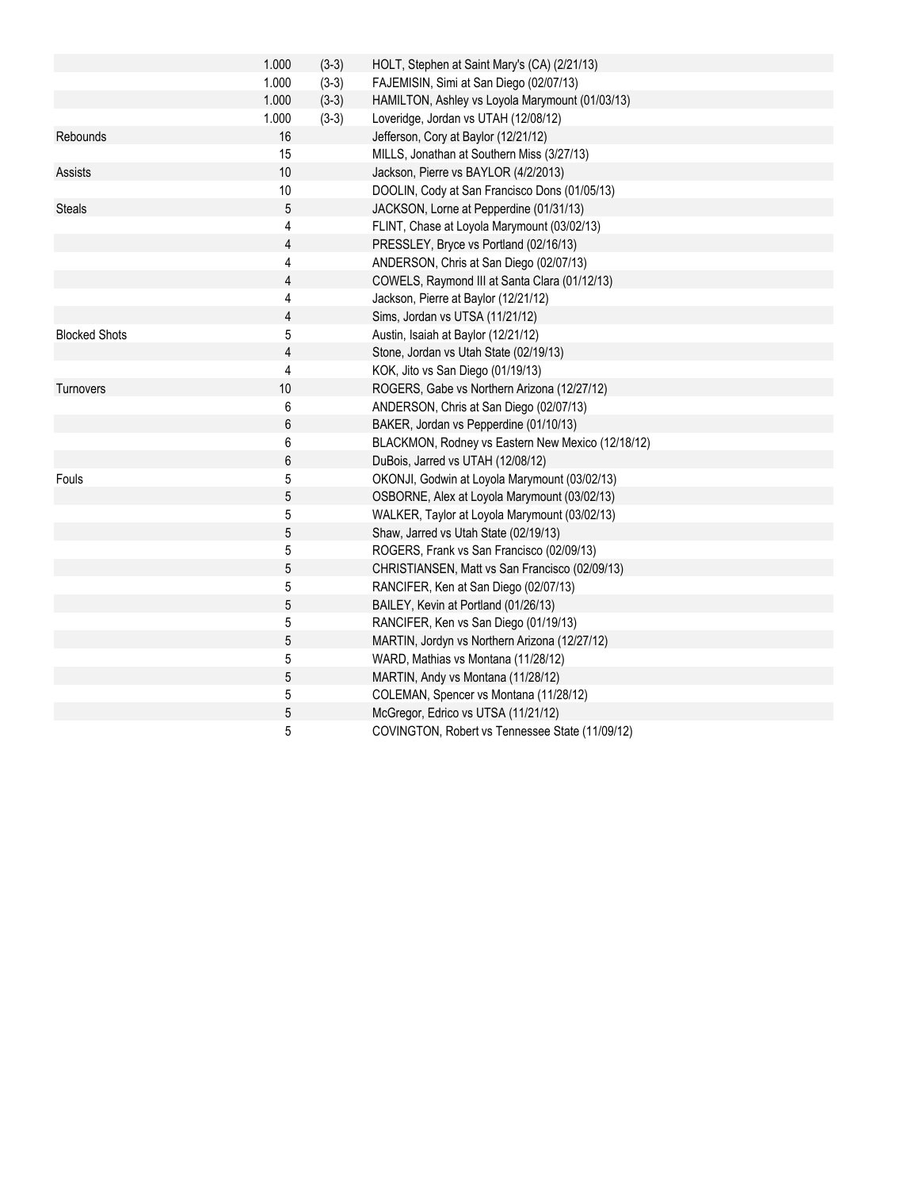| | | | |
|---|---|---|---|
| | 1.000 | (3-3) | HOLT, Stephen at Saint Mary's (CA) (2/21/13) |
| | 1.000 | (3-3) | FAJEMISIN, Simi at San Diego (02/07/13) |
| | 1.000 | (3-3) | HAMILTON, Ashley vs Loyola Marymount (01/03/13) |
| | 1.000 | (3-3) | Loveridge, Jordan vs UTAH (12/08/12) |
| Rebounds | 16 | | Jefferson, Cory at Baylor (12/21/12) |
| | 15 | | MILLS, Jonathan at Southern Miss (3/27/13) |
| Assists | 10 | | Jackson, Pierre vs BAYLOR (4/2/2013) |
| | 10 | | DOOLIN, Cody at San Francisco Dons (01/05/13) |
| Steals | 5 | | JACKSON, Lorne at Pepperdine (01/31/13) |
| | 4 | | FLINT, Chase at Loyola Marymount (03/02/13) |
| | 4 | | PRESSLEY, Bryce vs Portland (02/16/13) |
| | 4 | | ANDERSON, Chris at San Diego (02/07/13) |
| | 4 | | COWELS, Raymond III at Santa Clara (01/12/13) |
| | 4 | | Jackson, Pierre at Baylor (12/21/12) |
| | 4 | | Sims, Jordan vs UTSA (11/21/12) |
| Blocked Shots | 5 | | Austin, Isaiah at Baylor (12/21/12) |
| | 4 | | Stone, Jordan vs Utah State (02/19/13) |
| | 4 | | KOK, Jito vs San Diego (01/19/13) |
| Turnovers | 10 | | ROGERS, Gabe vs Northern Arizona (12/27/12) |
| | 6 | | ANDERSON, Chris at San Diego (02/07/13) |
| | 6 | | BAKER, Jordan vs Pepperdine (01/10/13) |
| | 6 | | BLACKMON, Rodney vs Eastern New Mexico (12/18/12) |
| | 6 | | DuBois, Jarred vs UTAH (12/08/12) |
| Fouls | 5 | | OKONJI, Godwin at Loyola Marymount (03/02/13) |
| | 5 | | OSBORNE, Alex at Loyola Marymount (03/02/13) |
| | 5 | | WALKER, Taylor at Loyola Marymount (03/02/13) |
| | 5 | | Shaw, Jarred vs Utah State (02/19/13) |
| | 5 | | ROGERS, Frank vs San Francisco (02/09/13) |
| | 5 | | CHRISTIANSEN, Matt vs San Francisco (02/09/13) |
| | 5 | | RANCIFER, Ken at San Diego (02/07/13) |
| | 5 | | BAILEY, Kevin at Portland (01/26/13) |
| | 5 | | RANCIFER, Ken vs San Diego (01/19/13) |
| | 5 | | MARTIN, Jordyn vs Northern Arizona (12/27/12) |
| | 5 | | WARD, Mathias vs Montana (11/28/12) |
| | 5 | | MARTIN, Andy vs Montana (11/28/12) |
| | 5 | | COLEMAN, Spencer vs Montana (11/28/12) |
| | 5 | | McGregor, Edrico vs UTSA (11/21/12) |
| | 5 | | COVINGTON, Robert vs Tennessee State (11/09/12) |